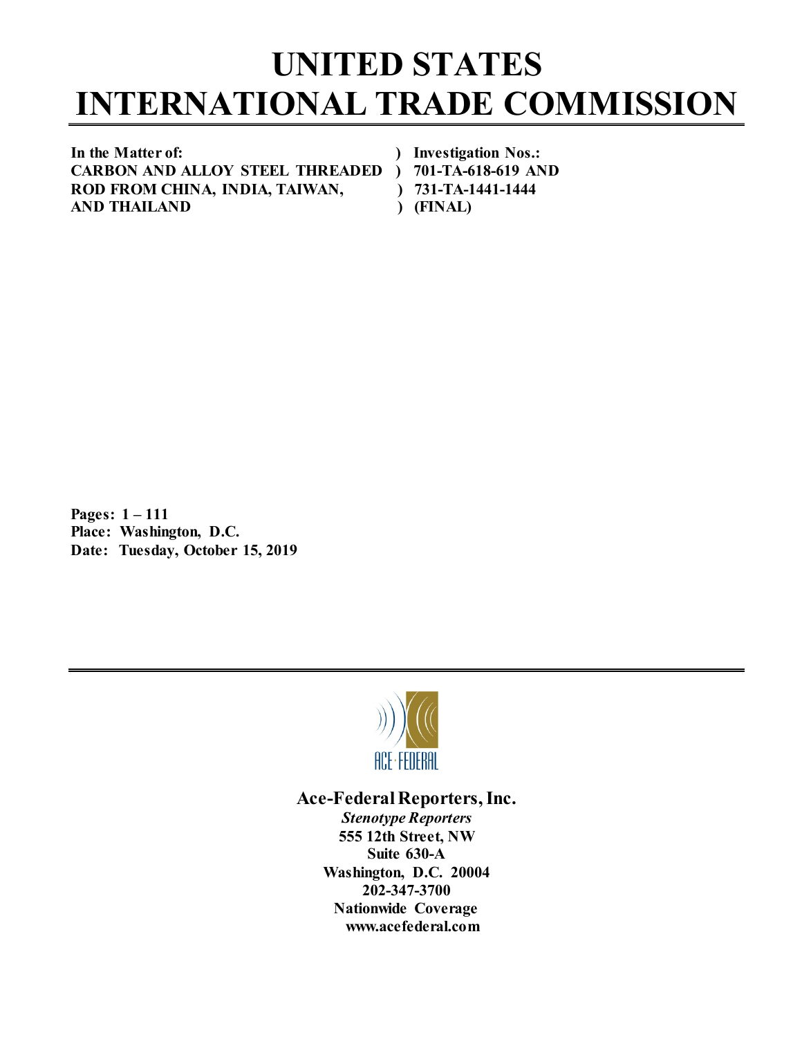# UNITED STATES INTERNATIONAL TRADE COMMISSION

| | |
|---|---|
| **In the Matter of:** | **) Investigation Nos.:** |
| **CARBON AND ALLOY STEEL THREADED** | **) 701-TA-618-619 AND** |
| **ROD FROM CHINA, INDIA, TAIWAN,** | **) 731-TA-1441-1444** |
| **AND THAILAND** | **) (FINAL)** |

**Pages: 1 – 111**
**Place: Washington, D.C.**
**Date: Tuesday, October 15, 2019**

ACE·FEDERAL

**Ace-Federal Reporters, Inc.**
***Stenotype Reporters***
**555 12th Street, NW**
**Suite 630-A**
**Washington, D.C. 20004**
**202-347-3700**
**Nationwide Coverage**
**www.acefederal.com**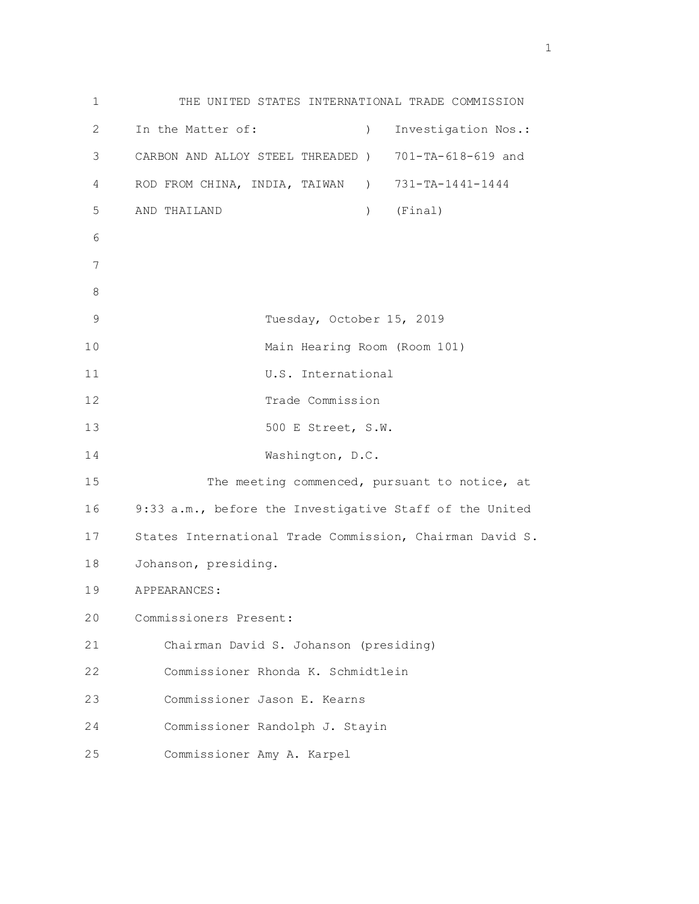THE UNITED STATES INTERNATIONAL TRADE COMMISSION

In the Matter of: ) Investigation Nos.:
CARBON AND ALLOY STEEL THREADED ) 701-TA-618-619 and
ROD FROM CHINA, INDIA, TAIWAN ) 731-TA-1441-1444
AND THAILAND ) (Final)

Tuesday, October 15, 2019
Main Hearing Room (Room 101)
U.S. International
Trade Commission
500 E Street, S.W.
Washington, D.C.

The meeting commenced, pursuant to notice, at 9:33 a.m., before the Investigative Staff of the United States International Trade Commission, Chairman David S. Johanson, presiding.

APPEARANCES:

Commissioners Present:

Chairman David S. Johanson (presiding)
Commissioner Rhonda K. Schmidtlein
Commissioner Jason E. Kearns
Commissioner Randolph J. Stayin
Commissioner Amy A. Karpel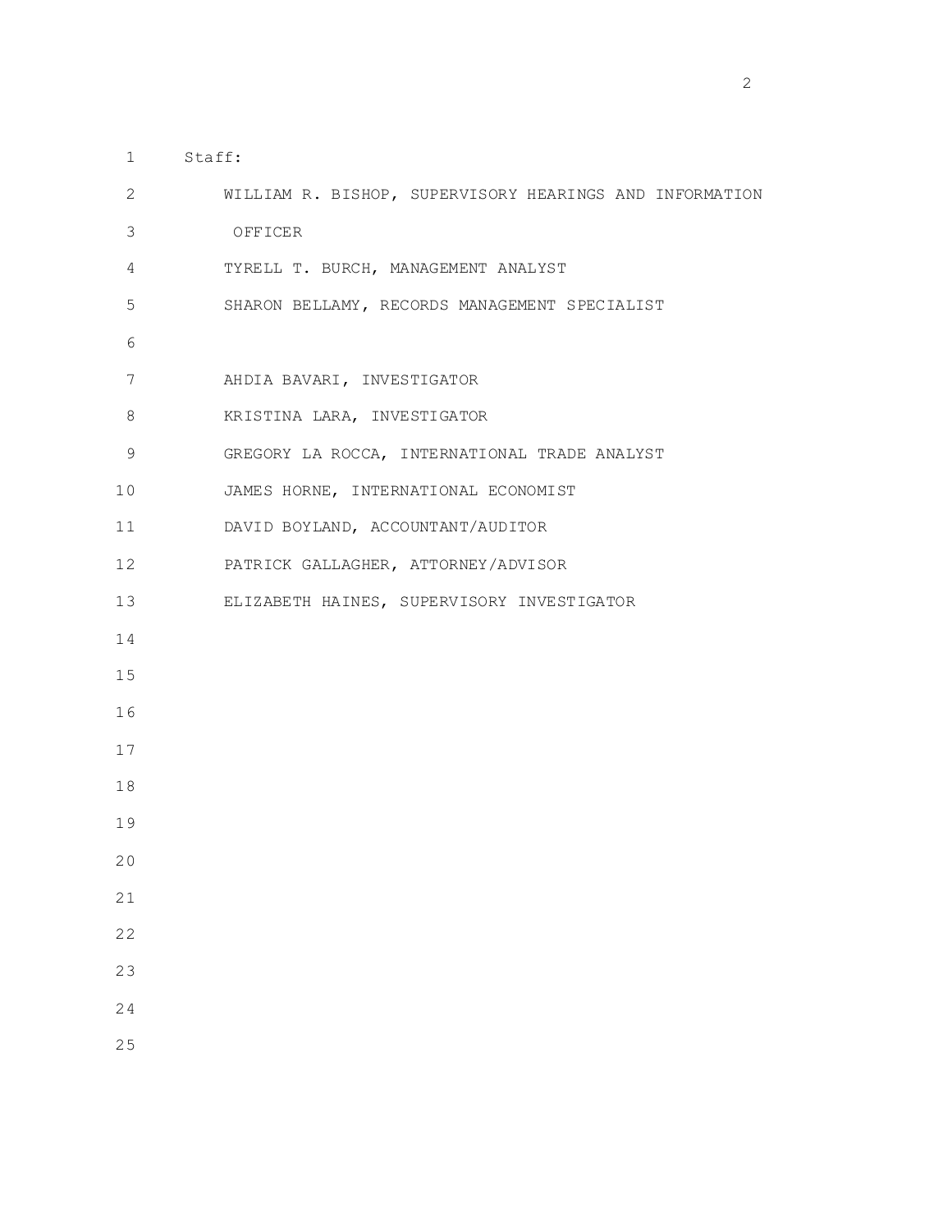Staff:

WILLIAM R. BISHOP, SUPERVISORY HEARINGS AND INFORMATION OFFICER

TYRELL T. BURCH, MANAGEMENT ANALYST

SHARON BELLAMY, RECORDS MANAGEMENT SPECIALIST

AHDIA BAVARI, INVESTIGATOR

KRISTINA LARA, INVESTIGATOR

GREGORY LA ROCCA, INTERNATIONAL TRADE ANALYST

JAMES HORNE, INTERNATIONAL ECONOMIST

DAVID BOYLAND, ACCOUNTANT/AUDITOR

PATRICK GALLAGHER, ATTORNEY/ADVISOR

ELIZABETH HAINES, SUPERVISORY INVESTIGATOR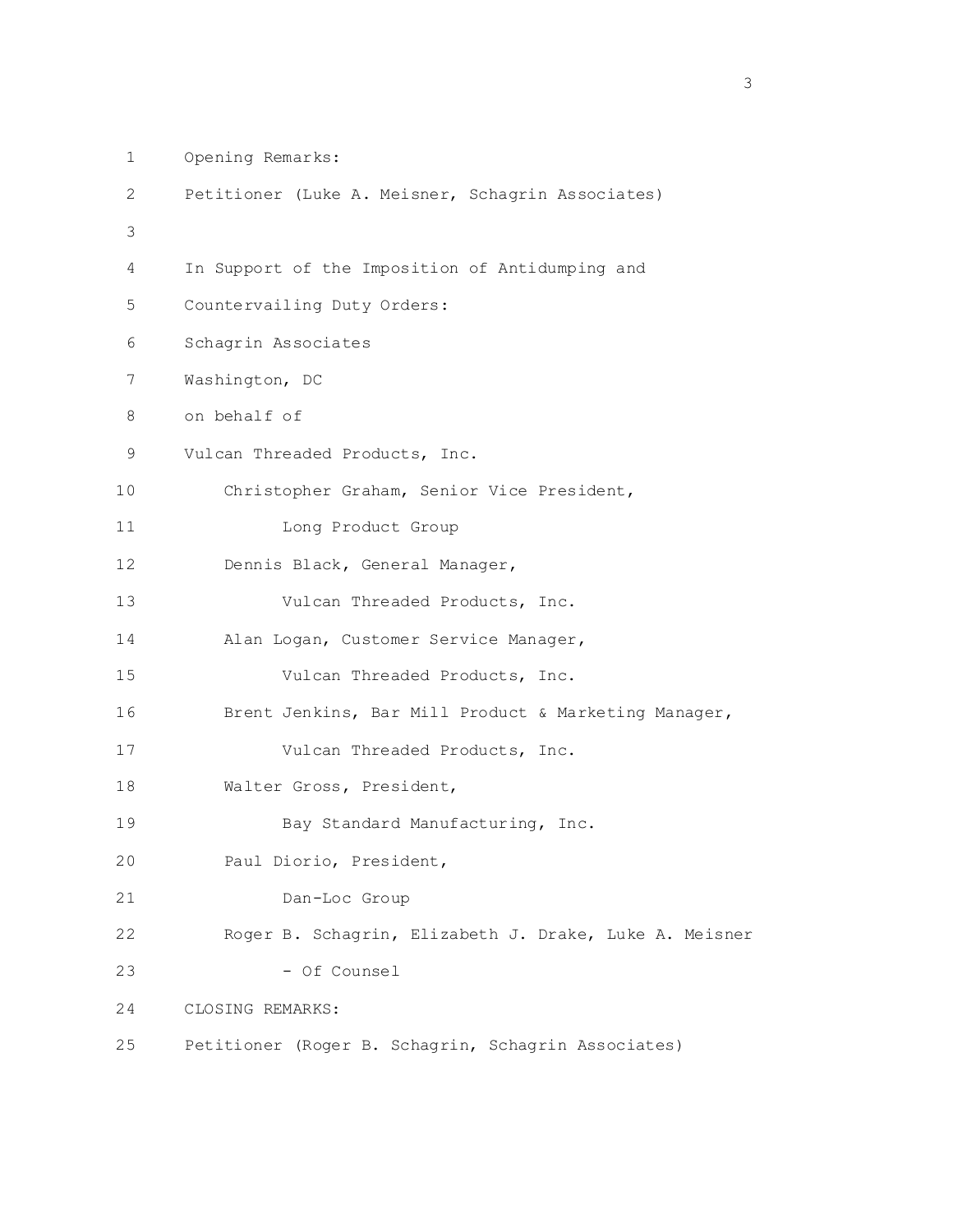Opening Remarks:

Petitioner (Luke A. Meisner, Schagrin Associates)

In Support of the Imposition of Antidumping and Countervailing Duty Orders:

Schagrin Associates
Washington, DC
on behalf of
Vulcan Threaded Products, Inc.

Christopher Graham, Senior Vice President, Long Product Group

Dennis Black, General Manager, Vulcan Threaded Products, Inc.

Alan Logan, Customer Service Manager, Vulcan Threaded Products, Inc.

Brent Jenkins, Bar Mill Product & Marketing Manager, Vulcan Threaded Products, Inc.

Walter Gross, President, Bay Standard Manufacturing, Inc.

Paul Diorio, President, Dan-Loc Group

Roger B. Schagrin, Elizabeth J. Drake, Luke A. Meisner - Of Counsel

CLOSING REMARKS:

Petitioner (Roger B. Schagrin, Schagrin Associates)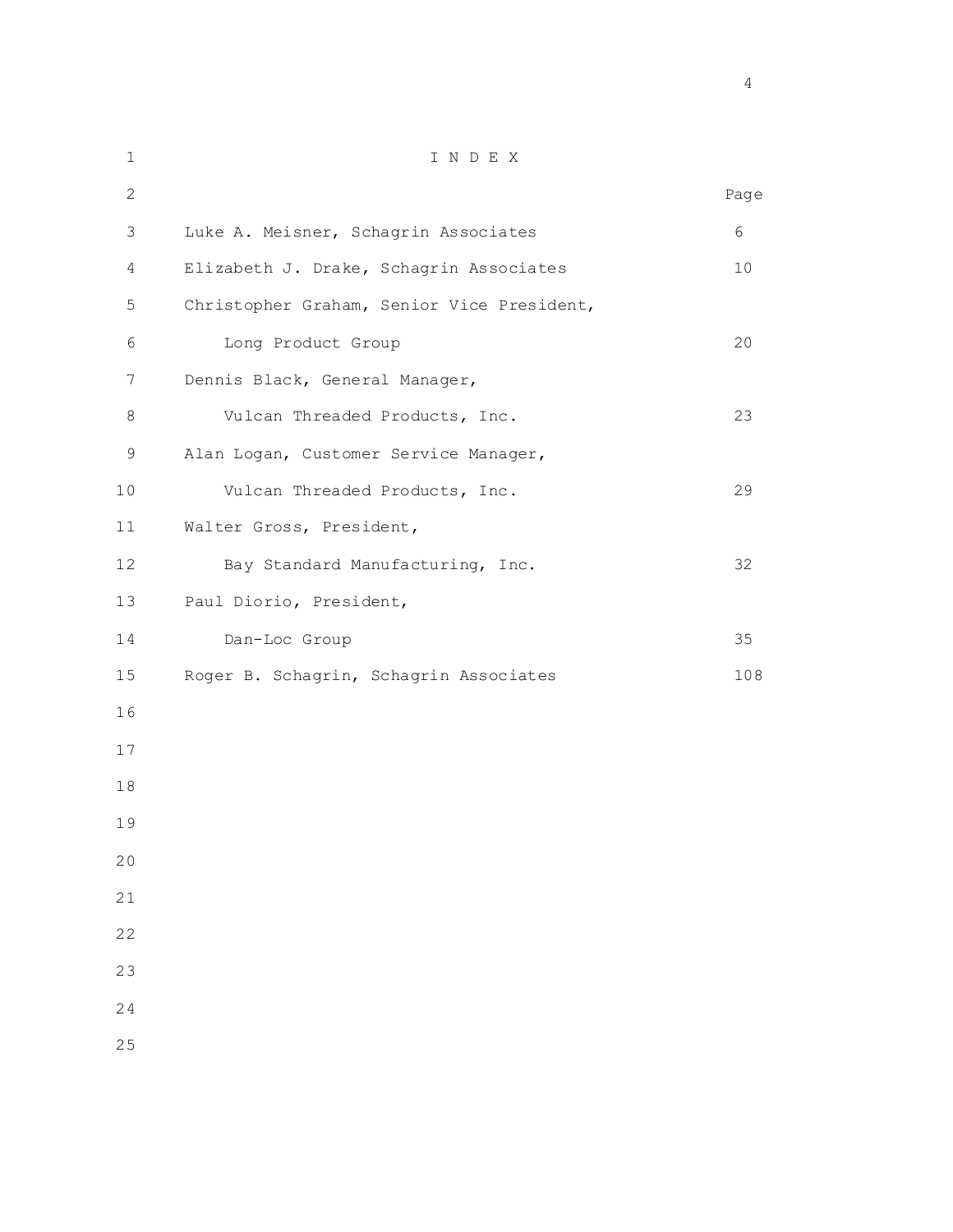# I N D E X

| | Page |
|---|---|
| Luke A. Meisner, Schagrin Associates | 6 |
| Elizabeth J. Drake, Schagrin Associates | 10 |
| Christopher Graham, Senior Vice President, Long Product Group | 20 |
| Dennis Black, General Manager, Vulcan Threaded Products, Inc. | 23 |
| Alan Logan, Customer Service Manager, Vulcan Threaded Products, Inc. | 29 |
| Walter Gross, President, Bay Standard Manufacturing, Inc. | 32 |
| Paul Diorio, President, Dan-Loc Group | 35 |
| Roger B. Schagrin, Schagrin Associates | 108 |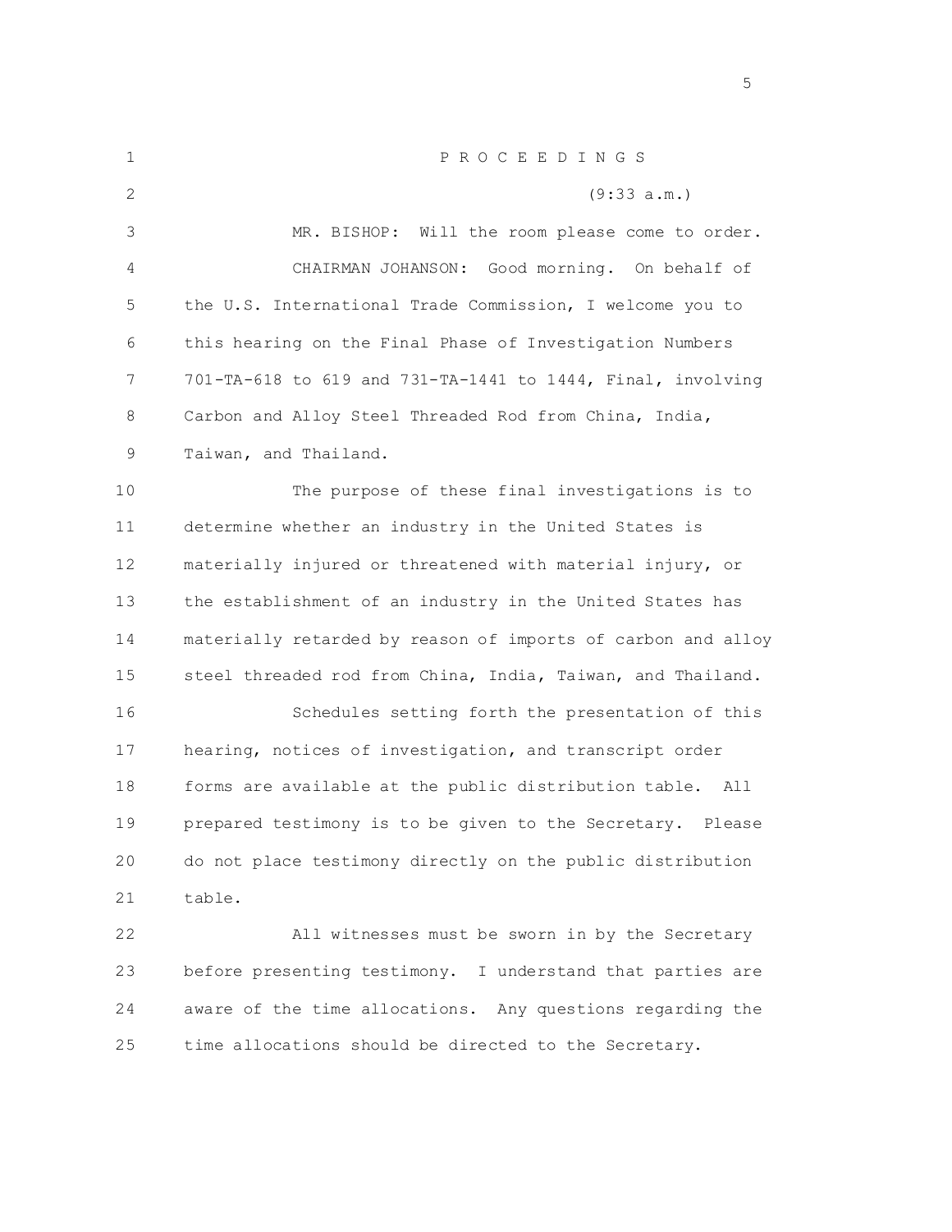P R O C E E D I N G S

(9:33 a.m.)

MR. BISHOP: Will the room please come to order.

CHAIRMAN JOHANSON: Good morning. On behalf of the U.S. International Trade Commission, I welcome you to this hearing on the Final Phase of Investigation Numbers 701-TA-618 to 619 and 731-TA-1441 to 1444, Final, involving Carbon and Alloy Steel Threaded Rod from China, India, Taiwan, and Thailand.

The purpose of these final investigations is to determine whether an industry in the United States is materially injured or threatened with material injury, or the establishment of an industry in the United States has materially retarded by reason of imports of carbon and alloy steel threaded rod from China, India, Taiwan, and Thailand.

Schedules setting forth the presentation of this hearing, notices of investigation, and transcript order forms are available at the public distribution table. All prepared testimony is to be given to the Secretary. Please do not place testimony directly on the public distribution table.

All witnesses must be sworn in by the Secretary before presenting testimony. I understand that parties are aware of the time allocations. Any questions regarding the time allocations should be directed to the Secretary.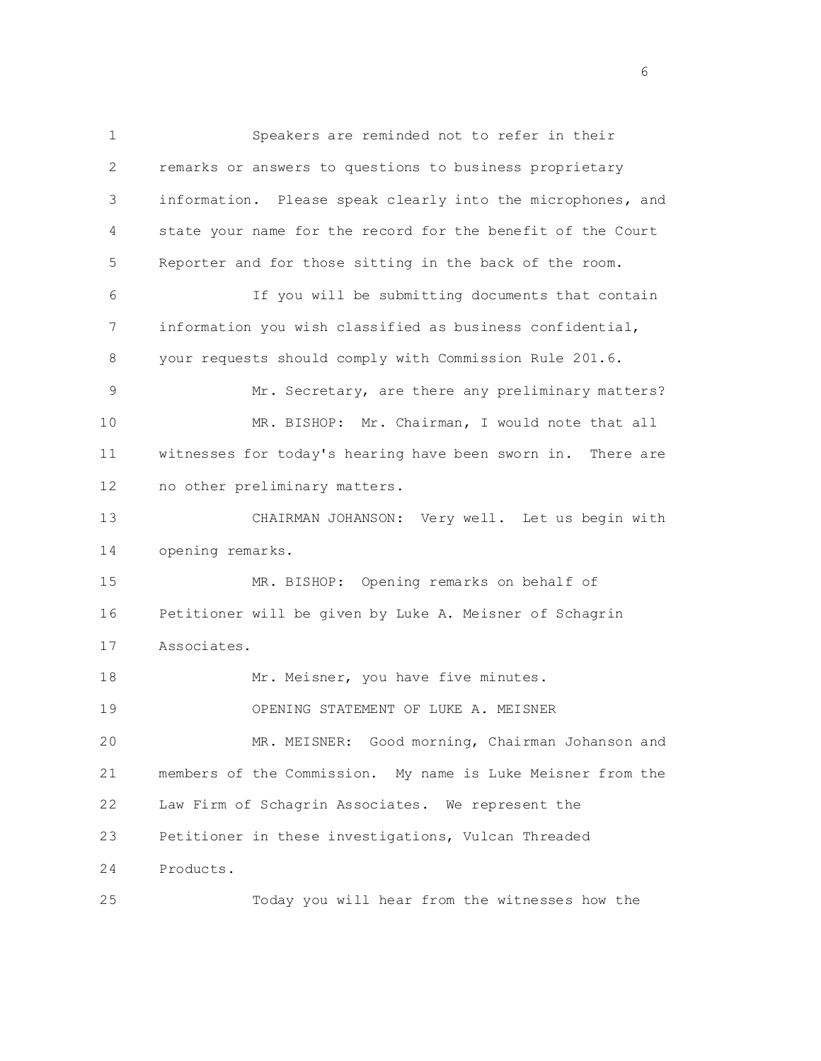Speakers are reminded not to refer in their remarks or answers to questions to business proprietary information. Please speak clearly into the microphones, and state your name for the record for the benefit of the Court Reporter and for those sitting in the back of the room.

If you will be submitting documents that contain information you wish classified as business confidential, your requests should comply with Commission Rule 201.6.

Mr. Secretary, are there any preliminary matters?

MR. BISHOP: Mr. Chairman, I would note that all witnesses for today's hearing have been sworn in. There are no other preliminary matters.

CHAIRMAN JOHANSON: Very well. Let us begin with opening remarks.

MR. BISHOP: Opening remarks on behalf of Petitioner will be given by Luke A. Meisner of Schagrin Associates.

Mr. Meisner, you have five minutes.

OPENING STATEMENT OF LUKE A. MEISNER

MR. MEISNER: Good morning, Chairman Johanson and members of the Commission. My name is Luke Meisner from the Law Firm of Schagrin Associates. We represent the Petitioner in these investigations, Vulcan Threaded Products.

Today you will hear from the witnesses how the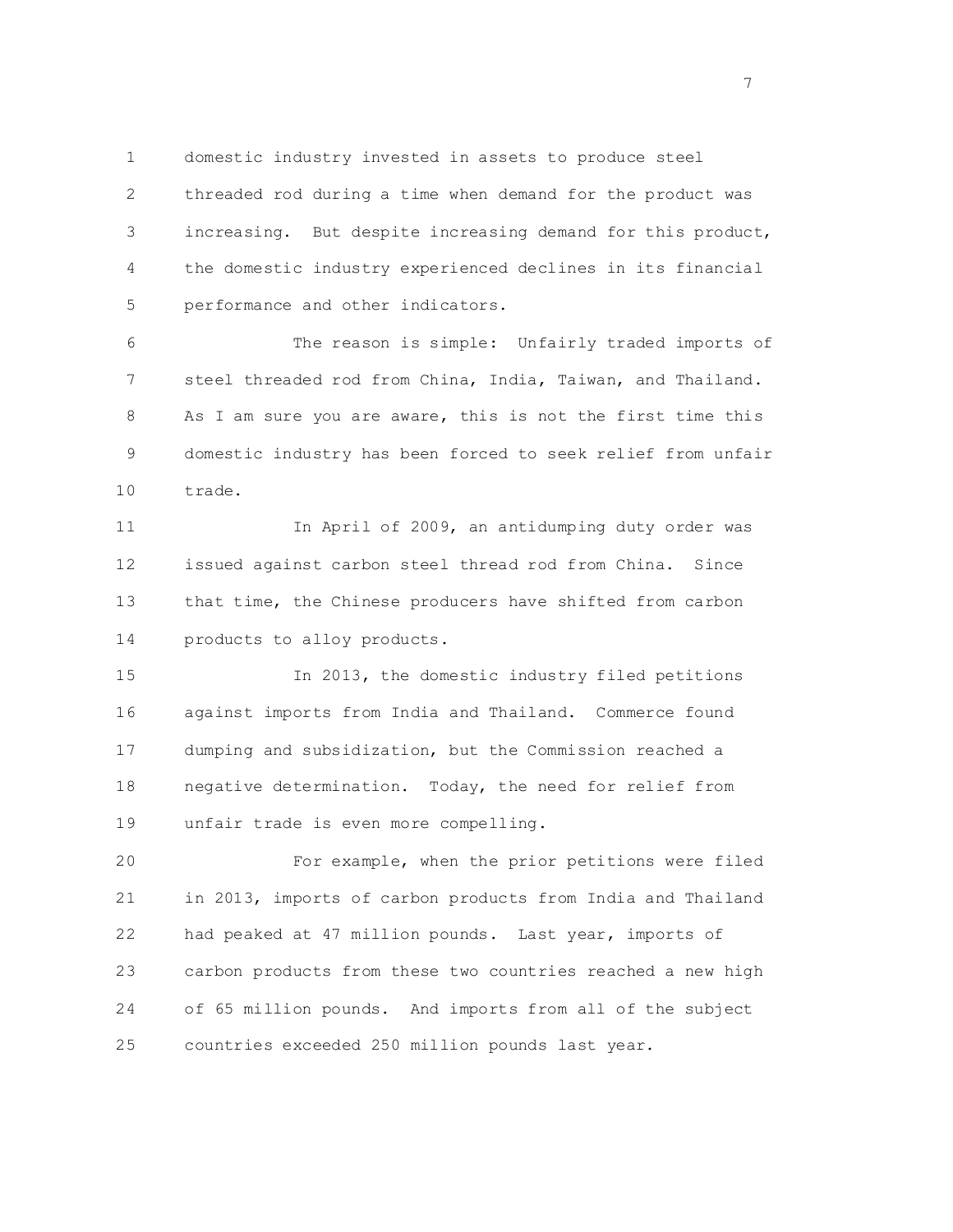domestic industry invested in assets to produce steel threaded rod during a time when demand for the product was increasing. But despite increasing demand for this product, the domestic industry experienced declines in its financial performance and other indicators.

The reason is simple: Unfairly traded imports of steel threaded rod from China, India, Taiwan, and Thailand. As I am sure you are aware, this is not the first time this domestic industry has been forced to seek relief from unfair trade.

In April of 2009, an antidumping duty order was issued against carbon steel thread rod from China. Since that time, the Chinese producers have shifted from carbon products to alloy products.

In 2013, the domestic industry filed petitions against imports from India and Thailand. Commerce found dumping and subsidization, but the Commission reached a negative determination. Today, the need for relief from unfair trade is even more compelling.

For example, when the prior petitions were filed in 2013, imports of carbon products from India and Thailand had peaked at 47 million pounds. Last year, imports of carbon products from these two countries reached a new high of 65 million pounds. And imports from all of the subject countries exceeded 250 million pounds last year.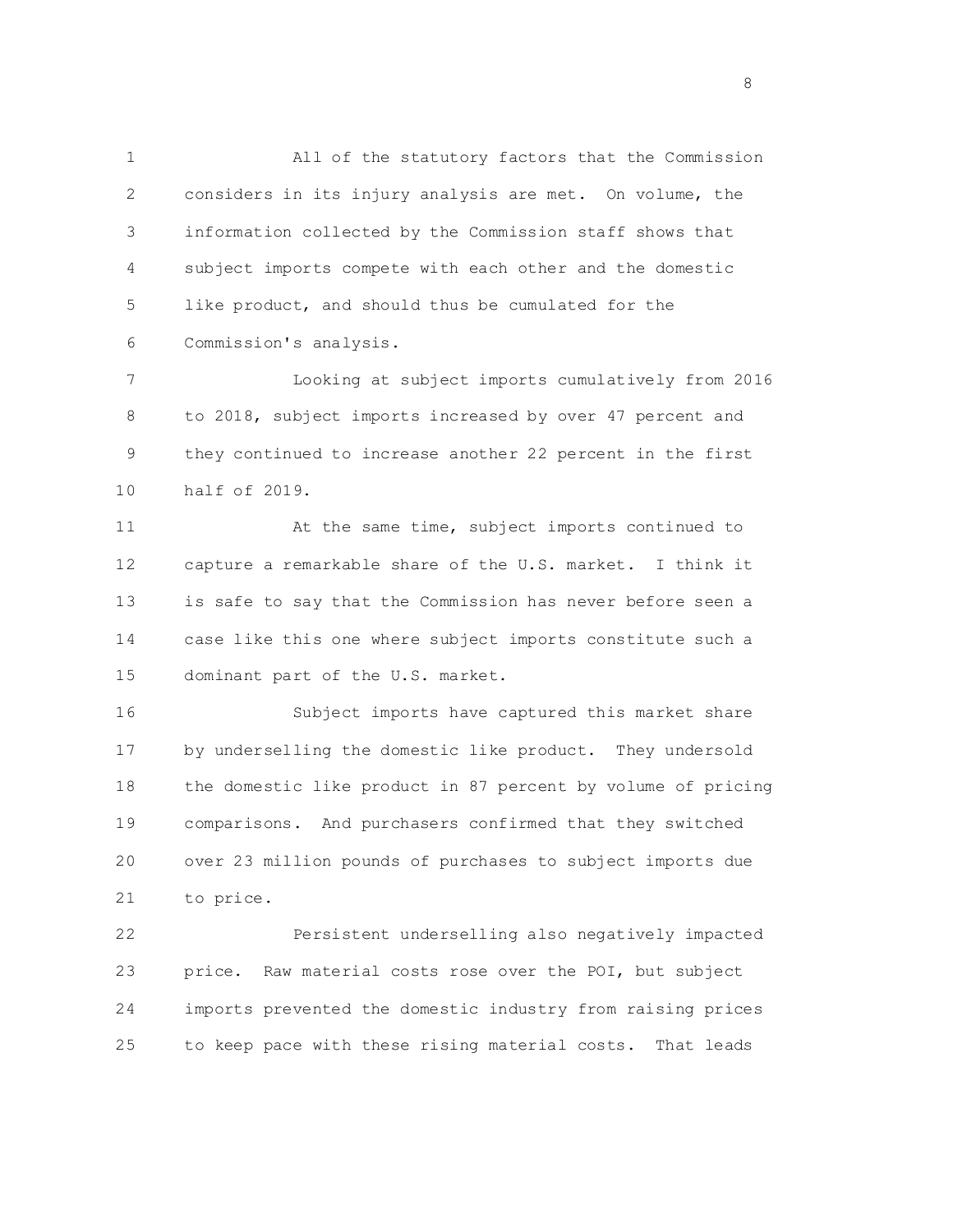All of the statutory factors that the Commission considers in its injury analysis are met. On volume, the information collected by the Commission staff shows that subject imports compete with each other and the domestic like product, and should thus be cumulated for the Commission's analysis.

Looking at subject imports cumulatively from 2016 to 2018, subject imports increased by over 47 percent and they continued to increase another 22 percent in the first half of 2019.

At the same time, subject imports continued to capture a remarkable share of the U.S. market. I think it is safe to say that the Commission has never before seen a case like this one where subject imports constitute such a dominant part of the U.S. market.

Subject imports have captured this market share by underselling the domestic like product. They undersold the domestic like product in 87 percent by volume of pricing comparisons. And purchasers confirmed that they switched over 23 million pounds of purchases to subject imports due to price.

Persistent underselling also negatively impacted price. Raw material costs rose over the POI, but subject imports prevented the domestic industry from raising prices to keep pace with these rising material costs. That leads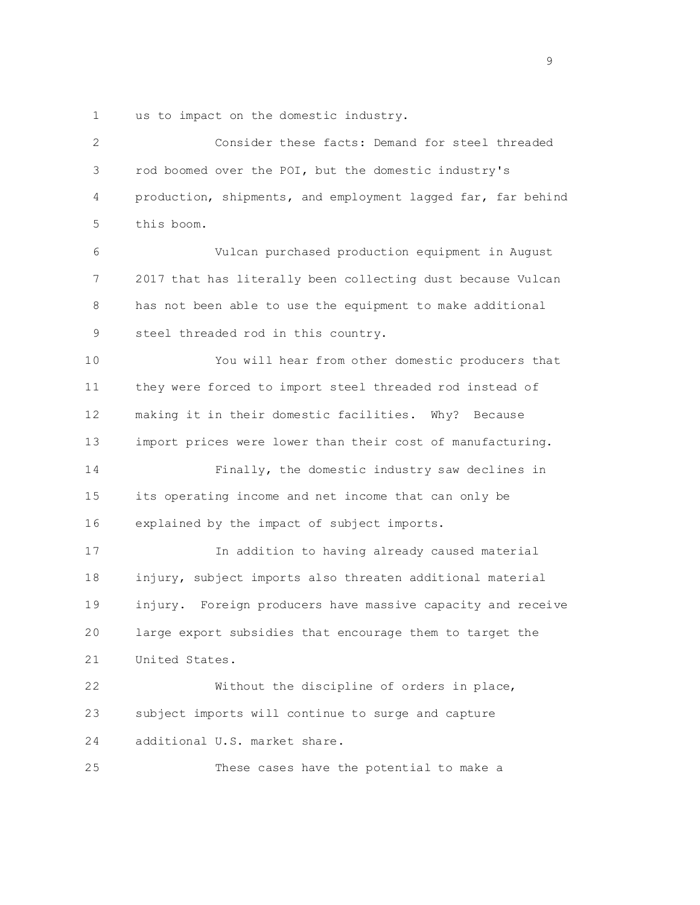us to impact on the domestic industry.

Consider these facts: Demand for steel threaded rod boomed over the POI, but the domestic industry's production, shipments, and employment lagged far, far behind this boom.

Vulcan purchased production equipment in August 2017 that has literally been collecting dust because Vulcan has not been able to use the equipment to make additional steel threaded rod in this country.

You will hear from other domestic producers that they were forced to import steel threaded rod instead of making it in their domestic facilities. Why? Because import prices were lower than their cost of manufacturing.

Finally, the domestic industry saw declines in its operating income and net income that can only be explained by the impact of subject imports.

In addition to having already caused material injury, subject imports also threaten additional material injury. Foreign producers have massive capacity and receive large export subsidies that encourage them to target the United States.

Without the discipline of orders in place, subject imports will continue to surge and capture additional U.S. market share.

These cases have the potential to make a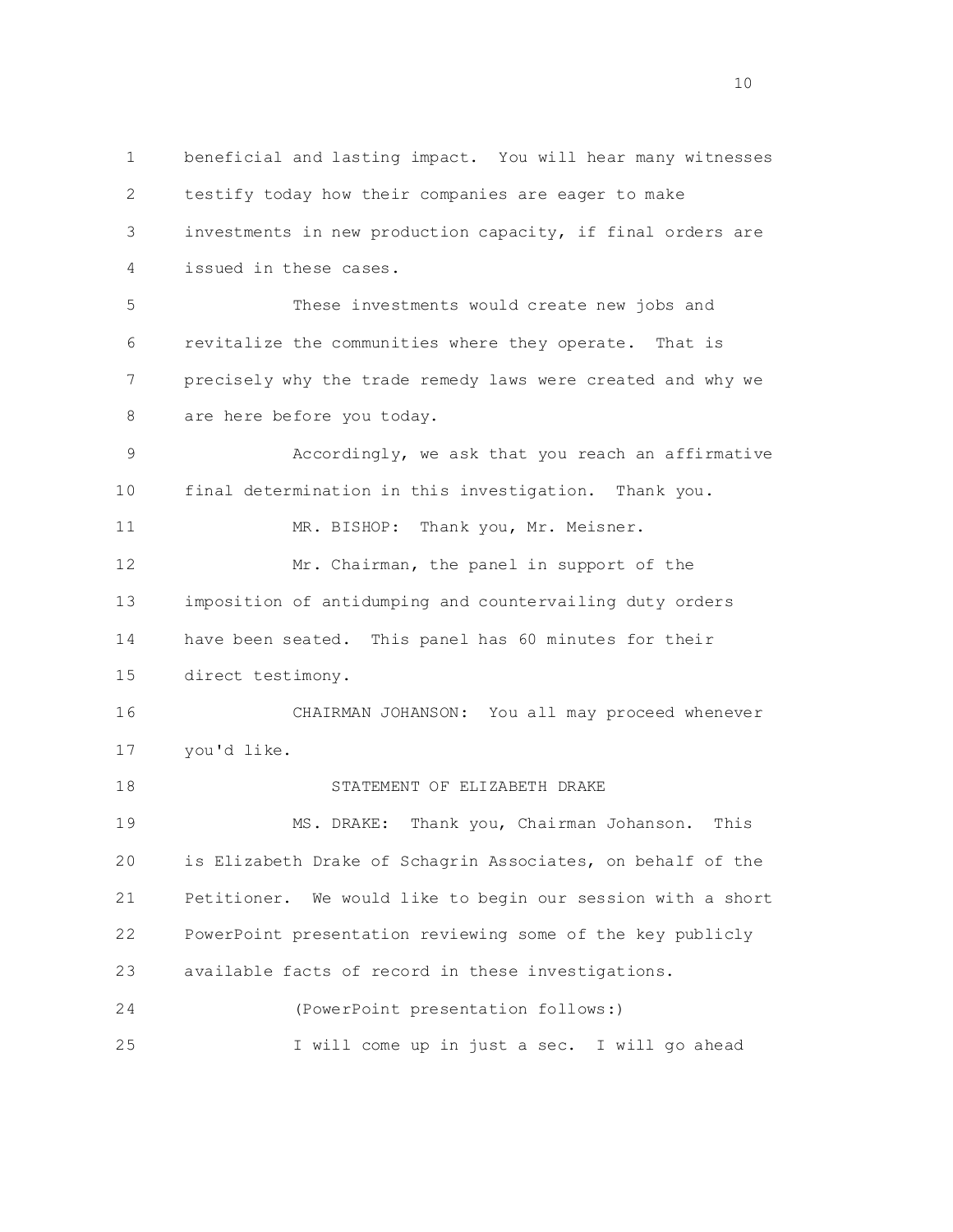beneficial and lasting impact. You will hear many witnesses testify today how their companies are eager to make investments in new production capacity, if final orders are issued in these cases.

These investments would create new jobs and revitalize the communities where they operate. That is precisely why the trade remedy laws were created and why we are here before you today.

Accordingly, we ask that you reach an affirmative final determination in this investigation. Thank you.

MR. BISHOP: Thank you, Mr. Meisner.

Mr. Chairman, the panel in support of the imposition of antidumping and countervailing duty orders have been seated. This panel has 60 minutes for their direct testimony.

CHAIRMAN JOHANSON: You all may proceed whenever you'd like.

STATEMENT OF ELIZABETH DRAKE

MS. DRAKE: Thank you, Chairman Johanson. This is Elizabeth Drake of Schagrin Associates, on behalf of the Petitioner. We would like to begin our session with a short PowerPoint presentation reviewing some of the key publicly available facts of record in these investigations.

(PowerPoint presentation follows:)

I will come up in just a sec. I will go ahead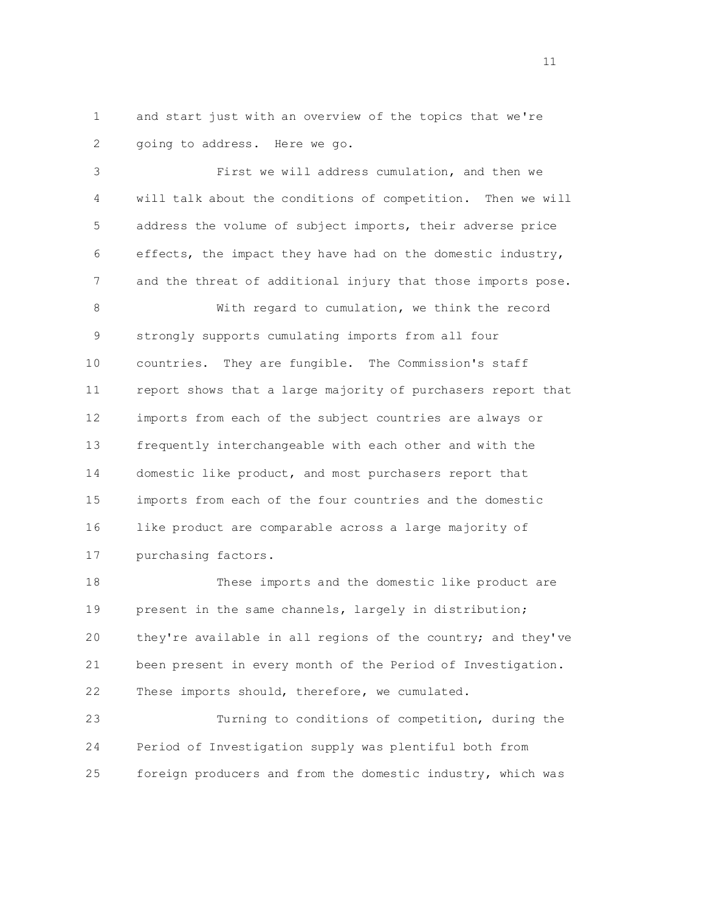and start just with an overview of the topics that we're going to address. Here we go.

First we will address cumulation, and then we will talk about the conditions of competition. Then we will address the volume of subject imports, their adverse price effects, the impact they have had on the domestic industry, and the threat of additional injury that those imports pose.

With regard to cumulation, we think the record strongly supports cumulating imports from all four countries. They are fungible. The Commission's staff report shows that a large majority of purchasers report that imports from each of the subject countries are always or frequently interchangeable with each other and with the domestic like product, and most purchasers report that imports from each of the four countries and the domestic like product are comparable across a large majority of purchasing factors.

These imports and the domestic like product are present in the same channels, largely in distribution; they're available in all regions of the country; and they've been present in every month of the Period of Investigation. These imports should, therefore, we cumulated.

Turning to conditions of competition, during the Period of Investigation supply was plentiful both from foreign producers and from the domestic industry, which was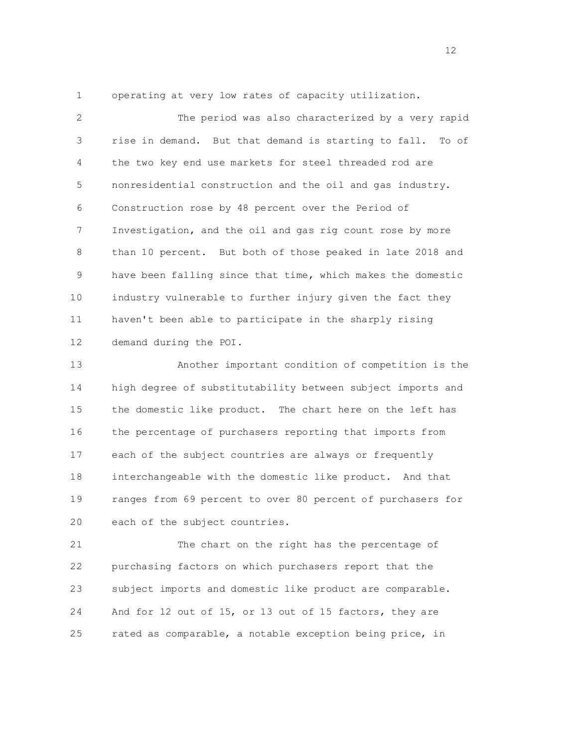operating at very low rates of capacity utilization.

The period was also characterized by a very rapid rise in demand. But that demand is starting to fall. To of the two key end use markets for steel threaded rod are nonresidential construction and the oil and gas industry. Construction rose by 48 percent over the Period of Investigation, and the oil and gas rig count rose by more than 10 percent. But both of those peaked in late 2018 and have been falling since that time, which makes the domestic industry vulnerable to further injury given the fact they haven't been able to participate in the sharply rising demand during the POI.

Another important condition of competition is the high degree of substitutability between subject imports and the domestic like product. The chart here on the left has the percentage of purchasers reporting that imports from each of the subject countries are always or frequently interchangeable with the domestic like product. And that ranges from 69 percent to over 80 percent of purchasers for each of the subject countries.

The chart on the right has the percentage of purchasing factors on which purchasers report that the subject imports and domestic like product are comparable. And for 12 out of 15, or 13 out of 15 factors, they are rated as comparable, a notable exception being price, in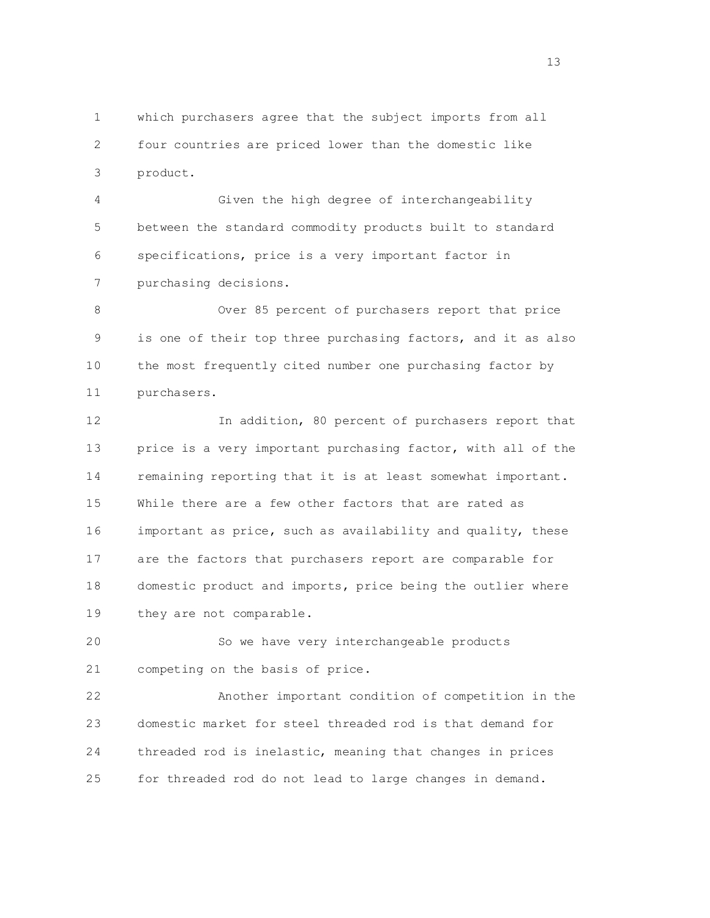which purchasers agree that the subject imports from all four countries are priced lower than the domestic like product.

Given the high degree of interchangeability between the standard commodity products built to standard specifications, price is a very important factor in purchasing decisions.

Over 85 percent of purchasers report that price is one of their top three purchasing factors, and it as also the most frequently cited number one purchasing factor by purchasers.

In addition, 80 percent of purchasers report that price is a very important purchasing factor, with all of the remaining reporting that it is at least somewhat important. While there are a few other factors that are rated as important as price, such as availability and quality, these are the factors that purchasers report are comparable for domestic product and imports, price being the outlier where they are not comparable.

So we have very interchangeable products competing on the basis of price.

Another important condition of competition in the domestic market for steel threaded rod is that demand for threaded rod is inelastic, meaning that changes in prices for threaded rod do not lead to large changes in demand.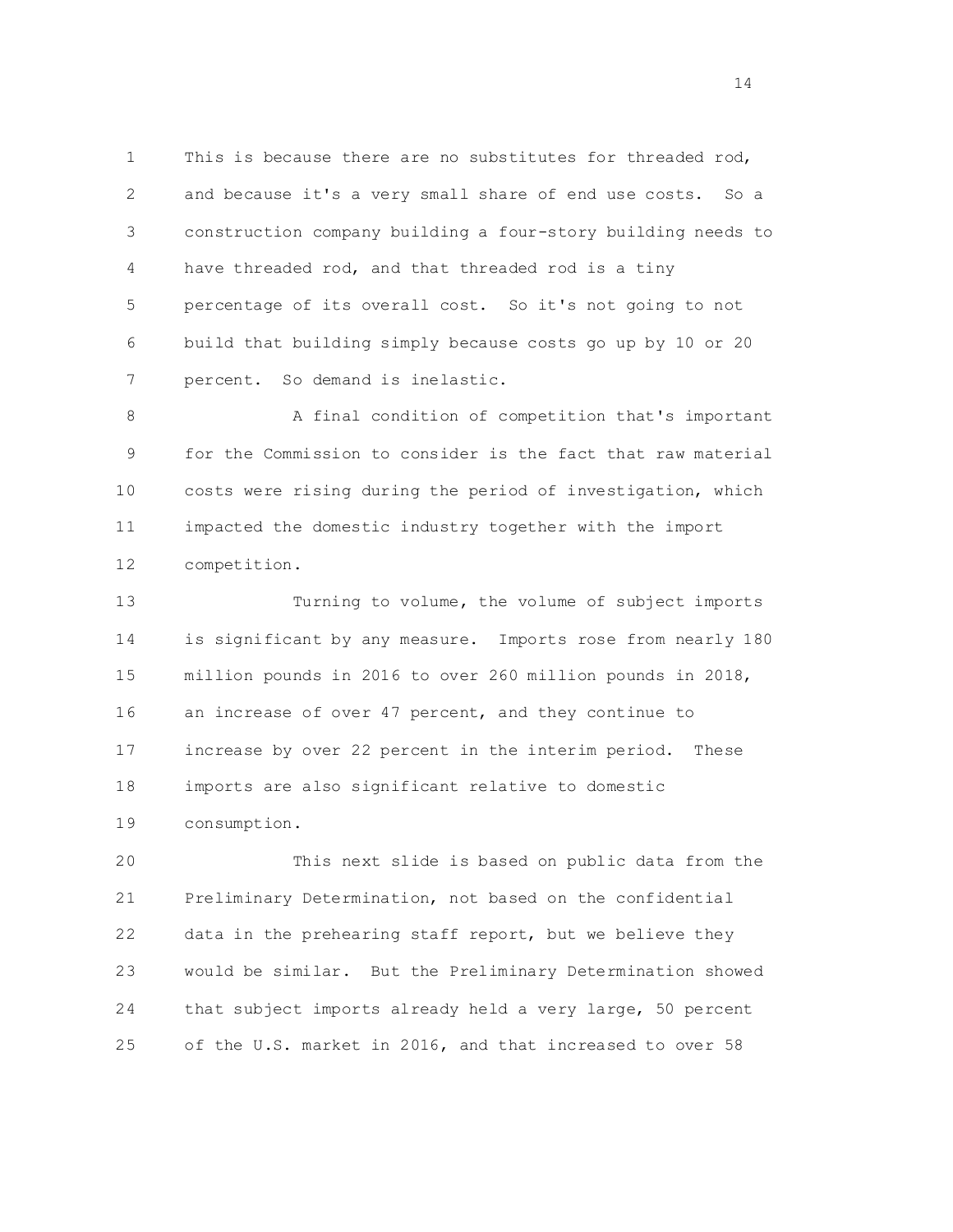This is because there are no substitutes for threaded rod, and because it's a very small share of end use costs. So a construction company building a four-story building needs to have threaded rod, and that threaded rod is a tiny percentage of its overall cost. So it's not going to not build that building simply because costs go up by 10 or 20 percent. So demand is inelastic.

A final condition of competition that's important for the Commission to consider is the fact that raw material costs were rising during the period of investigation, which impacted the domestic industry together with the import competition.

Turning to volume, the volume of subject imports is significant by any measure. Imports rose from nearly 180 million pounds in 2016 to over 260 million pounds in 2018, an increase of over 47 percent, and they continue to increase by over 22 percent in the interim period. These imports are also significant relative to domestic consumption.

This next slide is based on public data from the Preliminary Determination, not based on the confidential data in the prehearing staff report, but we believe they would be similar. But the Preliminary Determination showed that subject imports already held a very large, 50 percent of the U.S. market in 2016, and that increased to over 58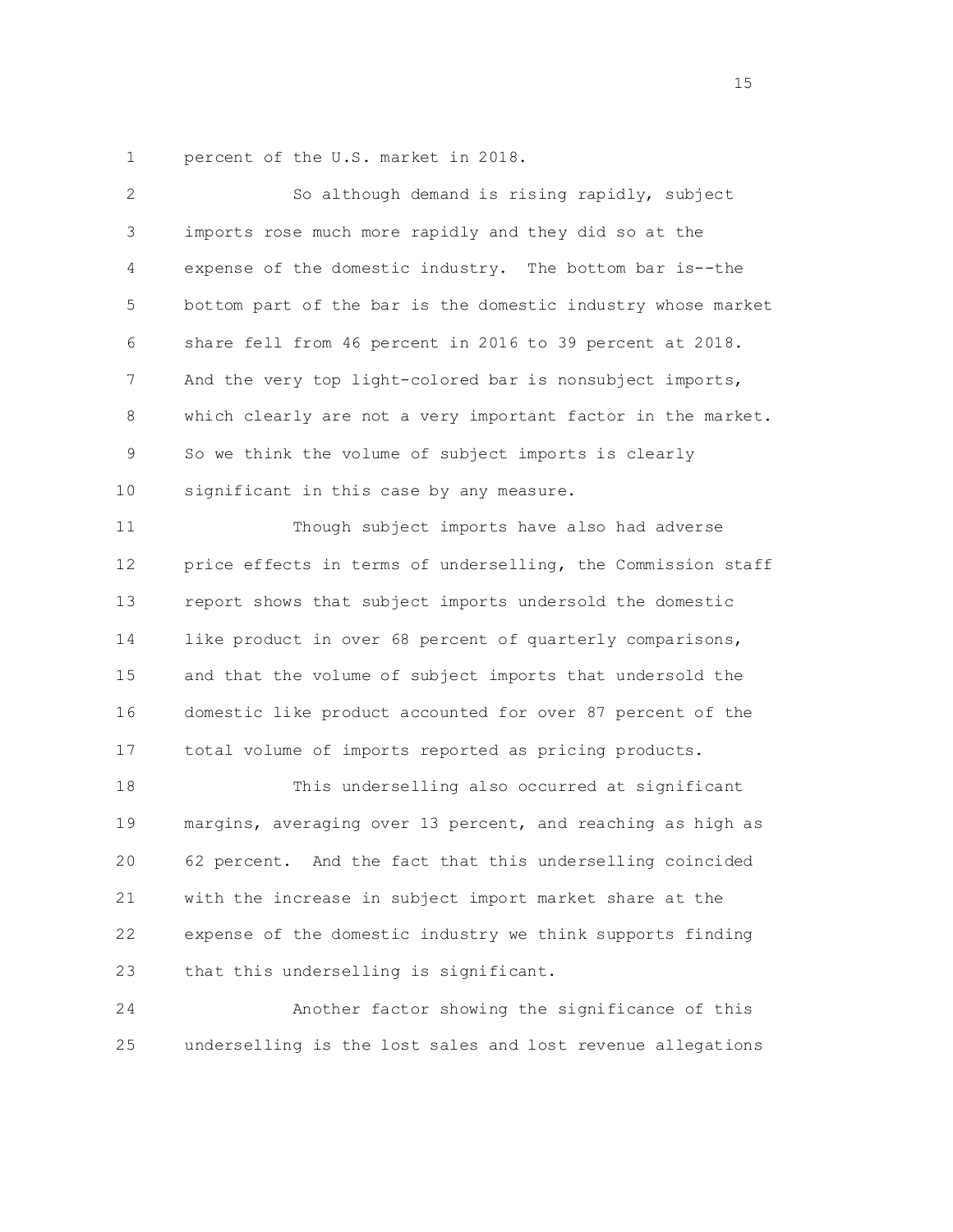percent of the U.S. market in 2018.

So although demand is rising rapidly, subject imports rose much more rapidly and they did so at the expense of the domestic industry. The bottom bar is--the bottom part of the bar is the domestic industry whose market share fell from 46 percent in 2016 to 39 percent at 2018. And the very top light-colored bar is nonsubject imports, which clearly are not a very important factor in the market. So we think the volume of subject imports is clearly significant in this case by any measure.

Though subject imports have also had adverse price effects in terms of underselling, the Commission staff report shows that subject imports undersold the domestic like product in over 68 percent of quarterly comparisons, and that the volume of subject imports that undersold the domestic like product accounted for over 87 percent of the total volume of imports reported as pricing products.

This underselling also occurred at significant margins, averaging over 13 percent, and reaching as high as 62 percent. And the fact that this underselling coincided with the increase in subject import market share at the expense of the domestic industry we think supports finding that this underselling is significant.

Another factor showing the significance of this underselling is the lost sales and lost revenue allegations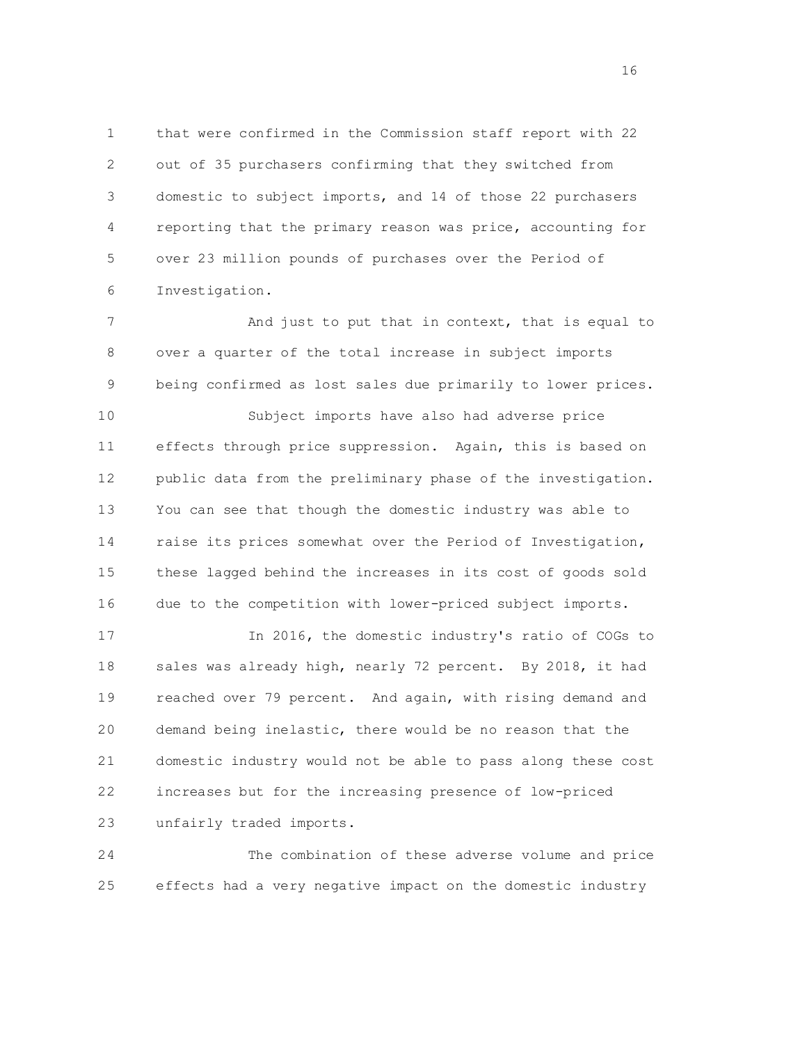that were confirmed in the Commission staff report with 22 out of 35 purchasers confirming that they switched from domestic to subject imports, and 14 of those 22 purchasers reporting that the primary reason was price, accounting for over 23 million pounds of purchases over the Period of Investigation.

And just to put that in context, that is equal to over a quarter of the total increase in subject imports being confirmed as lost sales due primarily to lower prices.

Subject imports have also had adverse price effects through price suppression. Again, this is based on public data from the preliminary phase of the investigation. You can see that though the domestic industry was able to raise its prices somewhat over the Period of Investigation, these lagged behind the increases in its cost of goods sold due to the competition with lower-priced subject imports.

In 2016, the domestic industry's ratio of COGs to sales was already high, nearly 72 percent. By 2018, it had reached over 79 percent. And again, with rising demand and demand being inelastic, there would be no reason that the domestic industry would not be able to pass along these cost increases but for the increasing presence of low-priced unfairly traded imports.

The combination of these adverse volume and price effects had a very negative impact on the domestic industry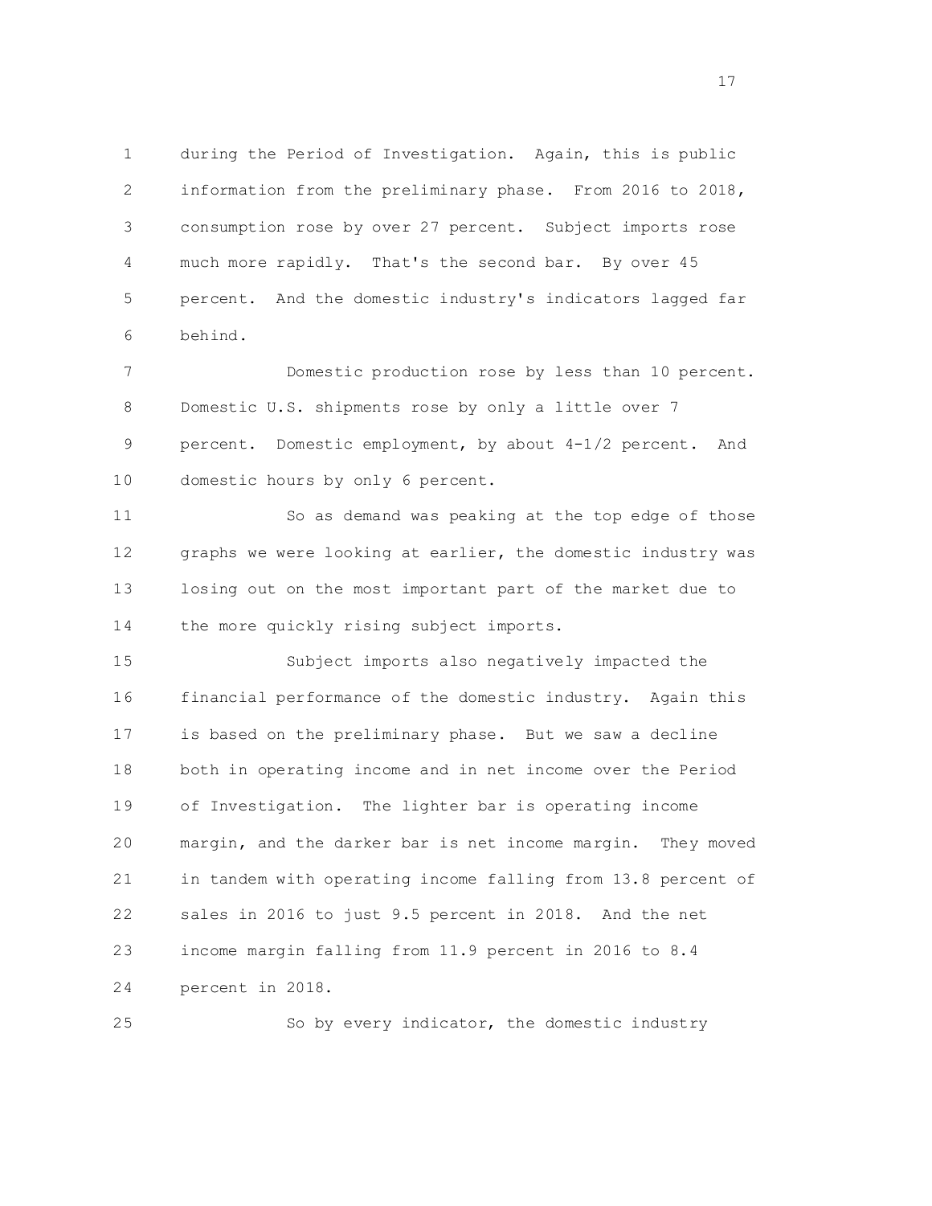during the Period of Investigation. Again, this is public information from the preliminary phase. From 2016 to 2018, consumption rose by over 27 percent. Subject imports rose much more rapidly. That's the second bar. By over 45 percent. And the domestic industry's indicators lagged far behind.

Domestic production rose by less than 10 percent. Domestic U.S. shipments rose by only a little over 7 percent. Domestic employment, by about 4-1/2 percent. And domestic hours by only 6 percent.

So as demand was peaking at the top edge of those graphs we were looking at earlier, the domestic industry was losing out on the most important part of the market due to the more quickly rising subject imports.

Subject imports also negatively impacted the financial performance of the domestic industry. Again this is based on the preliminary phase. But we saw a decline both in operating income and in net income over the Period of Investigation. The lighter bar is operating income margin, and the darker bar is net income margin. They moved in tandem with operating income falling from 13.8 percent of sales in 2016 to just 9.5 percent in 2018. And the net income margin falling from 11.9 percent in 2016 to 8.4 percent in 2018.

So by every indicator, the domestic industry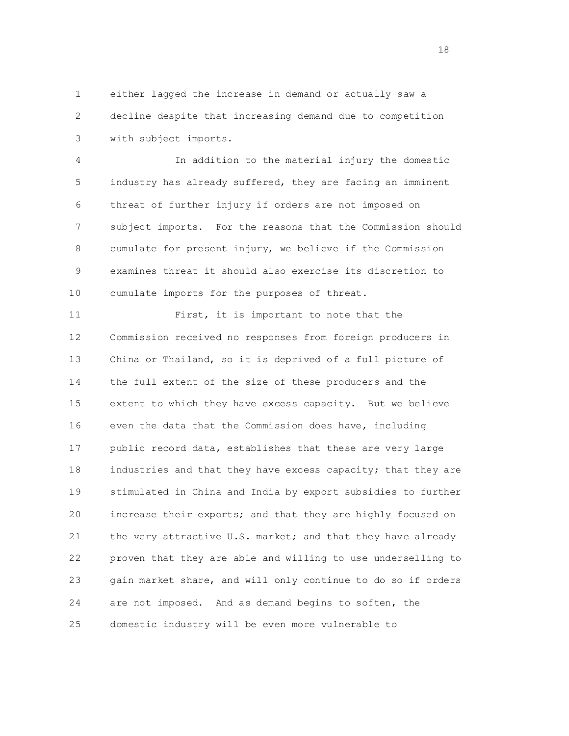either lagged the increase in demand or actually saw a decline despite that increasing demand due to competition with subject imports.

In addition to the material injury the domestic industry has already suffered, they are facing an imminent threat of further injury if orders are not imposed on subject imports. For the reasons that the Commission should cumulate for present injury, we believe if the Commission examines threat it should also exercise its discretion to cumulate imports for the purposes of threat.

First, it is important to note that the Commission received no responses from foreign producers in China or Thailand, so it is deprived of a full picture of the full extent of the size of these producers and the extent to which they have excess capacity. But we believe even the data that the Commission does have, including public record data, establishes that these are very large industries and that they have excess capacity; that they are stimulated in China and India by export subsidies to further increase their exports; and that they are highly focused on the very attractive U.S. market; and that they have already proven that they are able and willing to use underselling to gain market share, and will only continue to do so if orders are not imposed. And as demand begins to soften, the domestic industry will be even more vulnerable to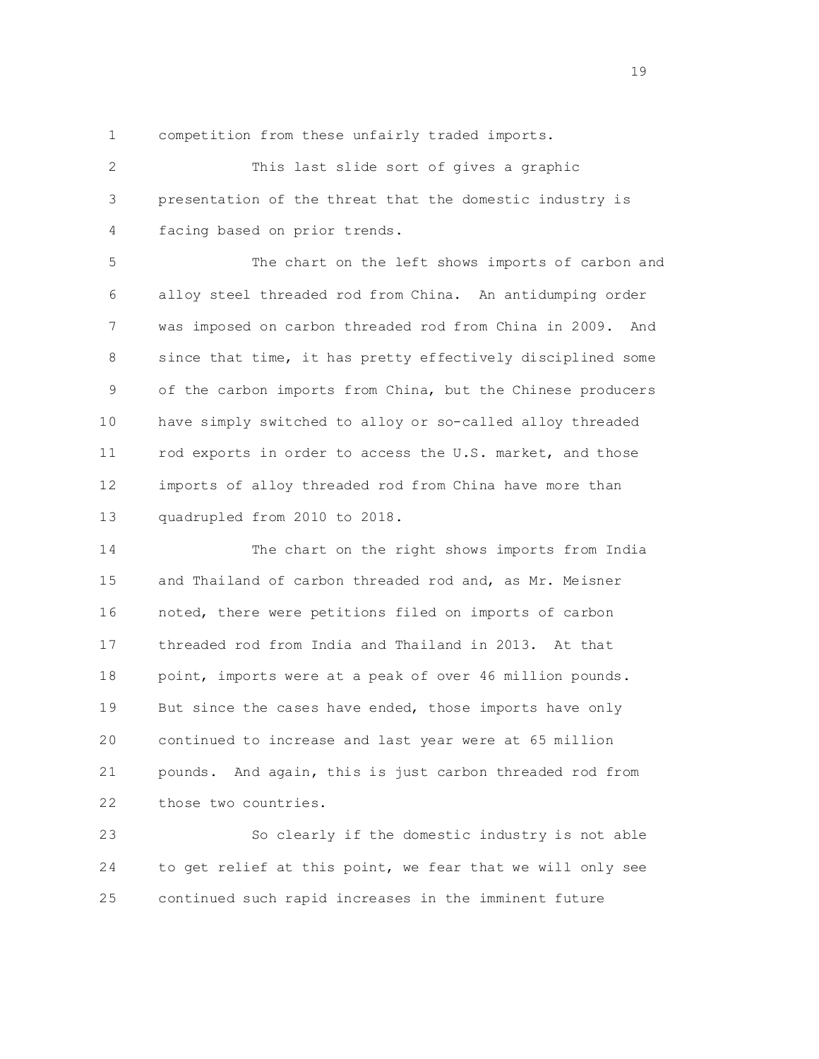competition from these unfairly traded imports.

This last slide sort of gives a graphic presentation of the threat that the domestic industry is facing based on prior trends.

The chart on the left shows imports of carbon and alloy steel threaded rod from China. An antidumping order was imposed on carbon threaded rod from China in 2009. And since that time, it has pretty effectively disciplined some of the carbon imports from China, but the Chinese producers have simply switched to alloy or so-called alloy threaded rod exports in order to access the U.S. market, and those imports of alloy threaded rod from China have more than quadrupled from 2010 to 2018.

The chart on the right shows imports from India and Thailand of carbon threaded rod and, as Mr. Meisner noted, there were petitions filed on imports of carbon threaded rod from India and Thailand in 2013. At that point, imports were at a peak of over 46 million pounds. But since the cases have ended, those imports have only continued to increase and last year were at 65 million pounds. And again, this is just carbon threaded rod from those two countries.

So clearly if the domestic industry is not able to get relief at this point, we fear that we will only see continued such rapid increases in the imminent future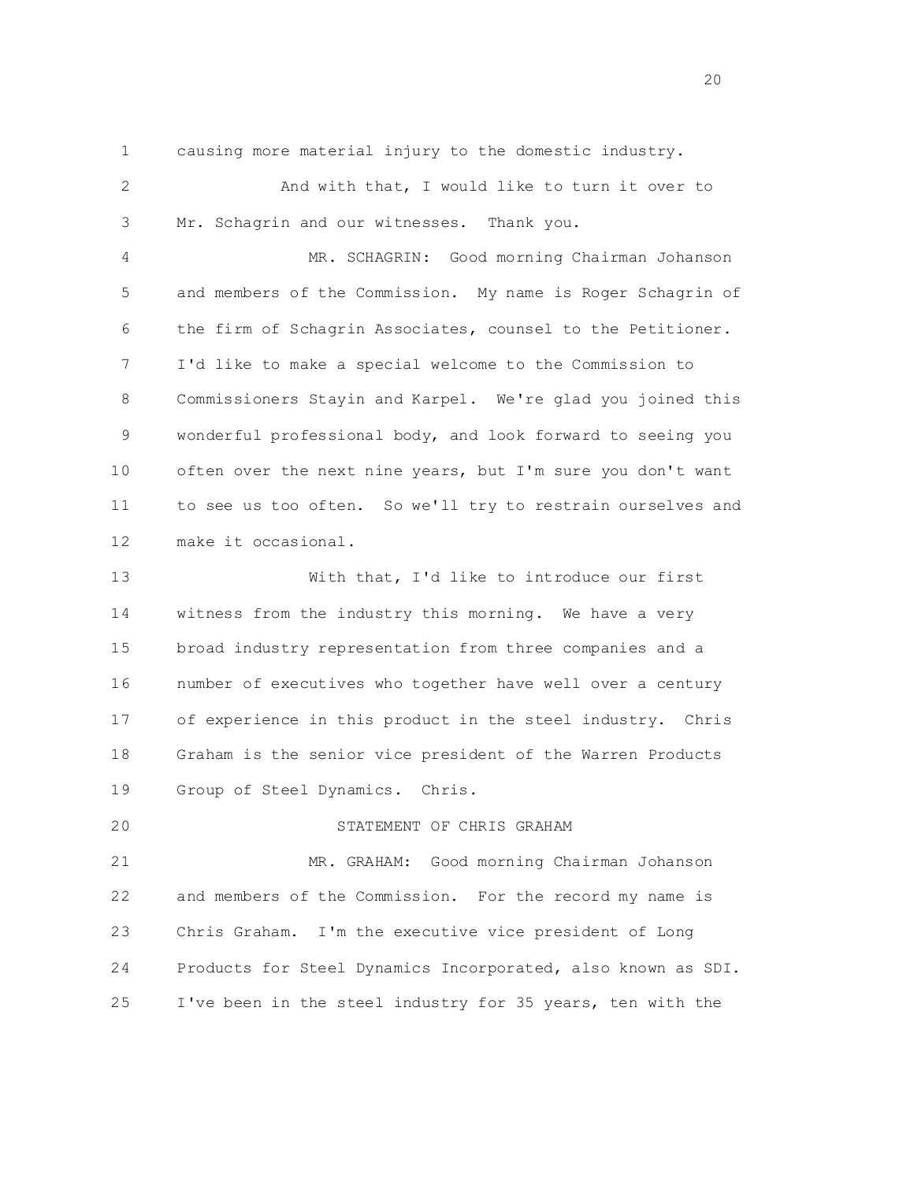causing more material injury to the domestic industry.

And with that, I would like to turn it over to Mr. Schagrin and our witnesses. Thank you.

MR. SCHAGRIN: Good morning Chairman Johanson and members of the Commission. My name is Roger Schagrin of the firm of Schagrin Associates, counsel to the Petitioner. I'd like to make a special welcome to the Commission to Commissioners Stayin and Karpel. We're glad you joined this wonderful professional body, and look forward to seeing you often over the next nine years, but I'm sure you don't want to see us too often. So we'll try to restrain ourselves and make it occasional.

With that, I'd like to introduce our first witness from the industry this morning. We have a very broad industry representation from three companies and a number of executives who together have well over a century of experience in this product in the steel industry. Chris Graham is the senior vice president of the Warren Products Group of Steel Dynamics. Chris.

STATEMENT OF CHRIS GRAHAM

MR. GRAHAM: Good morning Chairman Johanson and members of the Commission. For the record my name is Chris Graham. I'm the executive vice president of Long Products for Steel Dynamics Incorporated, also known as SDI. I've been in the steel industry for 35 years, ten with the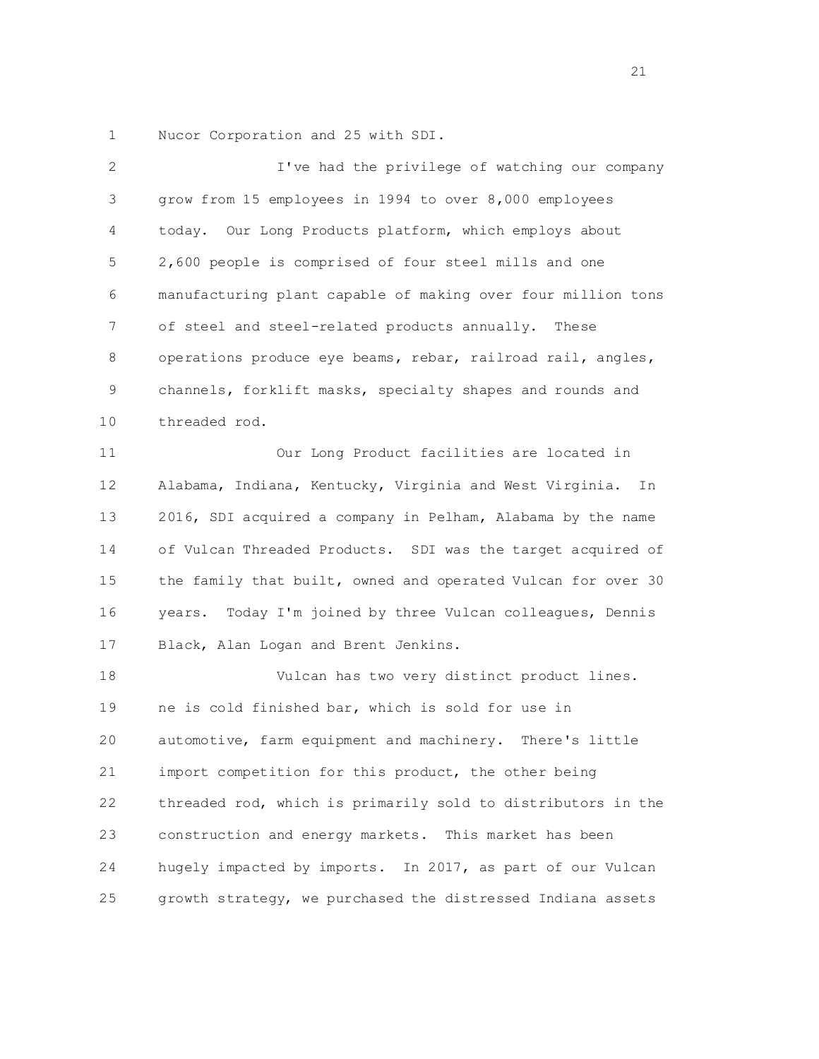Nucor Corporation and 25 with SDI.

I've had the privilege of watching our company grow from 15 employees in 1994 to over 8,000 employees today. Our Long Products platform, which employs about 2,600 people is comprised of four steel mills and one manufacturing plant capable of making over four million tons of steel and steel-related products annually. These operations produce eye beams, rebar, railroad rail, angles, channels, forklift masks, specialty shapes and rounds and threaded rod.

Our Long Product facilities are located in Alabama, Indiana, Kentucky, Virginia and West Virginia. In 2016, SDI acquired a company in Pelham, Alabama by the name of Vulcan Threaded Products. SDI was the target acquired of the family that built, owned and operated Vulcan for over 30 years. Today I'm joined by three Vulcan colleagues, Dennis Black, Alan Logan and Brent Jenkins.

Vulcan has two very distinct product lines. ne is cold finished bar, which is sold for use in automotive, farm equipment and machinery. There's little import competition for this product, the other being threaded rod, which is primarily sold to distributors in the construction and energy markets. This market has been hugely impacted by imports. In 2017, as part of our Vulcan growth strategy, we purchased the distressed Indiana assets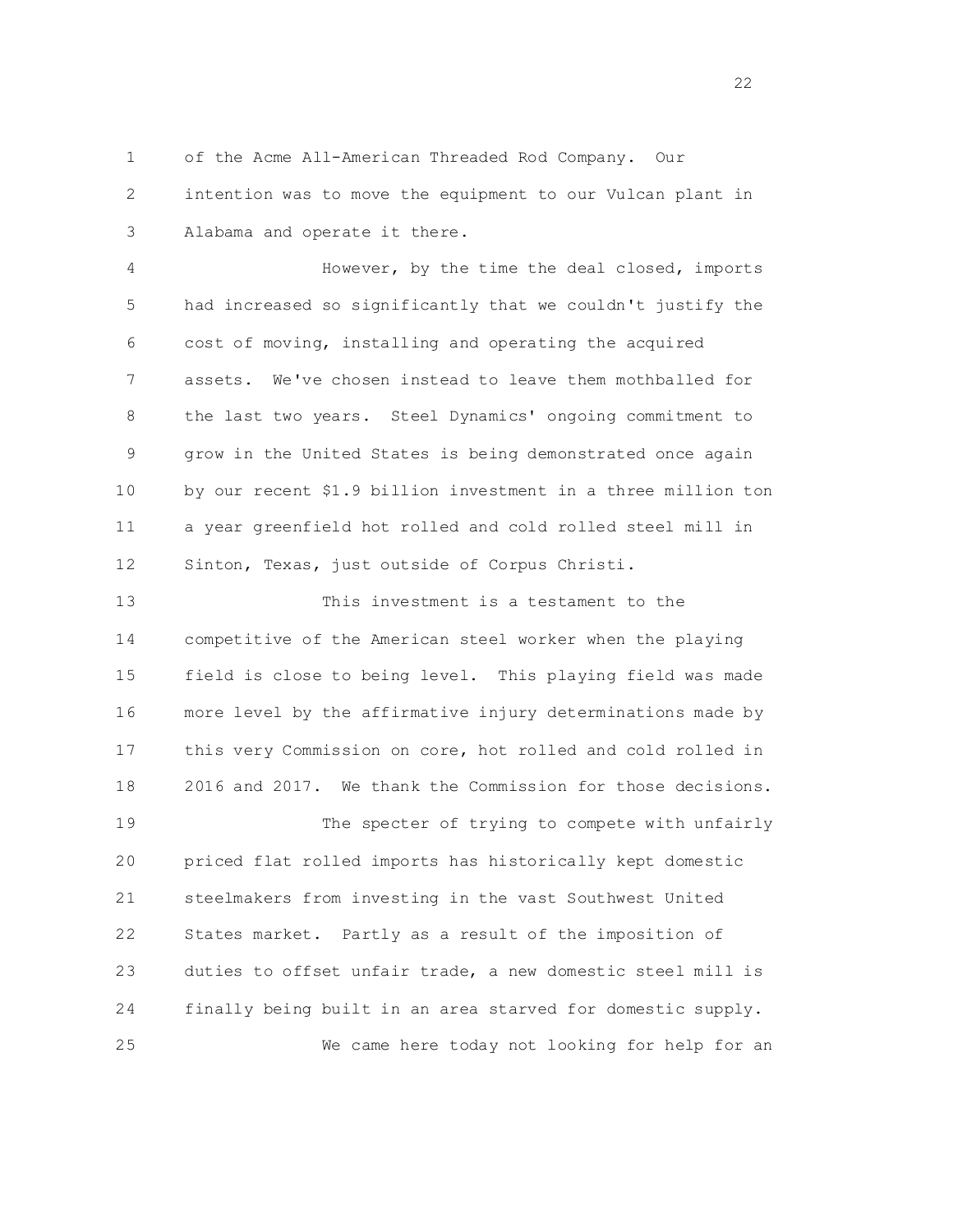of the Acme All-American Threaded Rod Company. Our intention was to move the equipment to our Vulcan plant in Alabama and operate it there.

However, by the time the deal closed, imports had increased so significantly that we couldn't justify the cost of moving, installing and operating the acquired assets. We've chosen instead to leave them mothballed for the last two years. Steel Dynamics' ongoing commitment to grow in the United States is being demonstrated once again by our recent $1.9 billion investment in a three million ton a year greenfield hot rolled and cold rolled steel mill in Sinton, Texas, just outside of Corpus Christi.

This investment is a testament to the competitive of the American steel worker when the playing field is close to being level. This playing field was made more level by the affirmative injury determinations made by this very Commission on core, hot rolled and cold rolled in 2016 and 2017. We thank the Commission for those decisions.

The specter of trying to compete with unfairly priced flat rolled imports has historically kept domestic steelmakers from investing in the vast Southwest United States market. Partly as a result of the imposition of duties to offset unfair trade, a new domestic steel mill is finally being built in an area starved for domestic supply.

We came here today not looking for help for an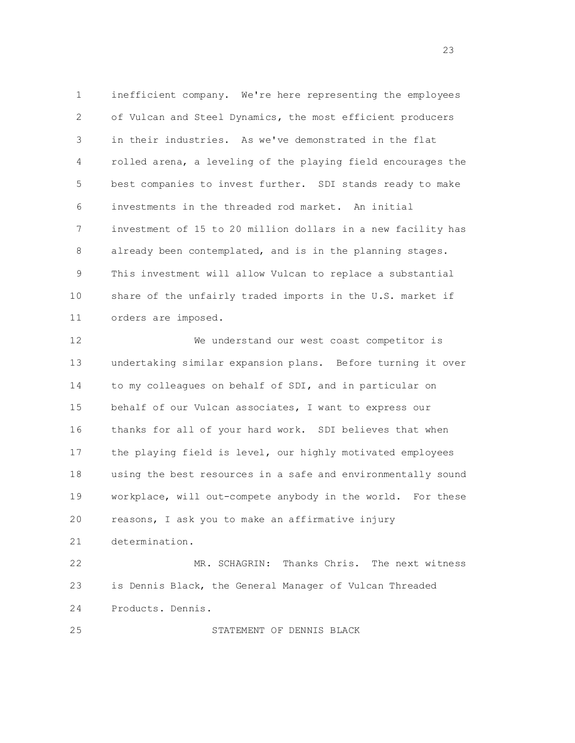inefficient company. We're here representing the employees of Vulcan and Steel Dynamics, the most efficient producers in their industries. As we've demonstrated in the flat rolled arena, a leveling of the playing field encourages the best companies to invest further. SDI stands ready to make investments in the threaded rod market. An initial investment of 15 to 20 million dollars in a new facility has already been contemplated, and is in the planning stages. This investment will allow Vulcan to replace a substantial share of the unfairly traded imports in the U.S. market if orders are imposed.

We understand our west coast competitor is undertaking similar expansion plans. Before turning it over to my colleagues on behalf of SDI, and in particular on behalf of our Vulcan associates, I want to express our thanks for all of your hard work. SDI believes that when the playing field is level, our highly motivated employees using the best resources in a safe and environmentally sound workplace, will out-compete anybody in the world. For these reasons, I ask you to make an affirmative injury determination.

MR. SCHAGRIN: Thanks Chris. The next witness is Dennis Black, the General Manager of Vulcan Threaded Products. Dennis.

STATEMENT OF DENNIS BLACK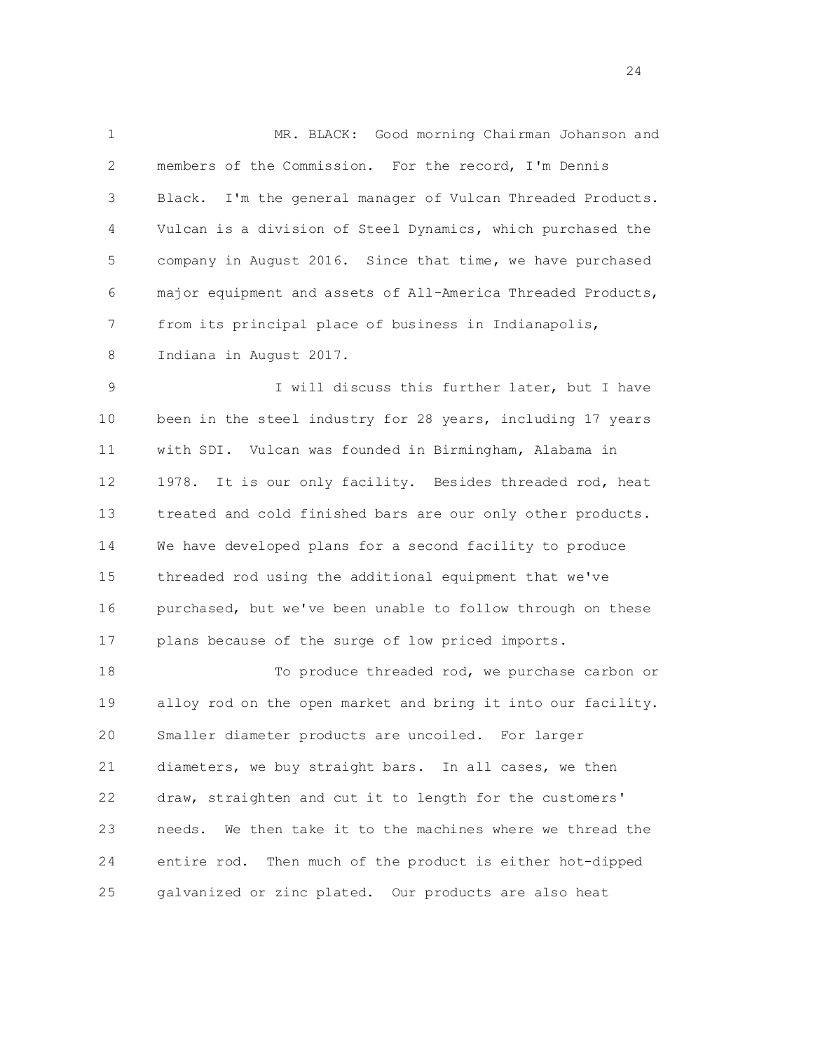MR. BLACK: Good morning Chairman Johanson and members of the Commission. For the record, I'm Dennis Black. I'm the general manager of Vulcan Threaded Products. Vulcan is a division of Steel Dynamics, which purchased the company in August 2016. Since that time, we have purchased major equipment and assets of All-America Threaded Products, from its principal place of business in Indianapolis, Indiana in August 2017.

I will discuss this further later, but I have been in the steel industry for 28 years, including 17 years with SDI. Vulcan was founded in Birmingham, Alabama in 1978. It is our only facility. Besides threaded rod, heat treated and cold finished bars are our only other products. We have developed plans for a second facility to produce threaded rod using the additional equipment that we've purchased, but we've been unable to follow through on these plans because of the surge of low priced imports.

To produce threaded rod, we purchase carbon or alloy rod on the open market and bring it into our facility. Smaller diameter products are uncoiled. For larger diameters, we buy straight bars. In all cases, we then draw, straighten and cut it to length for the customers' needs. We then take it to the machines where we thread the entire rod. Then much of the product is either hot-dipped galvanized or zinc plated. Our products are also heat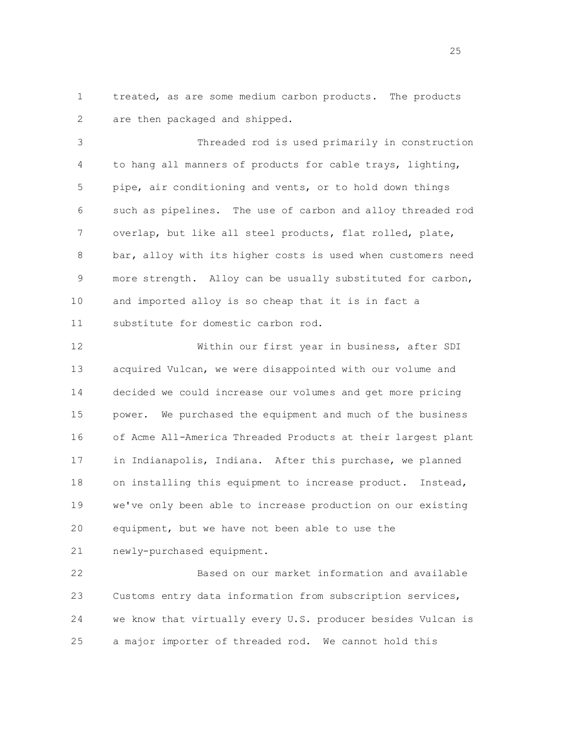treated, as are some medium carbon products. The products are then packaged and shipped.

Threaded rod is used primarily in construction to hang all manners of products for cable trays, lighting, pipe, air conditioning and vents, or to hold down things such as pipelines. The use of carbon and alloy threaded rod overlap, but like all steel products, flat rolled, plate, bar, alloy with its higher costs is used when customers need more strength. Alloy can be usually substituted for carbon, and imported alloy is so cheap that it is in fact a substitute for domestic carbon rod.

Within our first year in business, after SDI acquired Vulcan, we were disappointed with our volume and decided we could increase our volumes and get more pricing power. We purchased the equipment and much of the business of Acme All-America Threaded Products at their largest plant in Indianapolis, Indiana. After this purchase, we planned on installing this equipment to increase product. Instead, we've only been able to increase production on our existing equipment, but we have not been able to use the newly-purchased equipment.

Based on our market information and available Customs entry data information from subscription services, we know that virtually every U.S. producer besides Vulcan is a major importer of threaded rod. We cannot hold this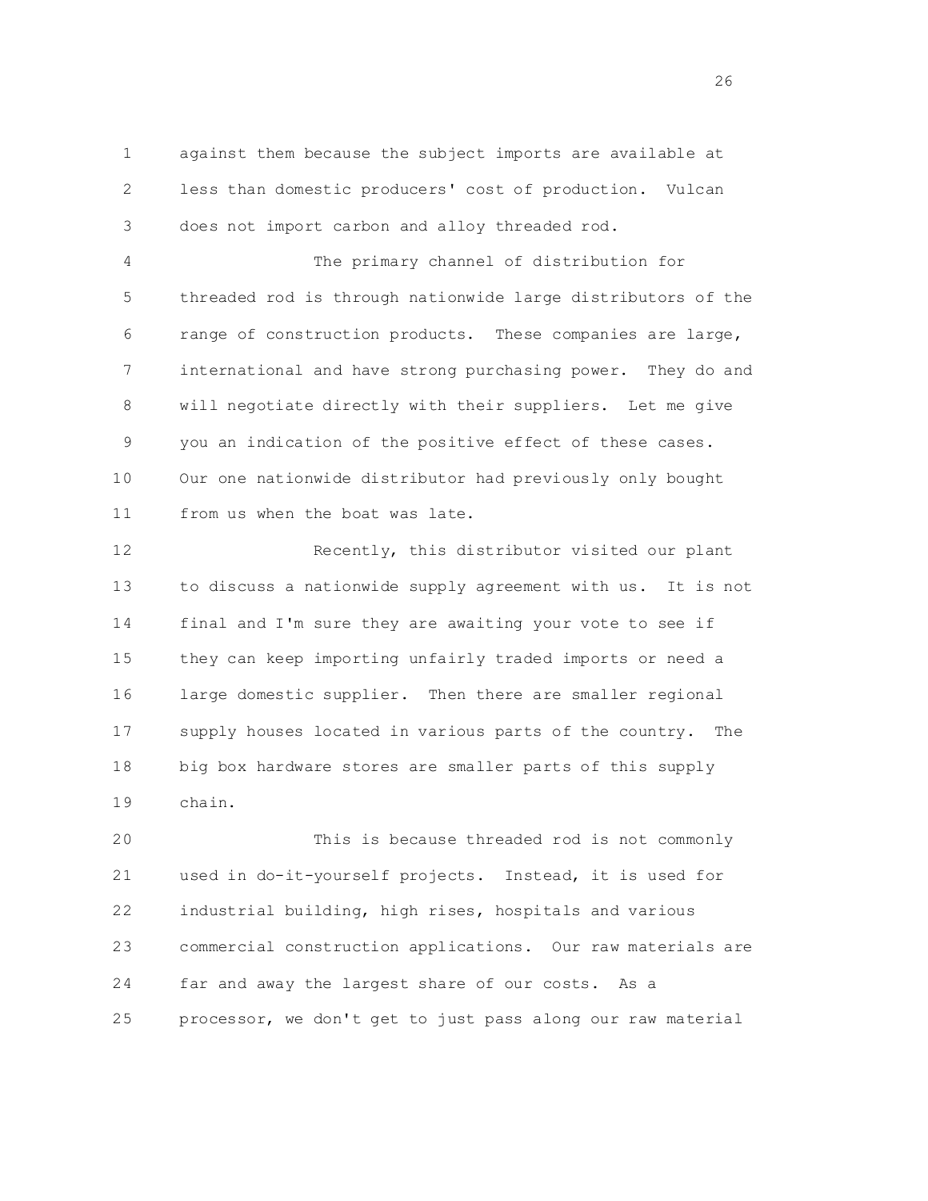against them because the subject imports are available at less than domestic producers' cost of production. Vulcan does not import carbon and alloy threaded rod.

The primary channel of distribution for threaded rod is through nationwide large distributors of the range of construction products. These companies are large, international and have strong purchasing power. They do and will negotiate directly with their suppliers. Let me give you an indication of the positive effect of these cases. Our one nationwide distributor had previously only bought from us when the boat was late.

Recently, this distributor visited our plant to discuss a nationwide supply agreement with us. It is not final and I'm sure they are awaiting your vote to see if they can keep importing unfairly traded imports or need a large domestic supplier. Then there are smaller regional supply houses located in various parts of the country. The big box hardware stores are smaller parts of this supply chain.

This is because threaded rod is not commonly used in do-it-yourself projects. Instead, it is used for industrial building, high rises, hospitals and various commercial construction applications. Our raw materials are far and away the largest share of our costs. As a processor, we don't get to just pass along our raw material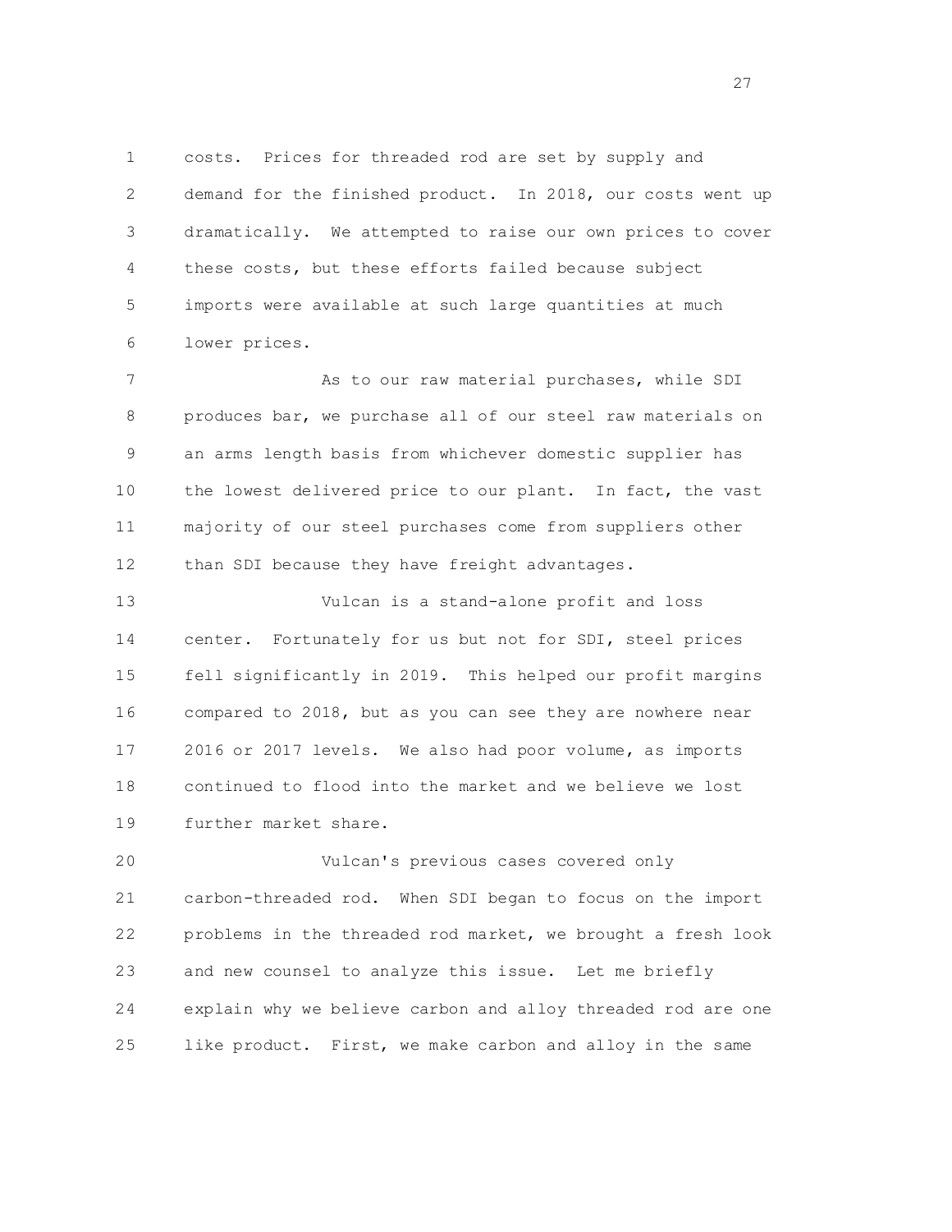costs. Prices for threaded rod are set by supply and demand for the finished product. In 2018, our costs went up dramatically. We attempted to raise our own prices to cover these costs, but these efforts failed because subject imports were available at such large quantities at much lower prices.

As to our raw material purchases, while SDI produces bar, we purchase all of our steel raw materials on an arms length basis from whichever domestic supplier has the lowest delivered price to our plant. In fact, the vast majority of our steel purchases come from suppliers other than SDI because they have freight advantages.

Vulcan is a stand-alone profit and loss center. Fortunately for us but not for SDI, steel prices fell significantly in 2019. This helped our profit margins compared to 2018, but as you can see they are nowhere near 2016 or 2017 levels. We also had poor volume, as imports continued to flood into the market and we believe we lost further market share.

Vulcan's previous cases covered only carbon-threaded rod. When SDI began to focus on the import problems in the threaded rod market, we brought a fresh look and new counsel to analyze this issue. Let me briefly explain why we believe carbon and alloy threaded rod are one like product. First, we make carbon and alloy in the same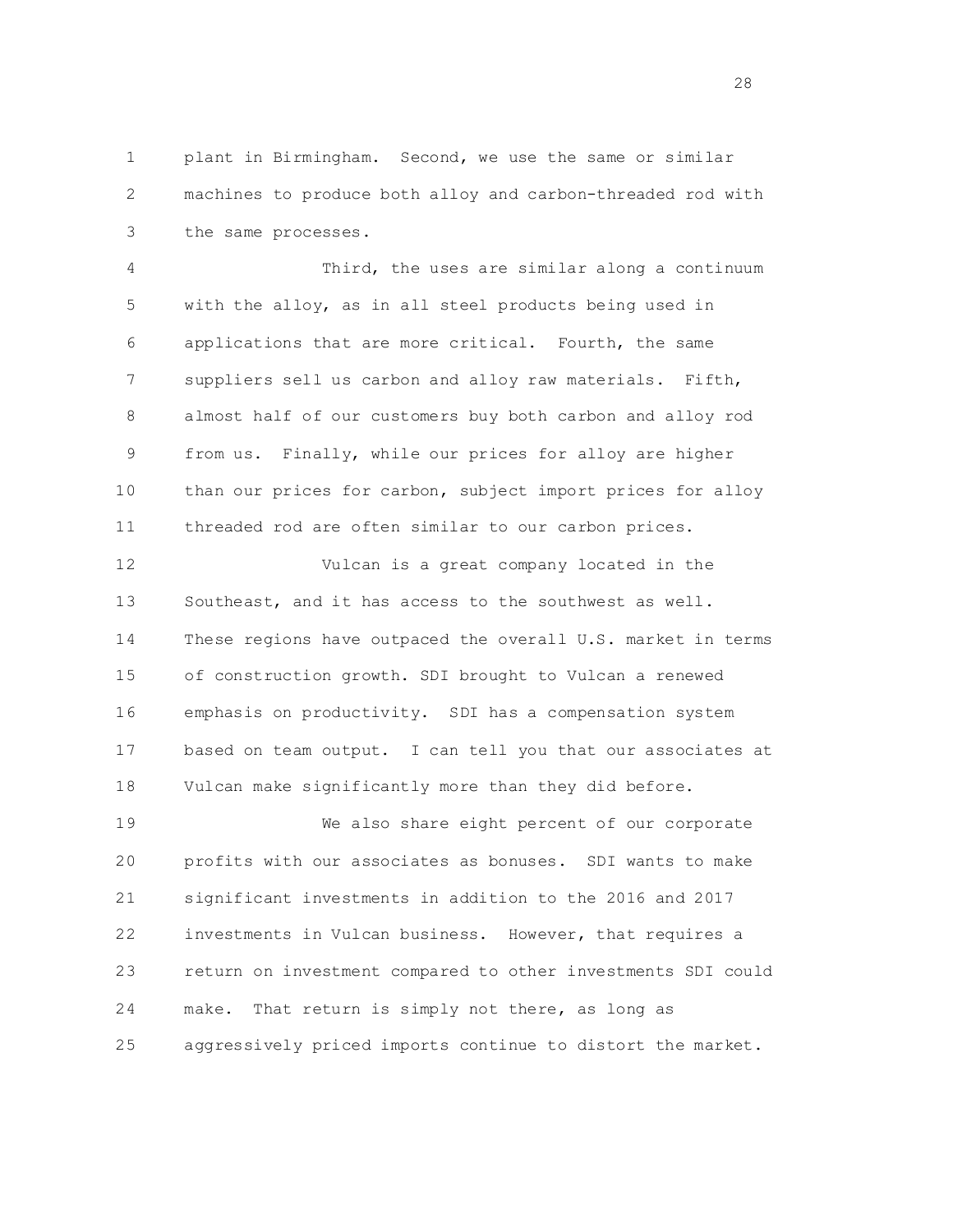plant in Birmingham. Second, we use the same or similar machines to produce both alloy and carbon-threaded rod with the same processes.

Third, the uses are similar along a continuum with the alloy, as in all steel products being used in applications that are more critical. Fourth, the same suppliers sell us carbon and alloy raw materials. Fifth, almost half of our customers buy both carbon and alloy rod from us. Finally, while our prices for alloy are higher than our prices for carbon, subject import prices for alloy threaded rod are often similar to our carbon prices.

Vulcan is a great company located in the Southeast, and it has access to the southwest as well. These regions have outpaced the overall U.S. market in terms of construction growth. SDI brought to Vulcan a renewed emphasis on productivity. SDI has a compensation system based on team output. I can tell you that our associates at Vulcan make significantly more than they did before.

We also share eight percent of our corporate profits with our associates as bonuses. SDI wants to make significant investments in addition to the 2016 and 2017 investments in Vulcan business. However, that requires a return on investment compared to other investments SDI could make. That return is simply not there, as long as aggressively priced imports continue to distort the market.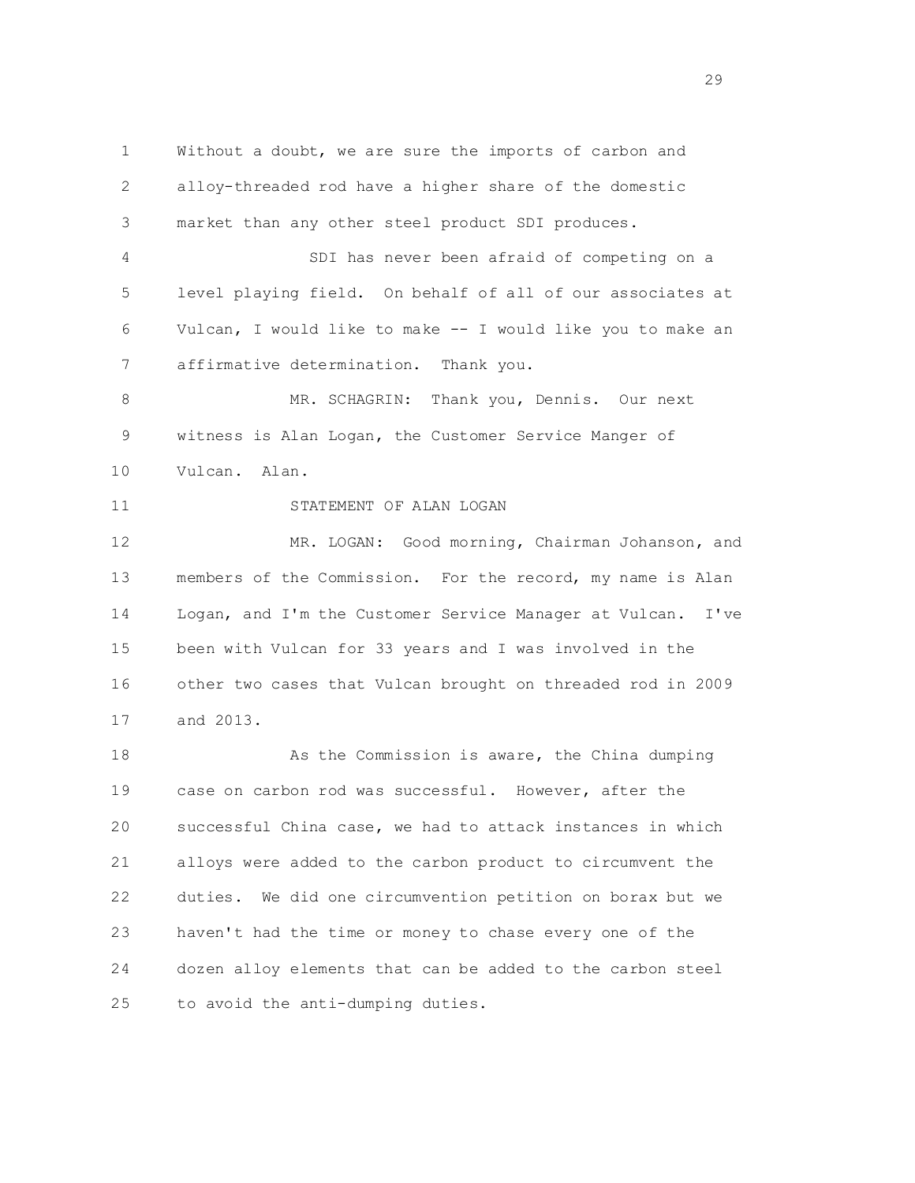Without a doubt, we are sure the imports of carbon and alloy-threaded rod have a higher share of the domestic market than any other steel product SDI produces.

SDI has never been afraid of competing on a level playing field. On behalf of all of our associates at Vulcan, I would like to make -- I would like you to make an affirmative determination. Thank you.

MR. SCHAGRIN: Thank you, Dennis. Our next witness is Alan Logan, the Customer Service Manger of Vulcan. Alan.

STATEMENT OF ALAN LOGAN

MR. LOGAN: Good morning, Chairman Johanson, and members of the Commission. For the record, my name is Alan Logan, and I'm the Customer Service Manager at Vulcan. I've been with Vulcan for 33 years and I was involved in the other two cases that Vulcan brought on threaded rod in 2009 and 2013.

As the Commission is aware, the China dumping case on carbon rod was successful. However, after the successful China case, we had to attack instances in which alloys were added to the carbon product to circumvent the duties. We did one circumvention petition on borax but we haven't had the time or money to chase every one of the dozen alloy elements that can be added to the carbon steel to avoid the anti-dumping duties.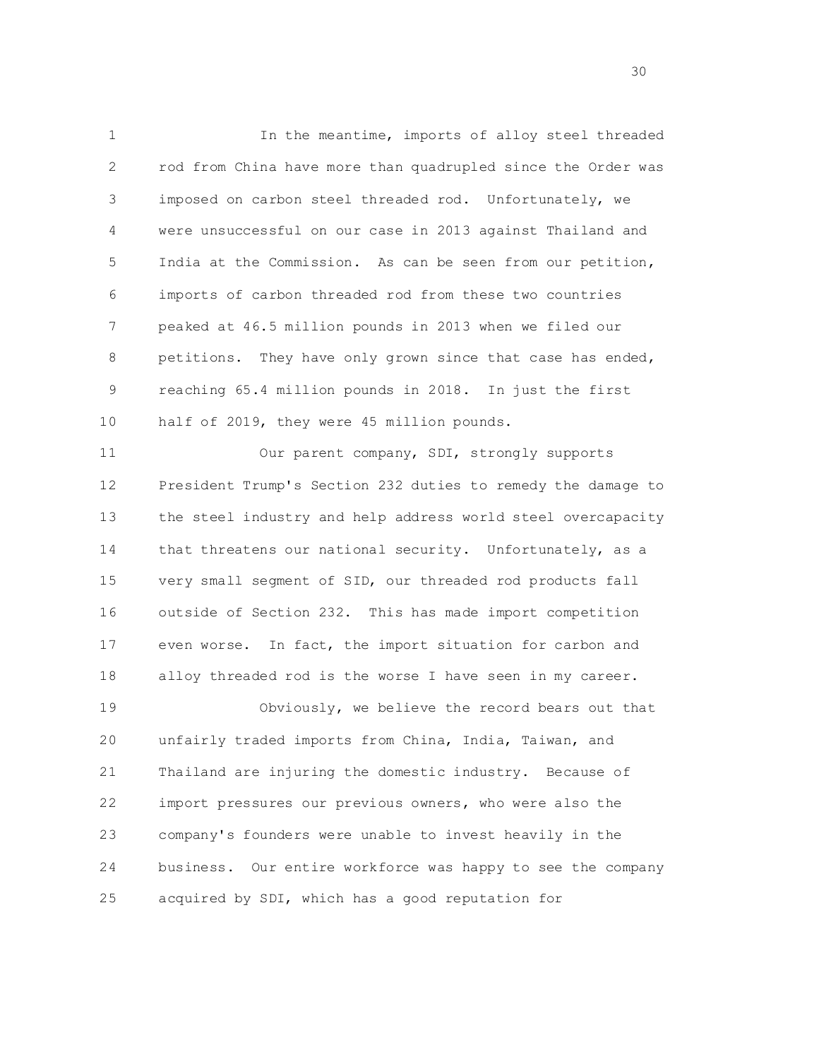In the meantime, imports of alloy steel threaded rod from China have more than quadrupled since the Order was imposed on carbon steel threaded rod. Unfortunately, we were unsuccessful on our case in 2013 against Thailand and India at the Commission. As can be seen from our petition, imports of carbon threaded rod from these two countries peaked at 46.5 million pounds in 2013 when we filed our petitions. They have only grown since that case has ended, reaching 65.4 million pounds in 2018. In just the first half of 2019, they were 45 million pounds.

Our parent company, SDI, strongly supports President Trump's Section 232 duties to remedy the damage to the steel industry and help address world steel overcapacity that threatens our national security. Unfortunately, as a very small segment of SID, our threaded rod products fall outside of Section 232. This has made import competition even worse. In fact, the import situation for carbon and alloy threaded rod is the worse I have seen in my career.

Obviously, we believe the record bears out that unfairly traded imports from China, India, Taiwan, and Thailand are injuring the domestic industry. Because of import pressures our previous owners, who were also the company's founders were unable to invest heavily in the business. Our entire workforce was happy to see the company acquired by SDI, which has a good reputation for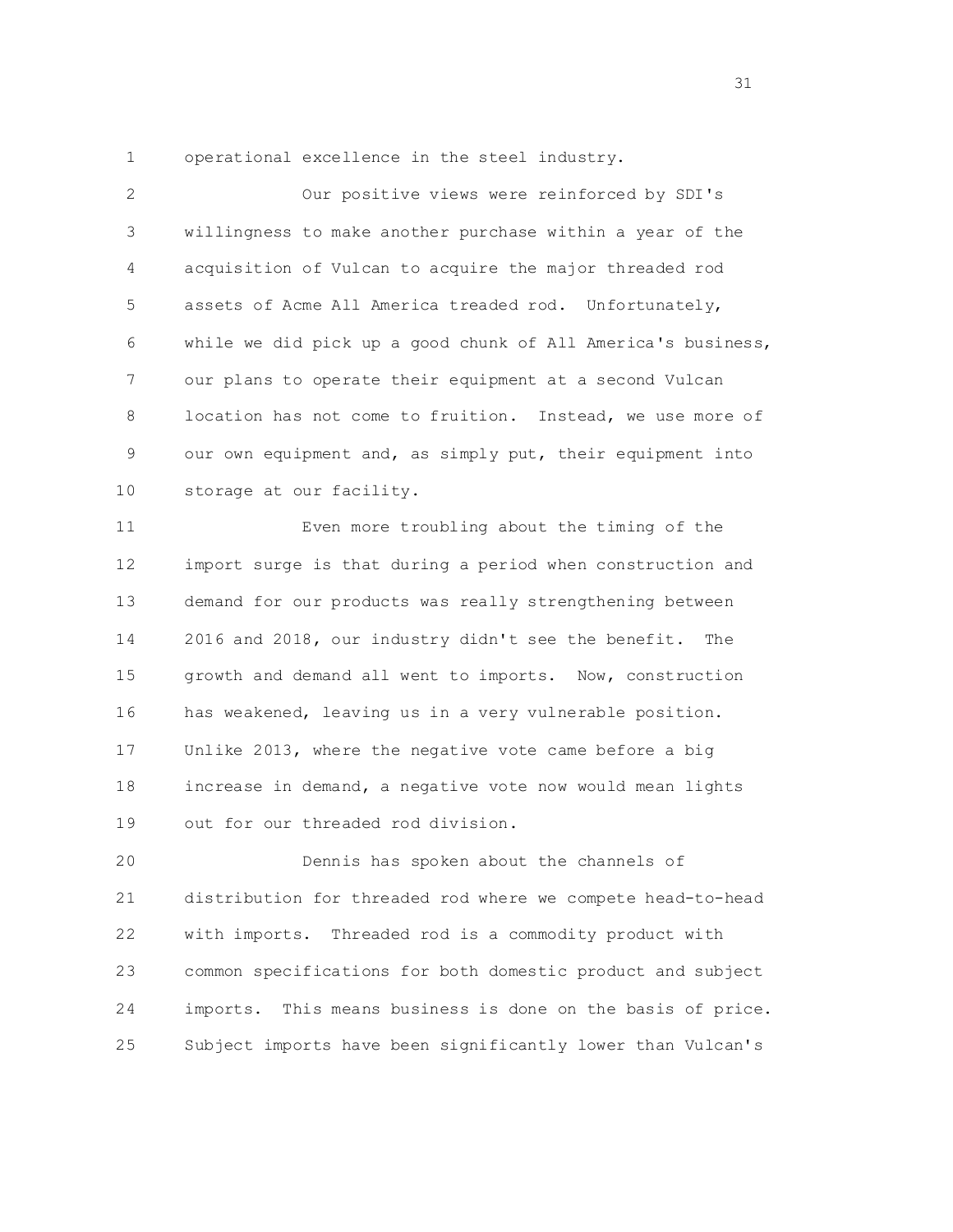operational excellence in the steel industry.

Our positive views were reinforced by SDI's willingness to make another purchase within a year of the acquisition of Vulcan to acquire the major threaded rod assets of Acme All America treaded rod. Unfortunately, while we did pick up a good chunk of All America's business, our plans to operate their equipment at a second Vulcan location has not come to fruition. Instead, we use more of our own equipment and, as simply put, their equipment into storage at our facility.

Even more troubling about the timing of the import surge is that during a period when construction and demand for our products was really strengthening between 2016 and 2018, our industry didn't see the benefit. The growth and demand all went to imports. Now, construction has weakened, leaving us in a very vulnerable position. Unlike 2013, where the negative vote came before a big increase in demand, a negative vote now would mean lights out for our threaded rod division.

Dennis has spoken about the channels of distribution for threaded rod where we compete head-to-head with imports. Threaded rod is a commodity product with common specifications for both domestic product and subject imports. This means business is done on the basis of price. Subject imports have been significantly lower than Vulcan's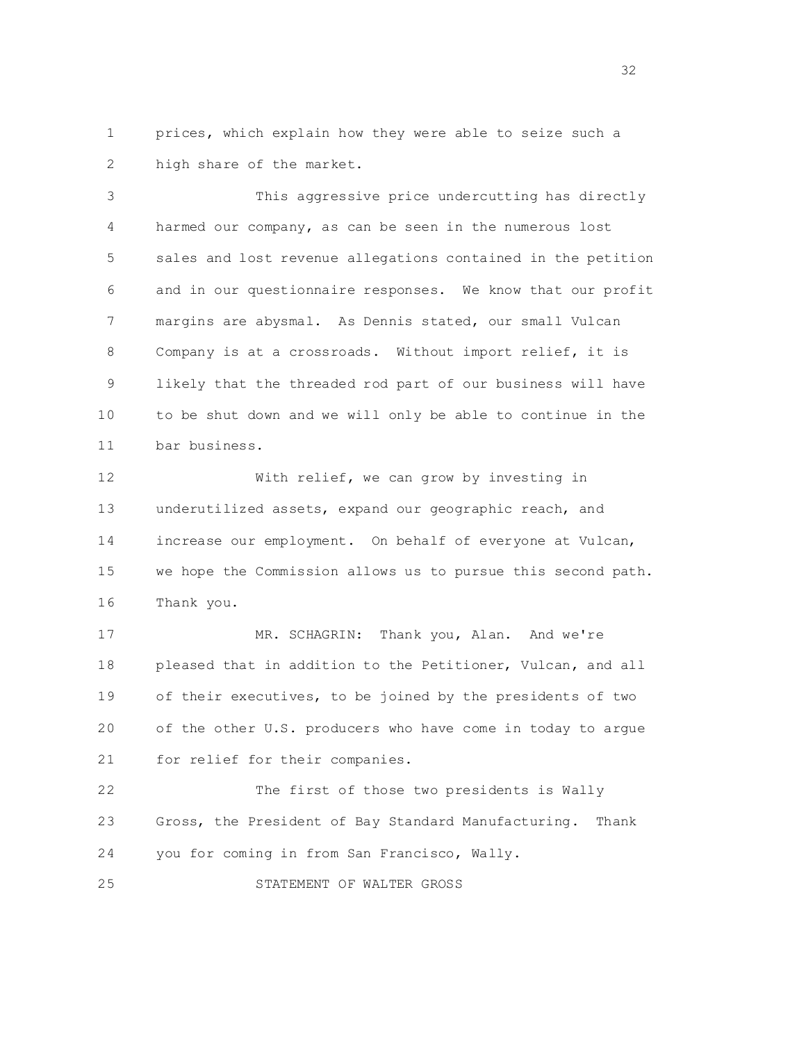prices, which explain how they were able to seize such a high share of the market.

This aggressive price undercutting has directly harmed our company, as can be seen in the numerous lost sales and lost revenue allegations contained in the petition and in our questionnaire responses. We know that our profit margins are abysmal. As Dennis stated, our small Vulcan Company is at a crossroads. Without import relief, it is likely that the threaded rod part of our business will have to be shut down and we will only be able to continue in the bar business.

With relief, we can grow by investing in underutilized assets, expand our geographic reach, and increase our employment. On behalf of everyone at Vulcan, we hope the Commission allows us to pursue this second path. Thank you.

MR. SCHAGRIN: Thank you, Alan. And we're pleased that in addition to the Petitioner, Vulcan, and all of their executives, to be joined by the presidents of two of the other U.S. producers who have come in today to argue for relief for their companies.

The first of those two presidents is Wally Gross, the President of Bay Standard Manufacturing. Thank you for coming in from San Francisco, Wally.

STATEMENT OF WALTER GROSS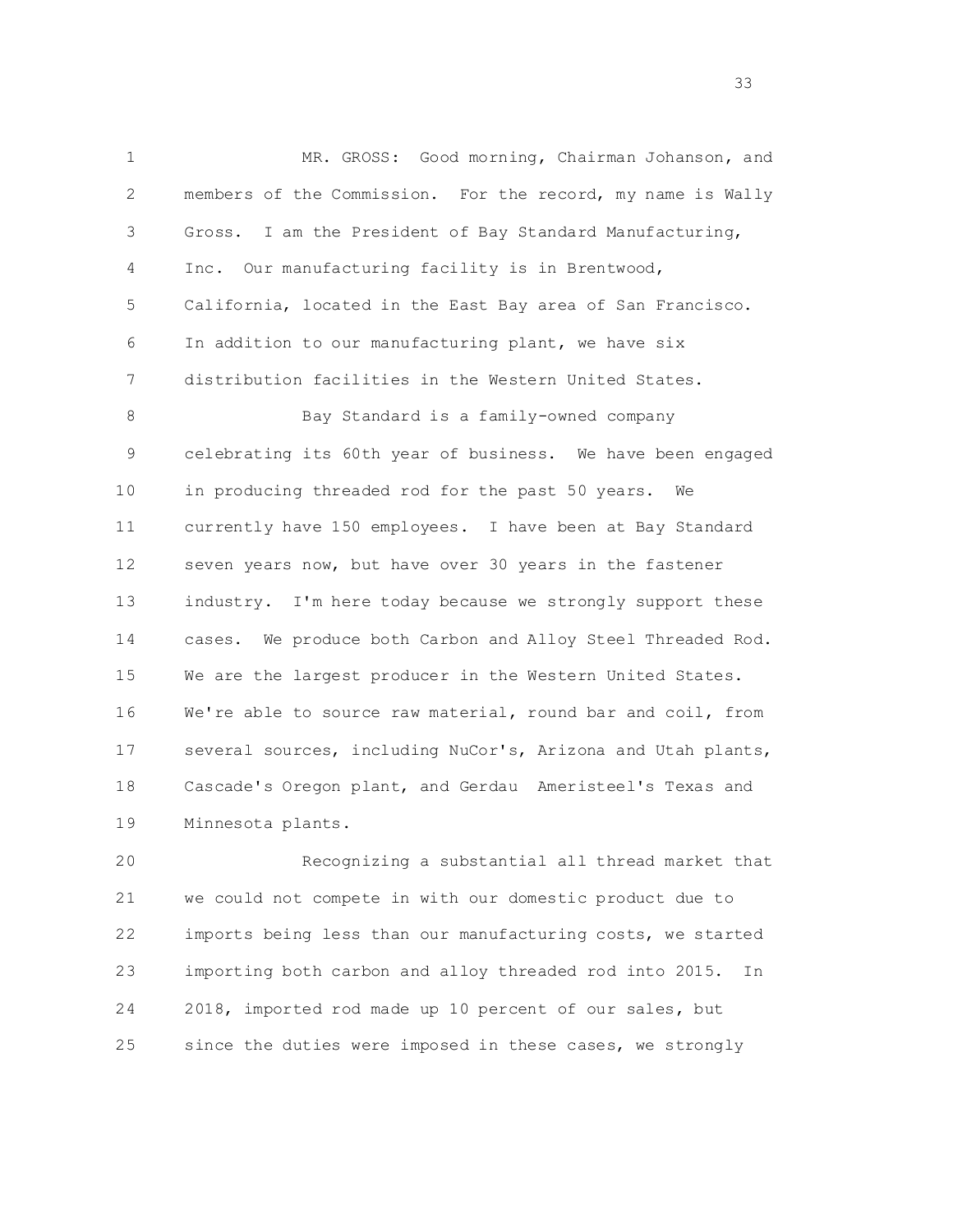MR. GROSS: Good morning, Chairman Johanson, and members of the Commission. For the record, my name is Wally Gross. I am the President of Bay Standard Manufacturing, Inc. Our manufacturing facility is in Brentwood, California, located in the East Bay area of San Francisco. In addition to our manufacturing plant, we have six distribution facilities in the Western United States.

Bay Standard is a family-owned company celebrating its 60th year of business. We have been engaged in producing threaded rod for the past 50 years. We currently have 150 employees. I have been at Bay Standard seven years now, but have over 30 years in the fastener industry. I'm here today because we strongly support these cases. We produce both Carbon and Alloy Steel Threaded Rod. We are the largest producer in the Western United States. We're able to source raw material, round bar and coil, from several sources, including NuCor's, Arizona and Utah plants, Cascade's Oregon plant, and Gerdau Ameristeel's Texas and Minnesota plants.

Recognizing a substantial all thread market that we could not compete in with our domestic product due to imports being less than our manufacturing costs, we started importing both carbon and alloy threaded rod into 2015. In 2018, imported rod made up 10 percent of our sales, but since the duties were imposed in these cases, we strongly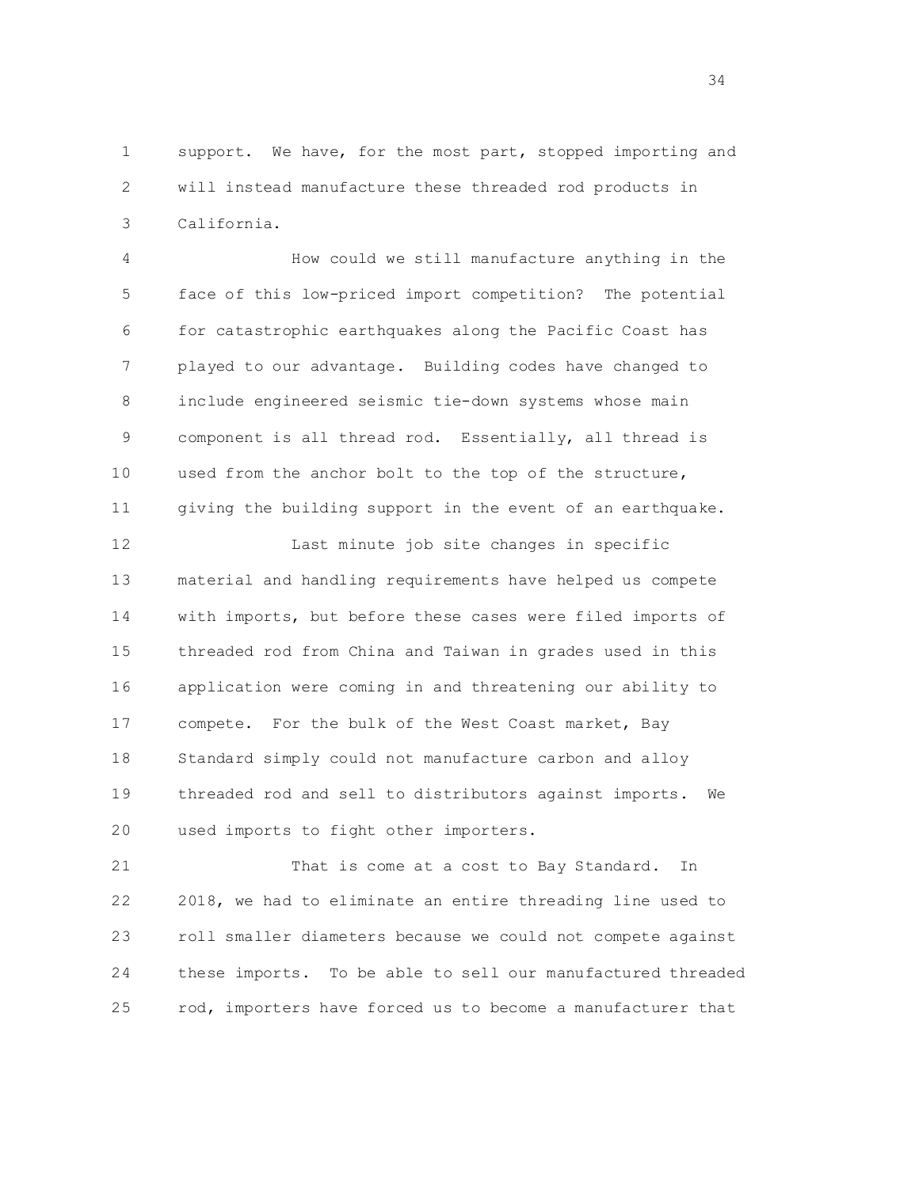support. We have, for the most part, stopped importing and will instead manufacture these threaded rod products in California.

How could we still manufacture anything in the face of this low-priced import competition? The potential for catastrophic earthquakes along the Pacific Coast has played to our advantage. Building codes have changed to include engineered seismic tie-down systems whose main component is all thread rod. Essentially, all thread is used from the anchor bolt to the top of the structure, giving the building support in the event of an earthquake.

Last minute job site changes in specific material and handling requirements have helped us compete with imports, but before these cases were filed imports of threaded rod from China and Taiwan in grades used in this application were coming in and threatening our ability to compete. For the bulk of the West Coast market, Bay Standard simply could not manufacture carbon and alloy threaded rod and sell to distributors against imports. We used imports to fight other importers.

That is come at a cost to Bay Standard. In 2018, we had to eliminate an entire threading line used to roll smaller diameters because we could not compete against these imports. To be able to sell our manufactured threaded rod, importers have forced us to become a manufacturer that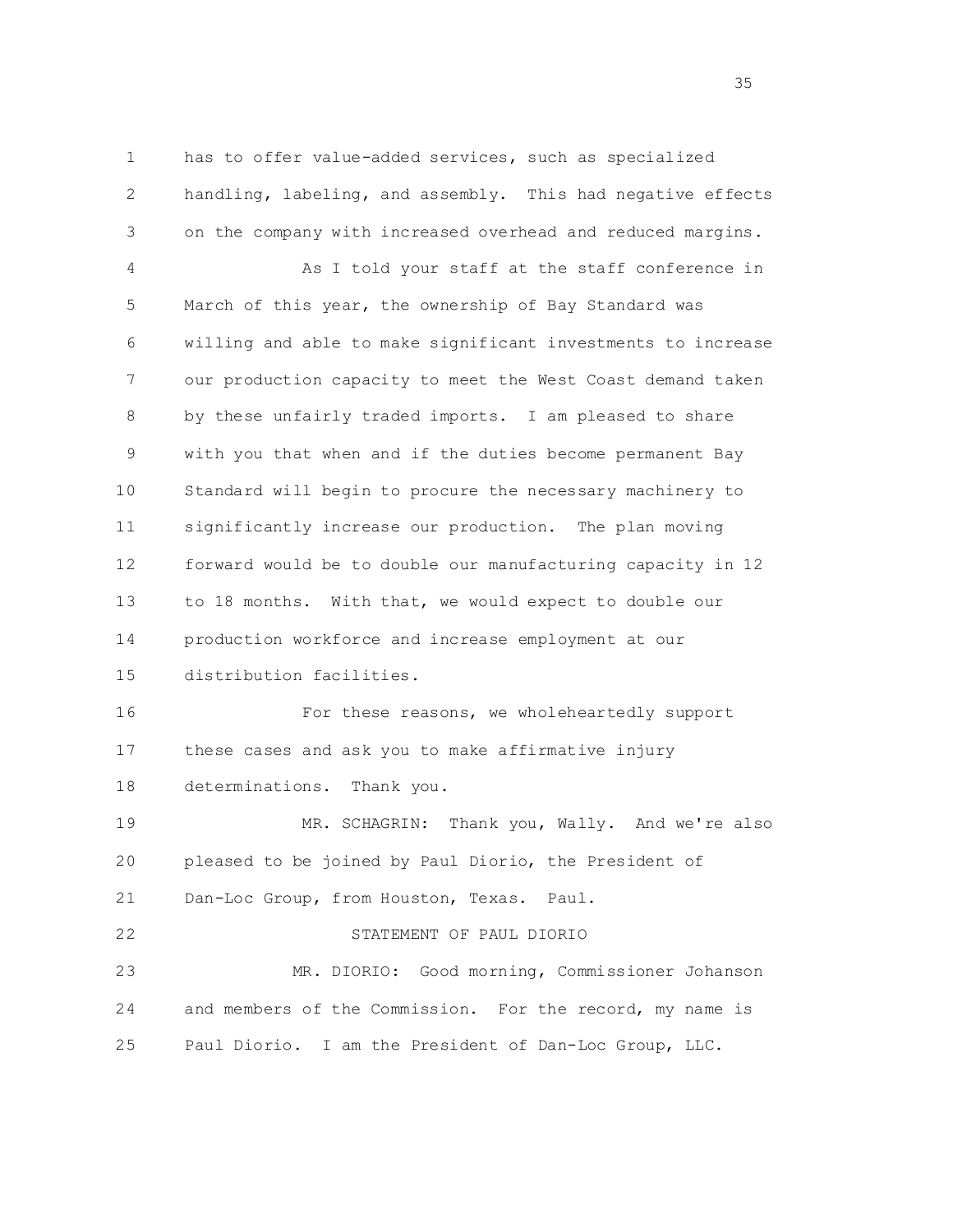has to offer value-added services, such as specialized handling, labeling, and assembly. This had negative effects on the company with increased overhead and reduced margins.

As I told your staff at the staff conference in March of this year, the ownership of Bay Standard was willing and able to make significant investments to increase our production capacity to meet the West Coast demand taken by these unfairly traded imports. I am pleased to share with you that when and if the duties become permanent Bay Standard will begin to procure the necessary machinery to significantly increase our production. The plan moving forward would be to double our manufacturing capacity in 12 to 18 months. With that, we would expect to double our production workforce and increase employment at our distribution facilities.

For these reasons, we wholeheartedly support these cases and ask you to make affirmative injury determinations. Thank you.

MR. SCHAGRIN: Thank you, Wally. And we're also pleased to be joined by Paul Diorio, the President of Dan-Loc Group, from Houston, Texas. Paul.

STATEMENT OF PAUL DIORIO

MR. DIORIO: Good morning, Commissioner Johanson and members of the Commission. For the record, my name is Paul Diorio. I am the President of Dan-Loc Group, LLC.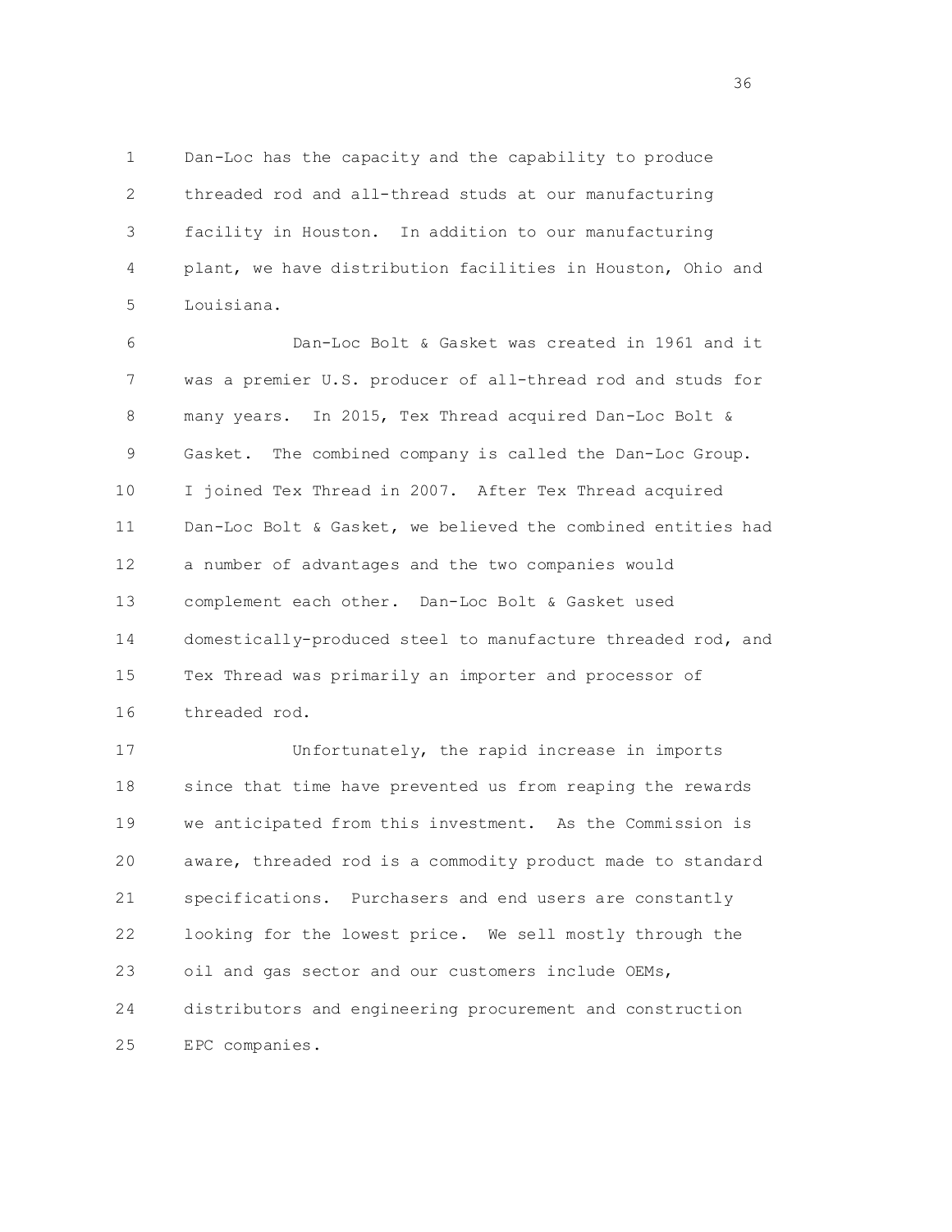Dan-Loc has the capacity and the capability to produce threaded rod and all-thread studs at our manufacturing facility in Houston. In addition to our manufacturing plant, we have distribution facilities in Houston, Ohio and Louisiana.

Dan-Loc Bolt & Gasket was created in 1961 and it was a premier U.S. producer of all-thread rod and studs for many years. In 2015, Tex Thread acquired Dan-Loc Bolt & Gasket. The combined company is called the Dan-Loc Group. I joined Tex Thread in 2007. After Tex Thread acquired Dan-Loc Bolt & Gasket, we believed the combined entities had a number of advantages and the two companies would complement each other. Dan-Loc Bolt & Gasket used domestically-produced steel to manufacture threaded rod, and Tex Thread was primarily an importer and processor of threaded rod.

Unfortunately, the rapid increase in imports since that time have prevented us from reaping the rewards we anticipated from this investment. As the Commission is aware, threaded rod is a commodity product made to standard specifications. Purchasers and end users are constantly looking for the lowest price. We sell mostly through the oil and gas sector and our customers include OEMs, distributors and engineering procurement and construction EPC companies.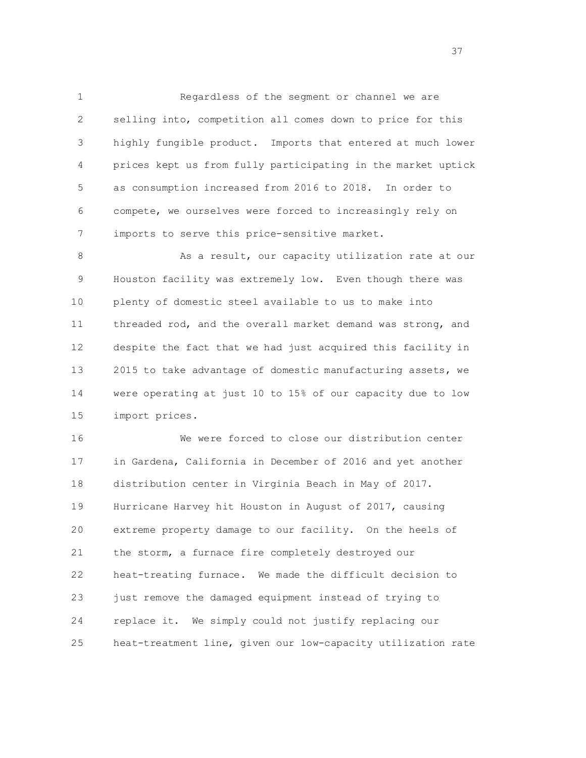Regardless of the segment or channel we are selling into, competition all comes down to price for this highly fungible product. Imports that entered at much lower prices kept us from fully participating in the market uptick as consumption increased from 2016 to 2018. In order to compete, we ourselves were forced to increasingly rely on imports to serve this price-sensitive market.

As a result, our capacity utilization rate at our Houston facility was extremely low. Even though there was plenty of domestic steel available to us to make into threaded rod, and the overall market demand was strong, and despite the fact that we had just acquired this facility in 2015 to take advantage of domestic manufacturing assets, we were operating at just 10 to 15% of our capacity due to low import prices.

We were forced to close our distribution center in Gardena, California in December of 2016 and yet another distribution center in Virginia Beach in May of 2017. Hurricane Harvey hit Houston in August of 2017, causing extreme property damage to our facility. On the heels of the storm, a furnace fire completely destroyed our heat-treating furnace. We made the difficult decision to just remove the damaged equipment instead of trying to replace it. We simply could not justify replacing our heat-treatment line, given our low-capacity utilization rate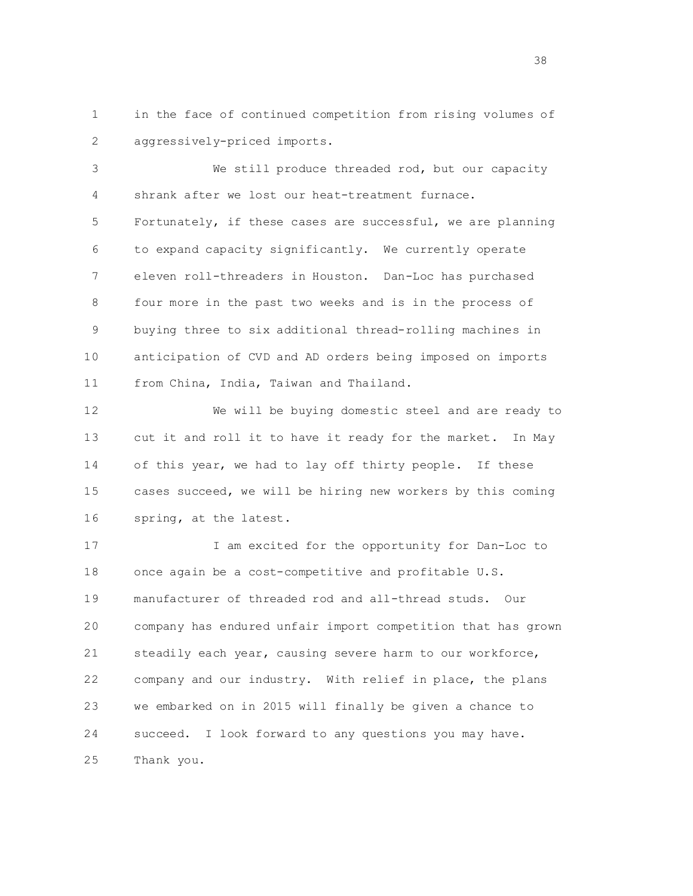in the face of continued competition from rising volumes of aggressively-priced imports.

We still produce threaded rod, but our capacity shrank after we lost our heat-treatment furnace. Fortunately, if these cases are successful, we are planning to expand capacity significantly. We currently operate eleven roll-threaders in Houston. Dan-Loc has purchased four more in the past two weeks and is in the process of buying three to six additional thread-rolling machines in anticipation of CVD and AD orders being imposed on imports from China, India, Taiwan and Thailand.

We will be buying domestic steel and are ready to cut it and roll it to have it ready for the market. In May of this year, we had to lay off thirty people. If these cases succeed, we will be hiring new workers by this coming spring, at the latest.

I am excited for the opportunity for Dan-Loc to once again be a cost-competitive and profitable U.S. manufacturer of threaded rod and all-thread studs. Our company has endured unfair import competition that has grown steadily each year, causing severe harm to our workforce, company and our industry. With relief in place, the plans we embarked on in 2015 will finally be given a chance to succeed. I look forward to any questions you may have. Thank you.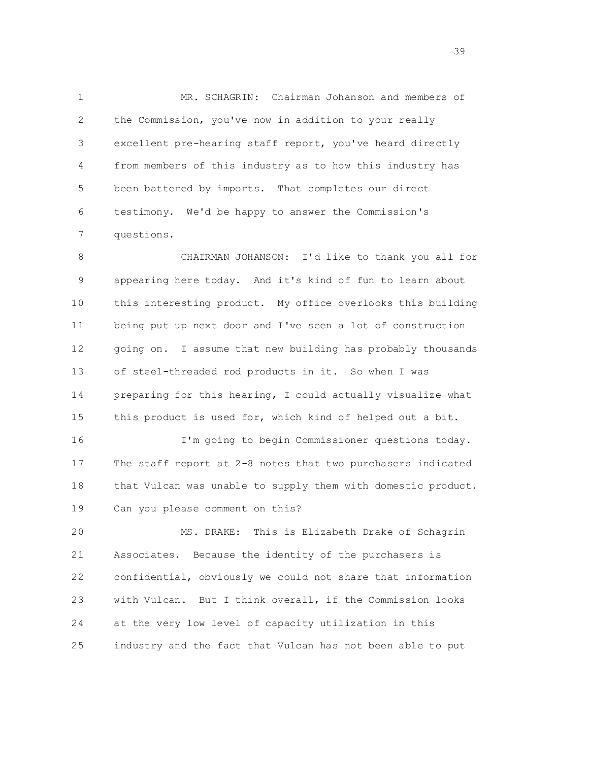MR. SCHAGRIN: Chairman Johanson and members of the Commission, you've now in addition to your really excellent pre-hearing staff report, you've heard directly from members of this industry as to how this industry has been battered by imports. That completes our direct testimony. We'd be happy to answer the Commission's questions.

CHAIRMAN JOHANSON: I'd like to thank you all for appearing here today. And it's kind of fun to learn about this interesting product. My office overlooks this building being put up next door and I've seen a lot of construction going on. I assume that new building has probably thousands of steel-threaded rod products in it. So when I was preparing for this hearing, I could actually visualize what this product is used for, which kind of helped out a bit.

I'm going to begin Commissioner questions today. The staff report at 2-8 notes that two purchasers indicated that Vulcan was unable to supply them with domestic product. Can you please comment on this?

MS. DRAKE: This is Elizabeth Drake of Schagrin Associates. Because the identity of the purchasers is confidential, obviously we could not share that information with Vulcan. But I think overall, if the Commission looks at the very low level of capacity utilization in this industry and the fact that Vulcan has not been able to put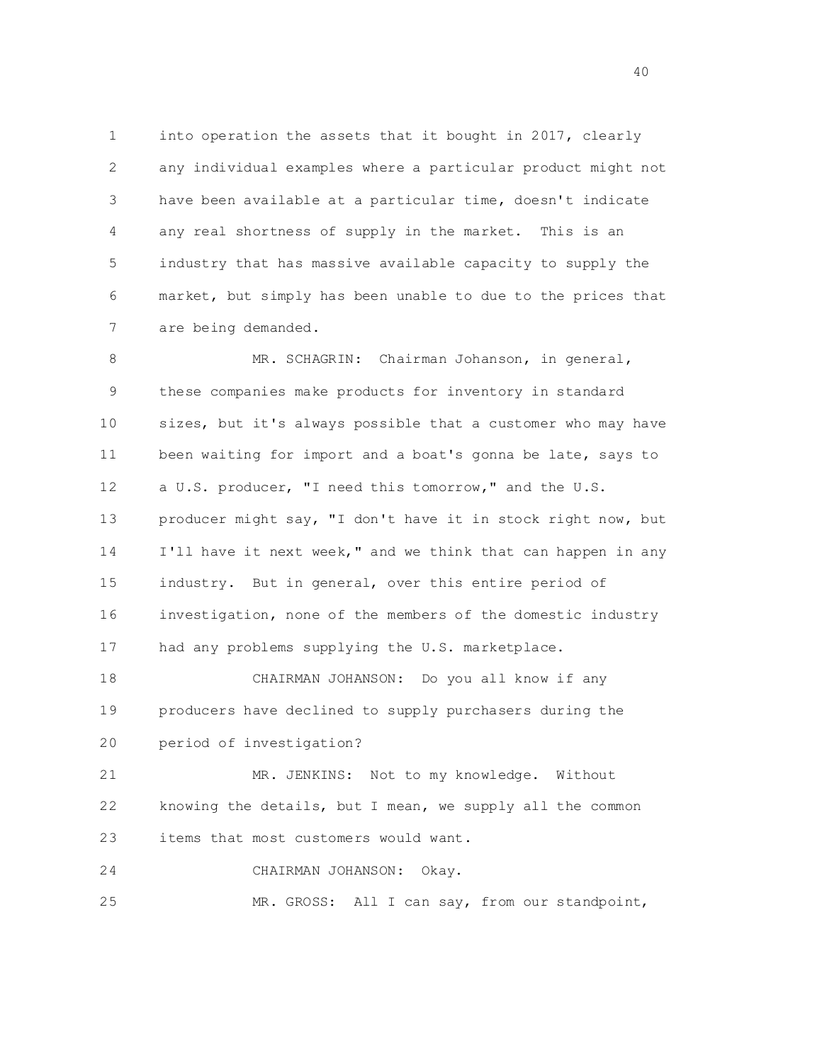into operation the assets that it bought in 2017, clearly any individual examples where a particular product might not have been available at a particular time, doesn't indicate any real shortness of supply in the market. This is an industry that has massive available capacity to supply the market, but simply has been unable to due to the prices that are being demanded.

MR. SCHAGRIN: Chairman Johanson, in general, these companies make products for inventory in standard sizes, but it's always possible that a customer who may have been waiting for import and a boat's gonna be late, says to a U.S. producer, "I need this tomorrow," and the U.S. producer might say, "I don't have it in stock right now, but I'll have it next week," and we think that can happen in any industry. But in general, over this entire period of investigation, none of the members of the domestic industry had any problems supplying the U.S. marketplace.

CHAIRMAN JOHANSON: Do you all know if any producers have declined to supply purchasers during the period of investigation?

MR. JENKINS: Not to my knowledge. Without knowing the details, but I mean, we supply all the common items that most customers would want.

CHAIRMAN JOHANSON: Okay.

MR. GROSS: All I can say, from our standpoint,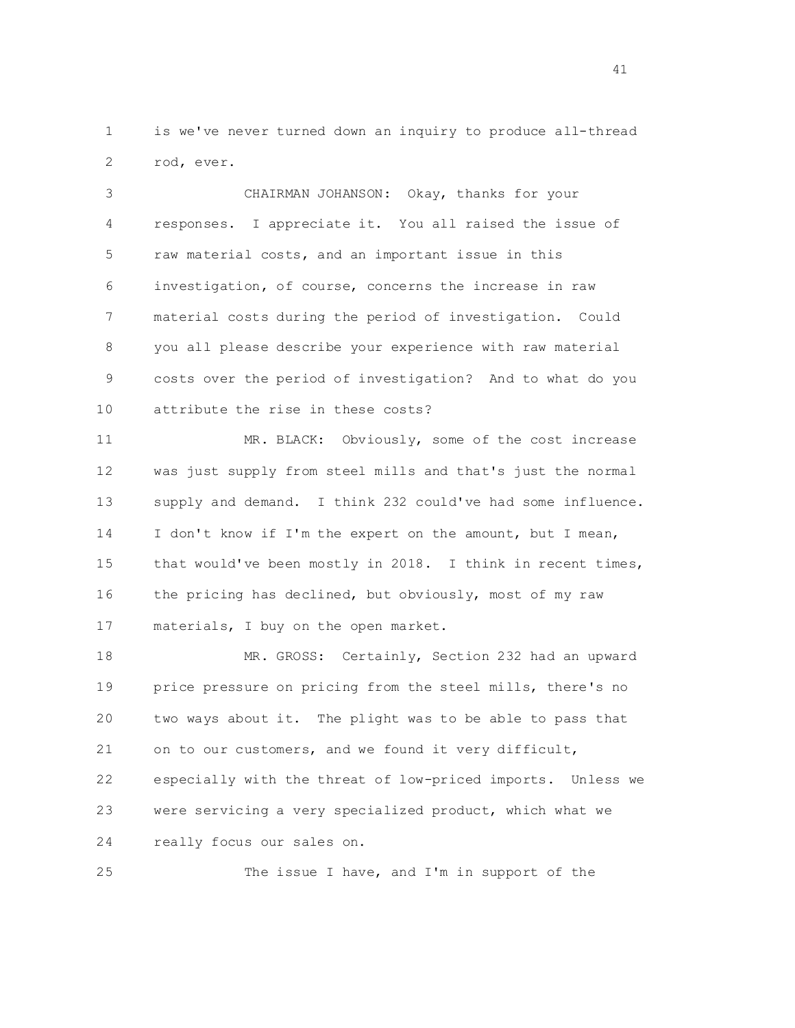is we've never turned down an inquiry to produce all-thread rod, ever.

CHAIRMAN JOHANSON: Okay, thanks for your responses. I appreciate it. You all raised the issue of raw material costs, and an important issue in this investigation, of course, concerns the increase in raw material costs during the period of investigation. Could you all please describe your experience with raw material costs over the period of investigation? And to what do you attribute the rise in these costs?

MR. BLACK: Obviously, some of the cost increase was just supply from steel mills and that's just the normal supply and demand. I think 232 could've had some influence. I don't know if I'm the expert on the amount, but I mean, that would've been mostly in 2018. I think in recent times, the pricing has declined, but obviously, most of my raw materials, I buy on the open market.

MR. GROSS: Certainly, Section 232 had an upward price pressure on pricing from the steel mills, there's no two ways about it. The plight was to be able to pass that on to our customers, and we found it very difficult, especially with the threat of low-priced imports. Unless we were servicing a very specialized product, which what we really focus our sales on.

The issue I have, and I'm in support of the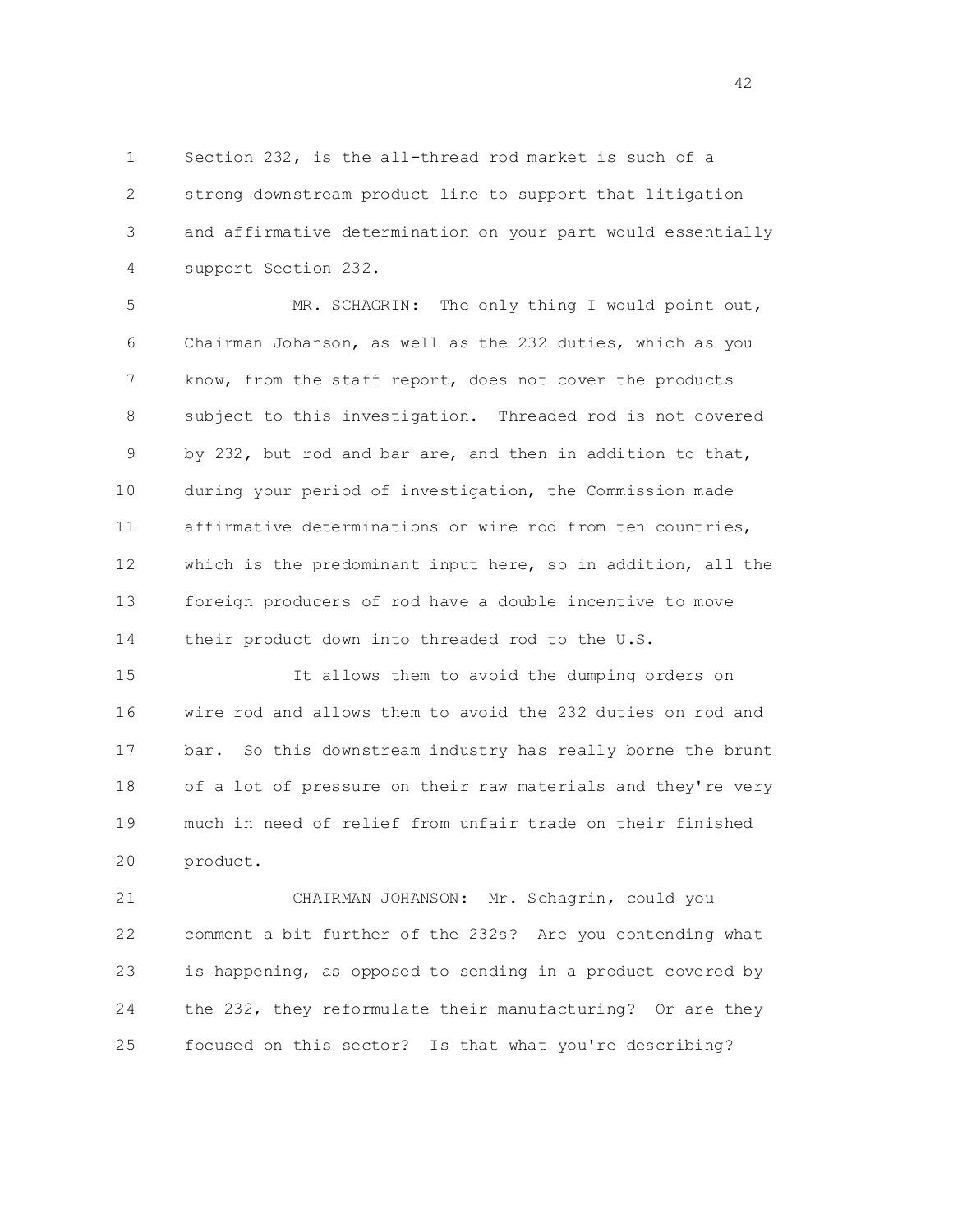Section 232, is the all-thread rod market is such of a strong downstream product line to support that litigation and affirmative determination on your part would essentially support Section 232.

MR. SCHAGRIN: The only thing I would point out, Chairman Johanson, as well as the 232 duties, which as you know, from the staff report, does not cover the products subject to this investigation. Threaded rod is not covered by 232, but rod and bar are, and then in addition to that, during your period of investigation, the Commission made affirmative determinations on wire rod from ten countries, which is the predominant input here, so in addition, all the foreign producers of rod have a double incentive to move their product down into threaded rod to the U.S.

It allows them to avoid the dumping orders on wire rod and allows them to avoid the 232 duties on rod and bar. So this downstream industry has really borne the brunt of a lot of pressure on their raw materials and they're very much in need of relief from unfair trade on their finished product.

CHAIRMAN JOHANSON: Mr. Schagrin, could you comment a bit further of the 232s? Are you contending what is happening, as opposed to sending in a product covered by the 232, they reformulate their manufacturing? Or are they focused on this sector? Is that what you're describing?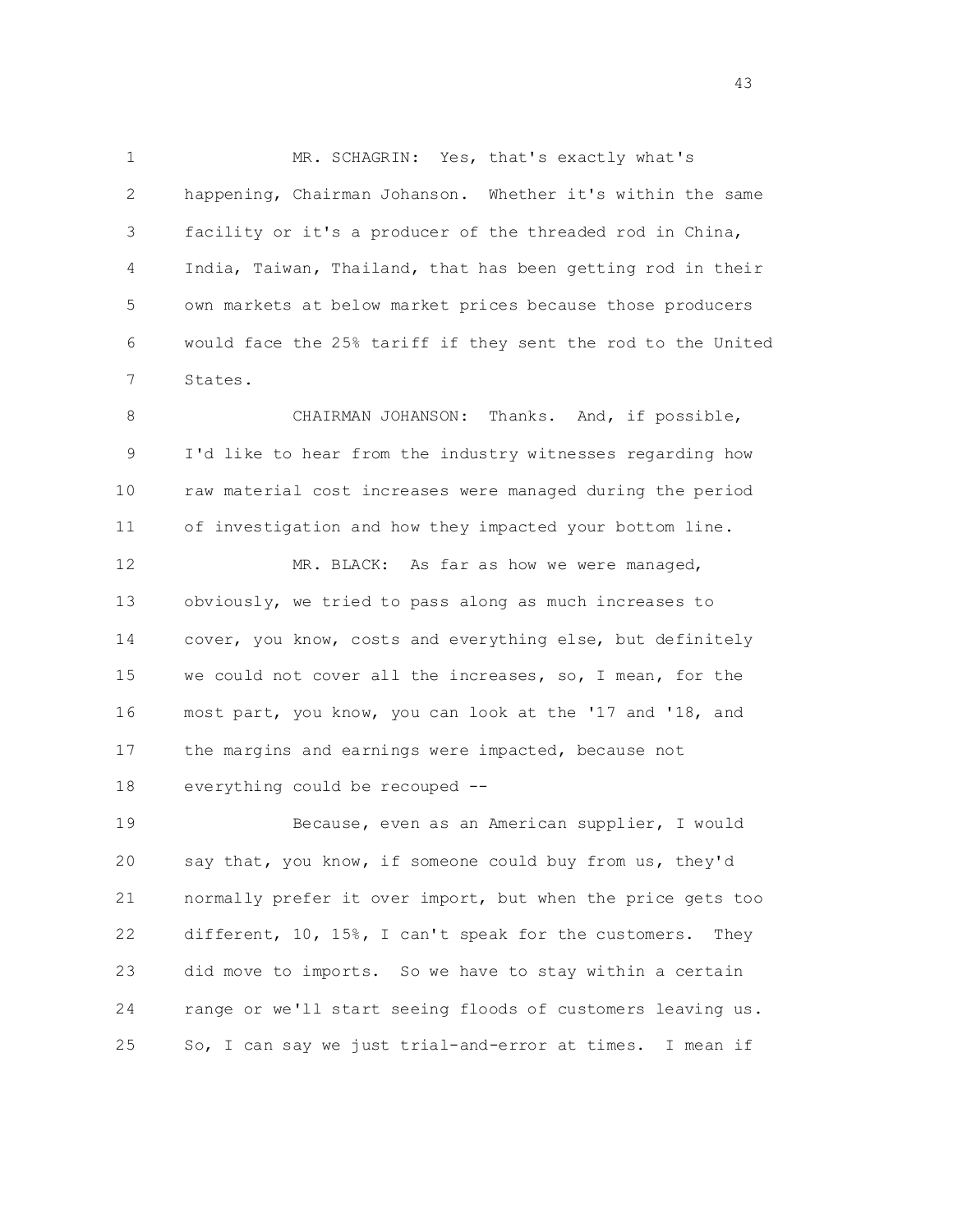MR. SCHAGRIN: Yes, that's exactly what's happening, Chairman Johanson. Whether it's within the same facility or it's a producer of the threaded rod in China, India, Taiwan, Thailand, that has been getting rod in their own markets at below market prices because those producers would face the 25% tariff if they sent the rod to the United States.

CHAIRMAN JOHANSON: Thanks. And, if possible, I'd like to hear from the industry witnesses regarding how raw material cost increases were managed during the period of investigation and how they impacted your bottom line.

MR. BLACK: As far as how we were managed, obviously, we tried to pass along as much increases to cover, you know, costs and everything else, but definitely we could not cover all the increases, so, I mean, for the most part, you know, you can look at the '17 and '18, and the margins and earnings were impacted, because not everything could be recouped --

Because, even as an American supplier, I would say that, you know, if someone could buy from us, they'd normally prefer it over import, but when the price gets too different, 10, 15%, I can't speak for the customers. They did move to imports. So we have to stay within a certain range or we'll start seeing floods of customers leaving us. So, I can say we just trial-and-error at times. I mean if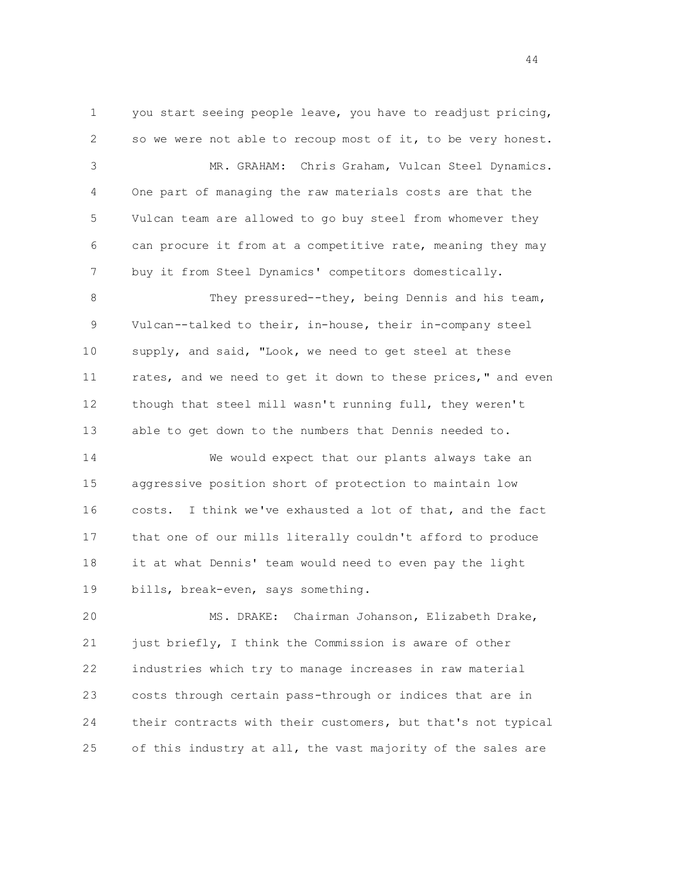you start seeing people leave, you have to readjust pricing, so we were not able to recoup most of it, to be very honest.

MR. GRAHAM: Chris Graham, Vulcan Steel Dynamics. One part of managing the raw materials costs are that the Vulcan team are allowed to go buy steel from whomever they can procure it from at a competitive rate, meaning they may buy it from Steel Dynamics' competitors domestically.

They pressured--they, being Dennis and his team, Vulcan--talked to their, in-house, their in-company steel supply, and said, "Look, we need to get steel at these rates, and we need to get it down to these prices," and even though that steel mill wasn't running full, they weren't able to get down to the numbers that Dennis needed to.

We would expect that our plants always take an aggressive position short of protection to maintain low costs. I think we've exhausted a lot of that, and the fact that one of our mills literally couldn't afford to produce it at what Dennis' team would need to even pay the light bills, break-even, says something.

MS. DRAKE: Chairman Johanson, Elizabeth Drake, just briefly, I think the Commission is aware of other industries which try to manage increases in raw material costs through certain pass-through or indices that are in their contracts with their customers, but that's not typical of this industry at all, the vast majority of the sales are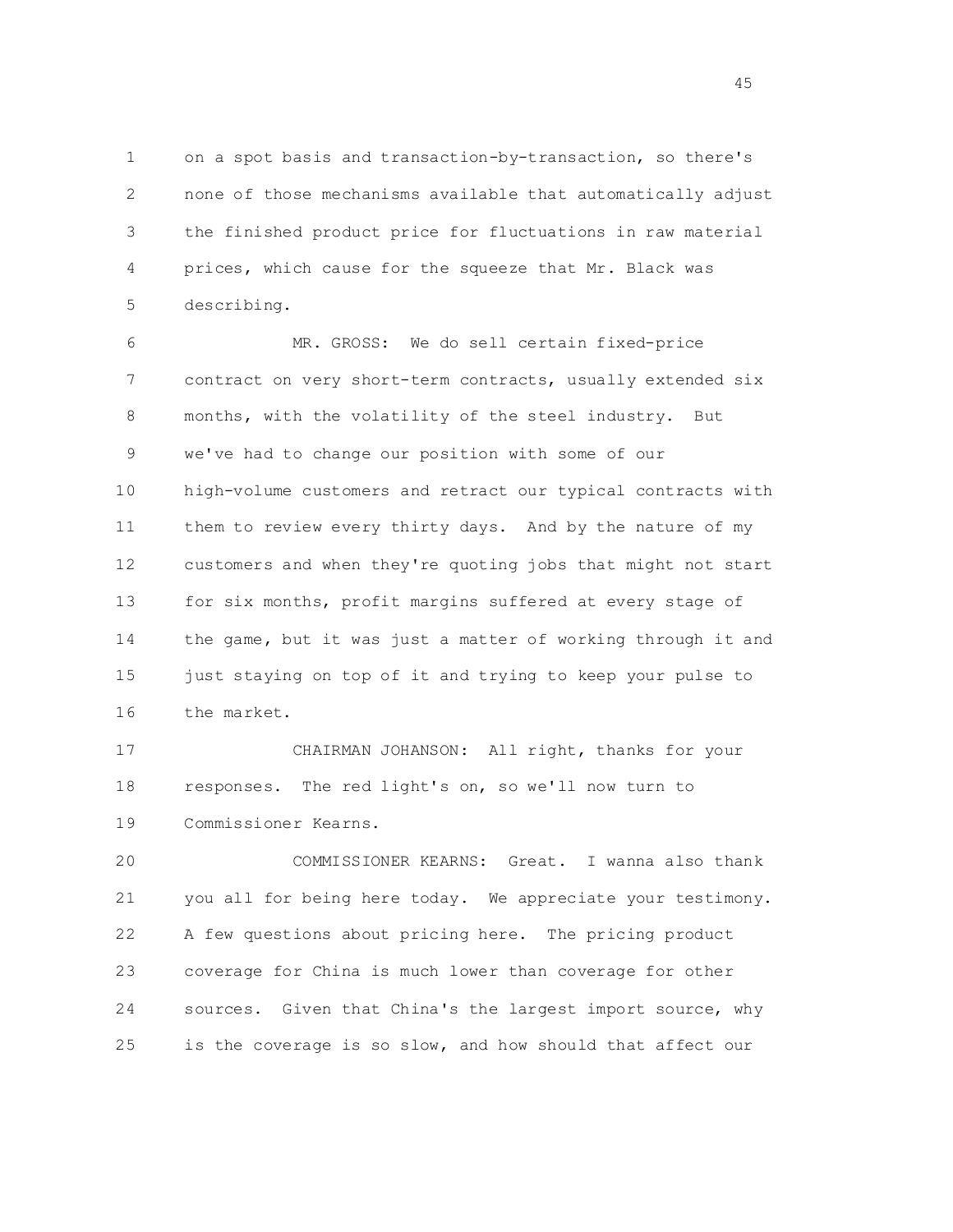on a spot basis and transaction-by-transaction, so there's none of those mechanisms available that automatically adjust the finished product price for fluctuations in raw material prices, which cause for the squeeze that Mr. Black was describing.

MR. GROSS: We do sell certain fixed-price contract on very short-term contracts, usually extended six months, with the volatility of the steel industry. But we've had to change our position with some of our high-volume customers and retract our typical contracts with them to review every thirty days. And by the nature of my customers and when they're quoting jobs that might not start for six months, profit margins suffered at every stage of the game, but it was just a matter of working through it and just staying on top of it and trying to keep your pulse to the market.

CHAIRMAN JOHANSON: All right, thanks for your responses. The red light's on, so we'll now turn to Commissioner Kearns.

COMMISSIONER KEARNS: Great. I wanna also thank you all for being here today. We appreciate your testimony. A few questions about pricing here. The pricing product coverage for China is much lower than coverage for other sources. Given that China's the largest import source, why is the coverage is so slow, and how should that affect our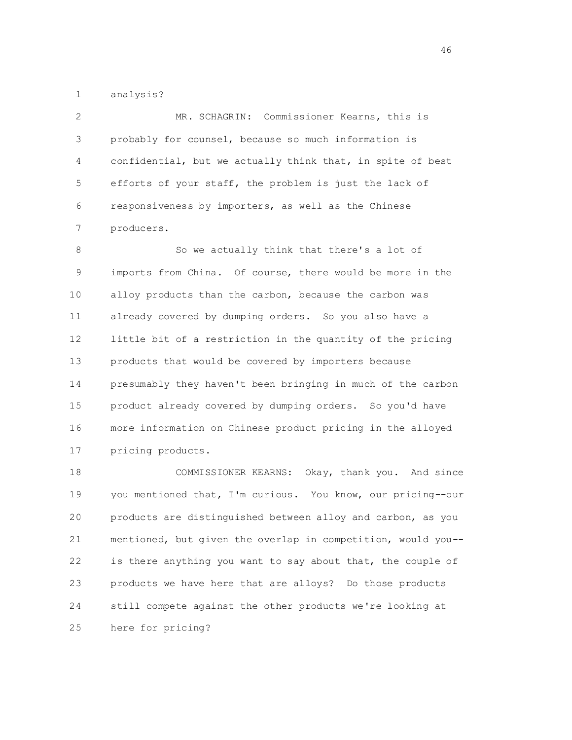analysis?

MR. SCHAGRIN: Commissioner Kearns, this is probably for counsel, because so much information is confidential, but we actually think that, in spite of best efforts of your staff, the problem is just the lack of responsiveness by importers, as well as the Chinese producers.

So we actually think that there's a lot of imports from China. Of course, there would be more in the alloy products than the carbon, because the carbon was already covered by dumping orders. So you also have a little bit of a restriction in the quantity of the pricing products that would be covered by importers because presumably they haven't been bringing in much of the carbon product already covered by dumping orders. So you'd have more information on Chinese product pricing in the alloyed pricing products.

COMMISSIONER KEARNS: Okay, thank you. And since you mentioned that, I'm curious. You know, our pricing--our products are distinguished between alloy and carbon, as you mentioned, but given the overlap in competition, would you--is there anything you want to say about that, the couple of products we have here that are alloys? Do those products still compete against the other products we're looking at here for pricing?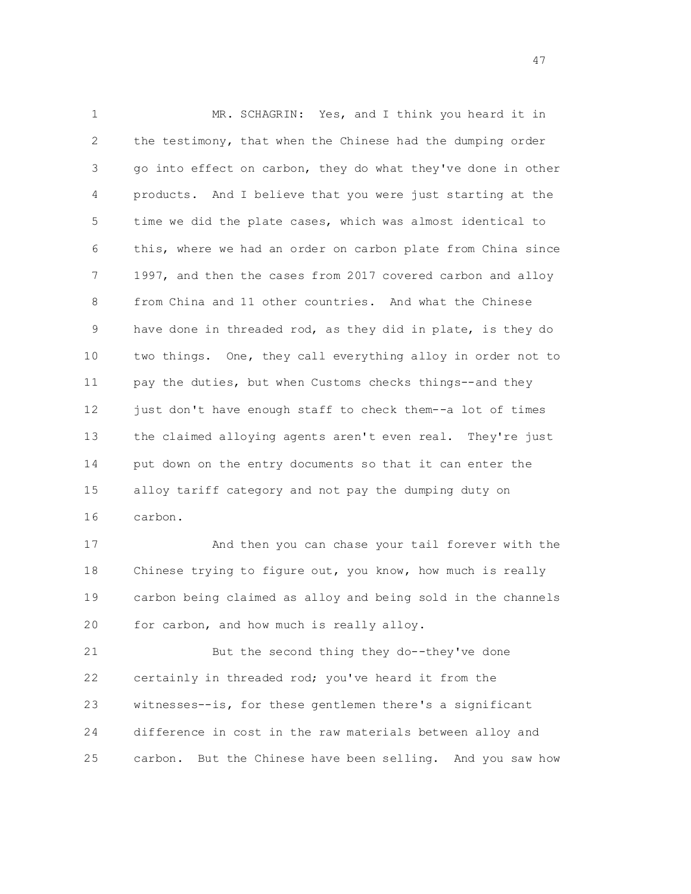MR. SCHAGRIN: Yes, and I think you heard it in the testimony, that when the Chinese had the dumping order go into effect on carbon, they do what they've done in other products. And I believe that you were just starting at the time we did the plate cases, which was almost identical to this, where we had an order on carbon plate from China since 1997, and then the cases from 2017 covered carbon and alloy from China and 11 other countries. And what the Chinese have done in threaded rod, as they did in plate, is they do two things. One, they call everything alloy in order not to pay the duties, but when Customs checks things--and they just don't have enough staff to check them--a lot of times the claimed alloying agents aren't even real. They're just put down on the entry documents so that it can enter the alloy tariff category and not pay the dumping duty on carbon.

And then you can chase your tail forever with the Chinese trying to figure out, you know, how much is really carbon being claimed as alloy and being sold in the channels for carbon, and how much is really alloy.

But the second thing they do--they've done certainly in threaded rod; you've heard it from the witnesses--is, for these gentlemen there's a significant difference in cost in the raw materials between alloy and carbon. But the Chinese have been selling. And you saw how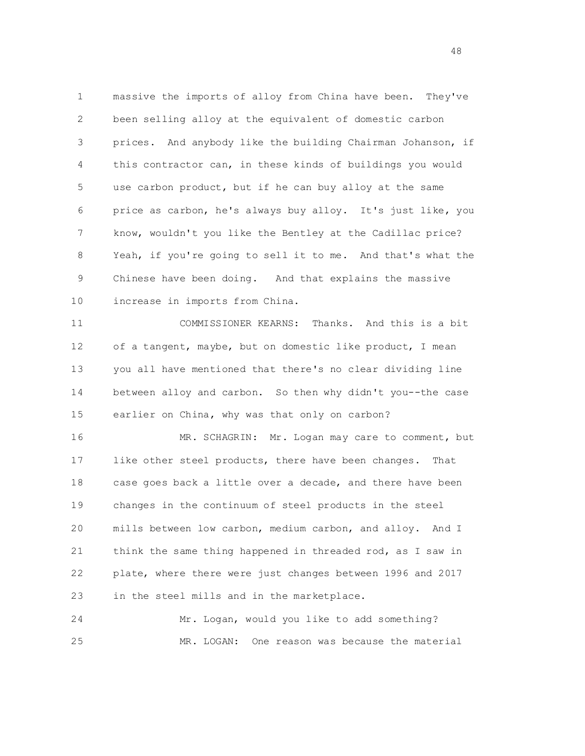massive the imports of alloy from China have been. They've been selling alloy at the equivalent of domestic carbon prices. And anybody like the building Chairman Johanson, if this contractor can, in these kinds of buildings you would use carbon product, but if he can buy alloy at the same price as carbon, he's always buy alloy. It's just like, you know, wouldn't you like the Bentley at the Cadillac price? Yeah, if you're going to sell it to me. And that's what the Chinese have been doing. And that explains the massive increase in imports from China.

COMMISSIONER KEARNS: Thanks. And this is a bit of a tangent, maybe, but on domestic like product, I mean you all have mentioned that there's no clear dividing line between alloy and carbon. So then why didn't you--the case earlier on China, why was that only on carbon?

MR. SCHAGRIN: Mr. Logan may care to comment, but like other steel products, there have been changes. That case goes back a little over a decade, and there have been changes in the continuum of steel products in the steel mills between low carbon, medium carbon, and alloy. And I think the same thing happened in threaded rod, as I saw in plate, where there were just changes between 1996 and 2017 in the steel mills and in the marketplace.

Mr. Logan, would you like to add something?

MR. LOGAN: One reason was because the material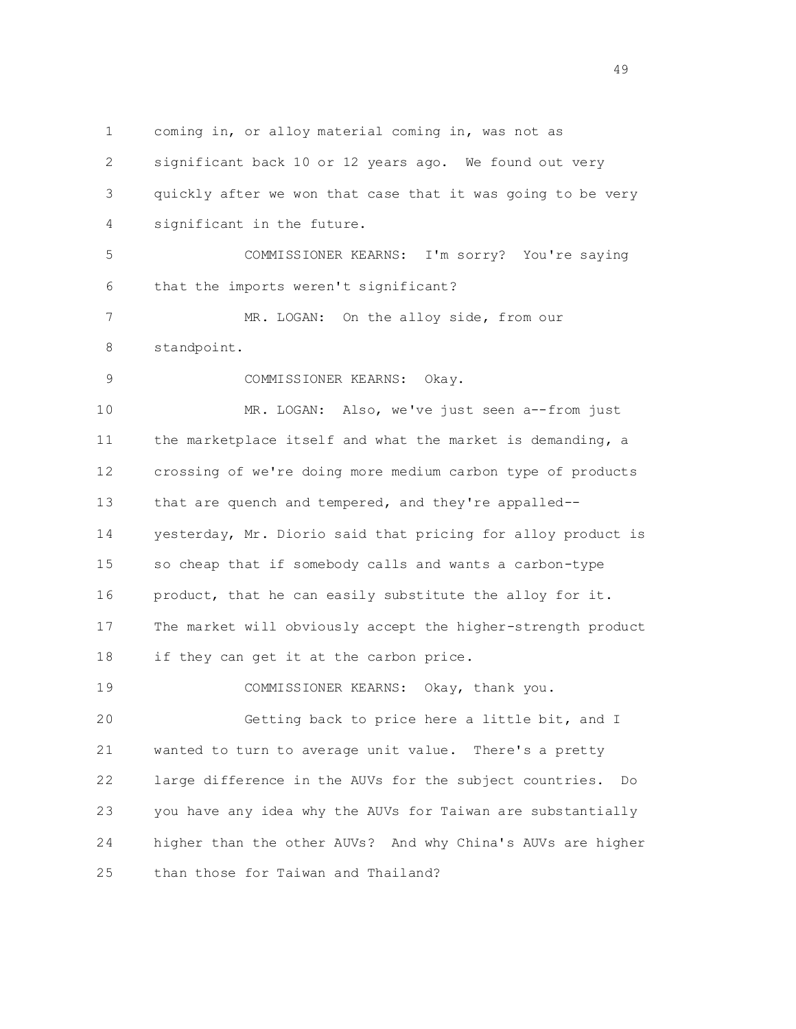coming in, or alloy material coming in, was not as significant back 10 or 12 years ago. We found out very quickly after we won that case that it was going to be very significant in the future.

COMMISSIONER KEARNS: I'm sorry? You're saying that the imports weren't significant?

MR. LOGAN: On the alloy side, from our standpoint.

COMMISSIONER KEARNS: Okay.

MR. LOGAN: Also, we've just seen a--from just the marketplace itself and what the market is demanding, a crossing of we're doing more medium carbon type of products that are quench and tempered, and they're appalled--yesterday, Mr. Diorio said that pricing for alloy product is so cheap that if somebody calls and wants a carbon-type product, that he can easily substitute the alloy for it. The market will obviously accept the higher-strength product if they can get it at the carbon price.

COMMISSIONER KEARNS: Okay, thank you.

Getting back to price here a little bit, and I wanted to turn to average unit value. There's a pretty large difference in the AUVs for the subject countries. Do you have any idea why the AUVs for Taiwan are substantially higher than the other AUVs? And why China's AUVs are higher than those for Taiwan and Thailand?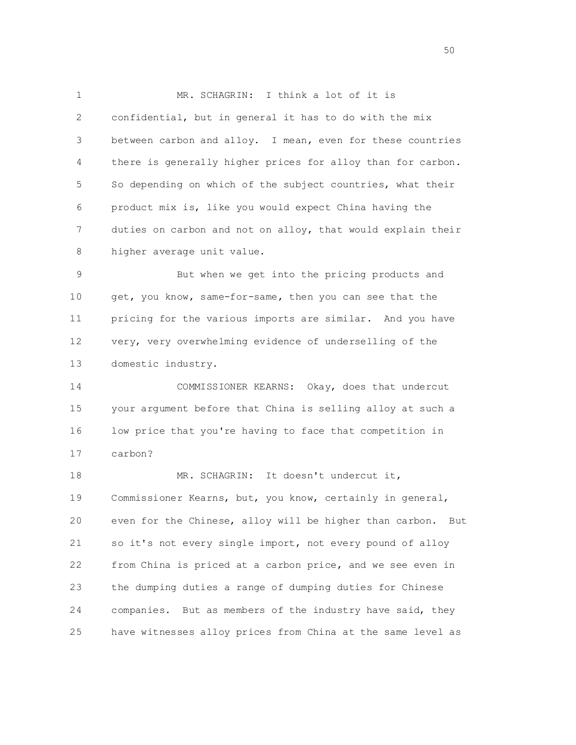MR. SCHAGRIN: I think a lot of it is confidential, but in general it has to do with the mix between carbon and alloy. I mean, even for these countries there is generally higher prices for alloy than for carbon. So depending on which of the subject countries, what their product mix is, like you would expect China having the duties on carbon and not on alloy, that would explain their higher average unit value.

But when we get into the pricing products and get, you know, same-for-same, then you can see that the pricing for the various imports are similar. And you have very, very overwhelming evidence of underselling of the domestic industry.

COMMISSIONER KEARNS: Okay, does that undercut your argument before that China is selling alloy at such a low price that you're having to face that competition in carbon?

MR. SCHAGRIN: It doesn't undercut it, Commissioner Kearns, but, you know, certainly in general, even for the Chinese, alloy will be higher than carbon. But so it's not every single import, not every pound of alloy from China is priced at a carbon price, and we see even in the dumping duties a range of dumping duties for Chinese companies. But as members of the industry have said, they have witnesses alloy prices from China at the same level as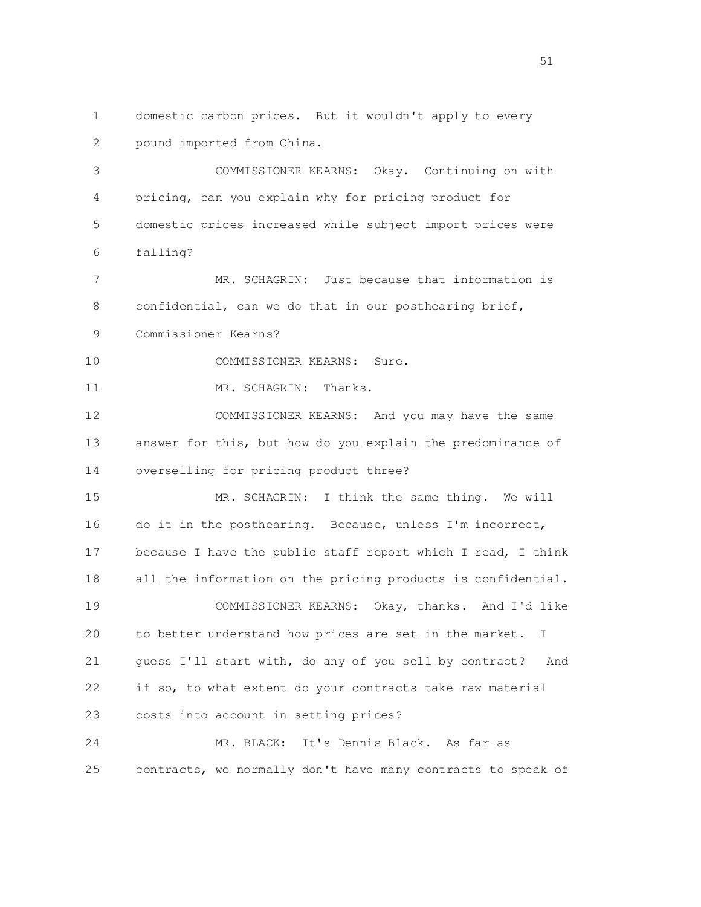domestic carbon prices. But it wouldn't apply to every pound imported from China.

COMMISSIONER KEARNS: Okay. Continuing on with pricing, can you explain why for pricing product for domestic prices increased while subject import prices were falling?

MR. SCHAGRIN: Just because that information is confidential, can we do that in our posthearing brief, Commissioner Kearns?

COMMISSIONER KEARNS: Sure.

MR. SCHAGRIN: Thanks.

COMMISSIONER KEARNS: And you may have the same answer for this, but how do you explain the predominance of overselling for pricing product three?

MR. SCHAGRIN: I think the same thing. We will do it in the posthearing. Because, unless I'm incorrect, because I have the public staff report which I read, I think all the information on the pricing products is confidential.

COMMISSIONER KEARNS: Okay, thanks. And I'd like to better understand how prices are set in the market. I guess I'll start with, do any of you sell by contract? And if so, to what extent do your contracts take raw material costs into account in setting prices?

MR. BLACK: It's Dennis Black. As far as contracts, we normally don't have many contracts to speak of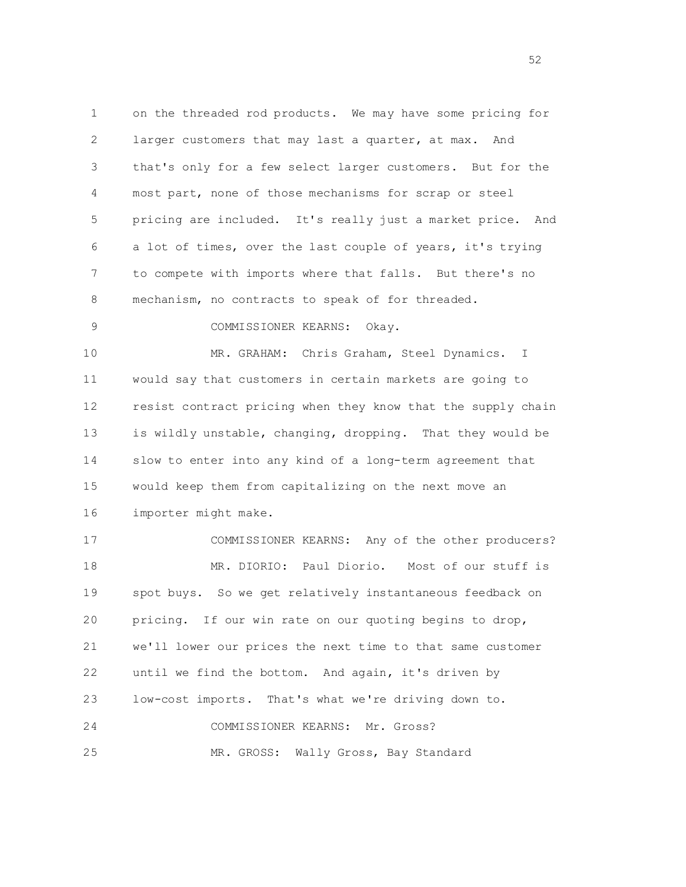on the threaded rod products. We may have some pricing for larger customers that may last a quarter, at max. And that's only for a few select larger customers. But for the most part, none of those mechanisms for scrap or steel pricing are included. It's really just a market price. And a lot of times, over the last couple of years, it's trying to compete with imports where that falls. But there's no mechanism, no contracts to speak of for threaded.

COMMISSIONER KEARNS: Okay.

MR. GRAHAM: Chris Graham, Steel Dynamics. I would say that customers in certain markets are going to resist contract pricing when they know that the supply chain is wildly unstable, changing, dropping. That they would be slow to enter into any kind of a long-term agreement that would keep them from capitalizing on the next move an importer might make.

COMMISSIONER KEARNS: Any of the other producers?

MR. DIORIO: Paul Diorio. Most of our stuff is spot buys. So we get relatively instantaneous feedback on pricing. If our win rate on our quoting begins to drop, we'll lower our prices the next time to that same customer until we find the bottom. And again, it's driven by low-cost imports. That's what we're driving down to.

COMMISSIONER KEARNS: Mr. Gross?

MR. GROSS: Wally Gross, Bay Standard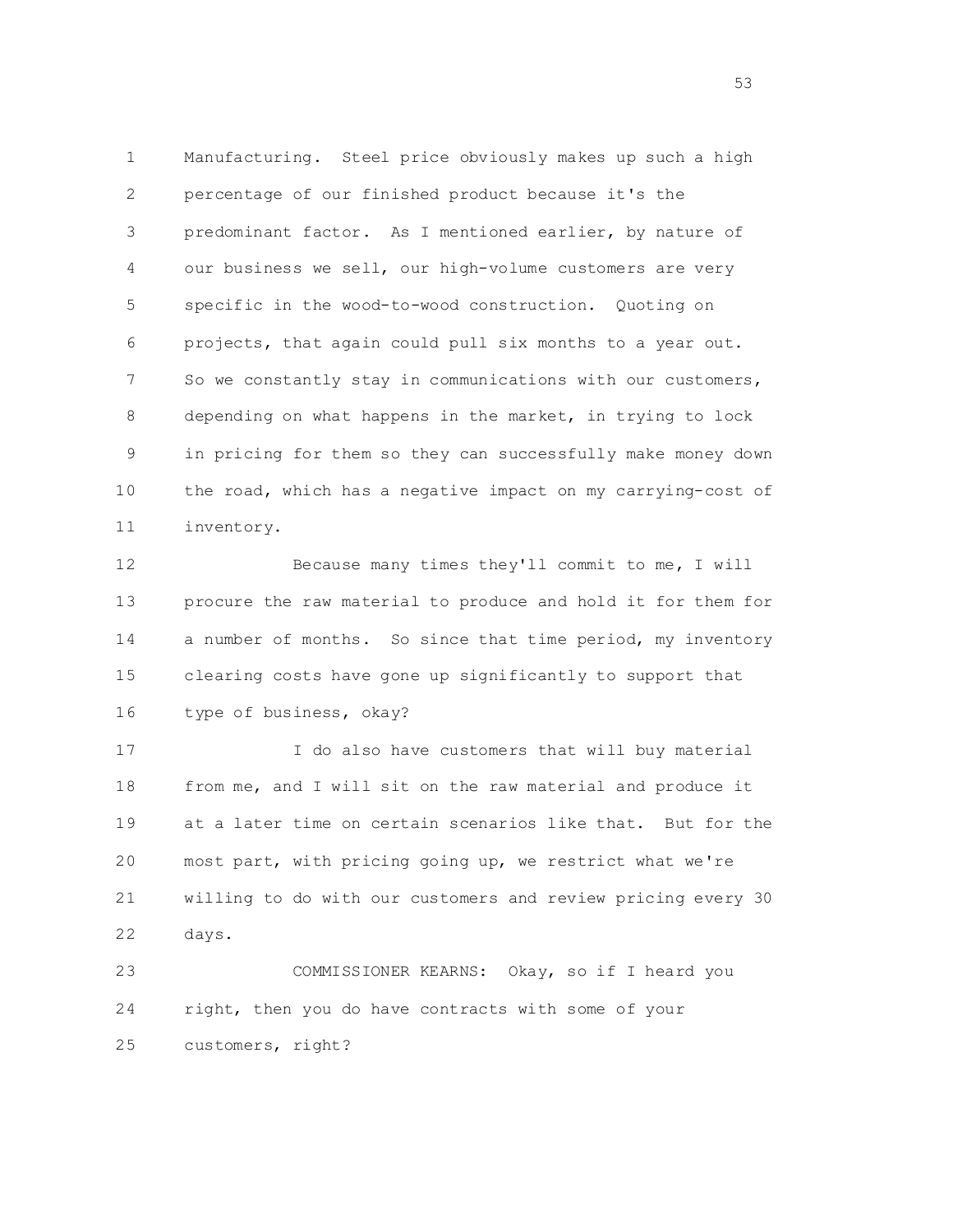Manufacturing. Steel price obviously makes up such a high percentage of our finished product because it's the predominant factor. As I mentioned earlier, by nature of our business we sell, our high-volume customers are very specific in the wood-to-wood construction. Quoting on projects, that again could pull six months to a year out. So we constantly stay in communications with our customers, depending on what happens in the market, in trying to lock in pricing for them so they can successfully make money down the road, which has a negative impact on my carrying-cost of inventory.

Because many times they'll commit to me, I will procure the raw material to produce and hold it for them for a number of months. So since that time period, my inventory clearing costs have gone up significantly to support that type of business, okay?

I do also have customers that will buy material from me, and I will sit on the raw material and produce it at a later time on certain scenarios like that. But for the most part, with pricing going up, we restrict what we're willing to do with our customers and review pricing every 30 days.

COMMISSIONER KEARNS: Okay, so if I heard you right, then you do have contracts with some of your customers, right?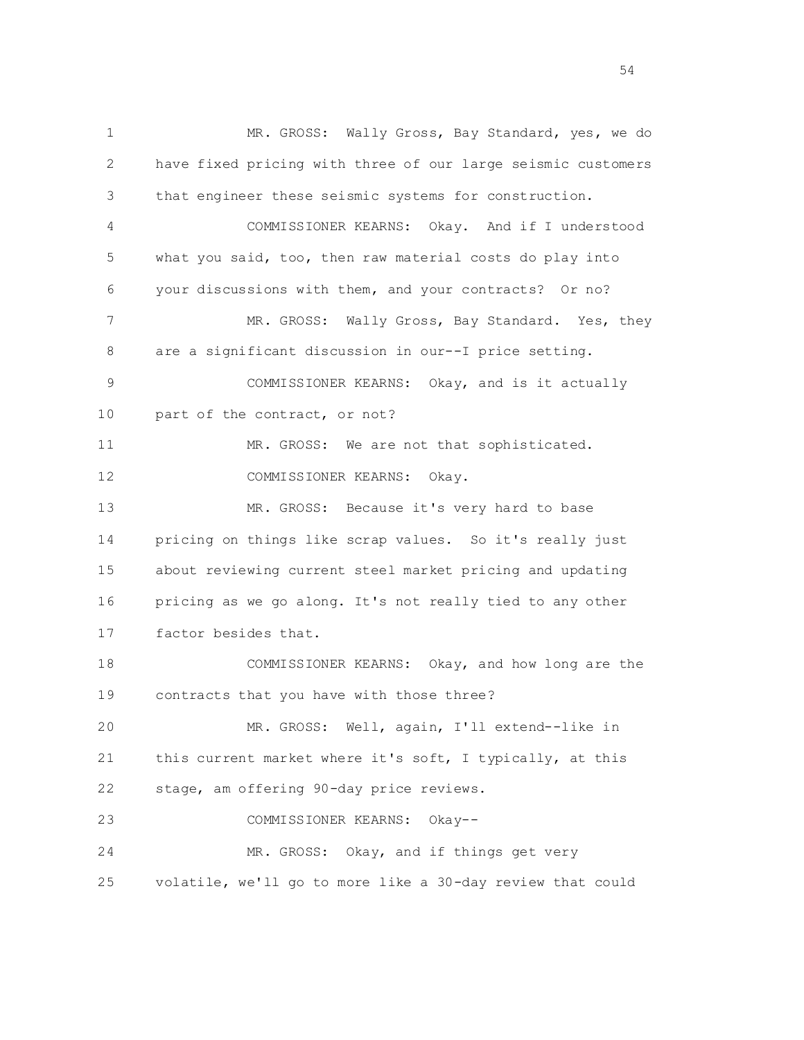MR. GROSS: Wally Gross, Bay Standard, yes, we do have fixed pricing with three of our large seismic customers that engineer these seismic systems for construction.

COMMISSIONER KEARNS: Okay. And if I understood what you said, too, then raw material costs do play into your discussions with them, and your contracts? Or no?

MR. GROSS: Wally Gross, Bay Standard. Yes, they are a significant discussion in our--I price setting.

COMMISSIONER KEARNS: Okay, and is it actually part of the contract, or not?

MR. GROSS: We are not that sophisticated.

COMMISSIONER KEARNS: Okay.

MR. GROSS: Because it's very hard to base pricing on things like scrap values. So it's really just about reviewing current steel market pricing and updating pricing as we go along. It's not really tied to any other factor besides that.

COMMISSIONER KEARNS: Okay, and how long are the contracts that you have with those three?

MR. GROSS: Well, again, I'll extend--like in this current market where it's soft, I typically, at this stage, am offering 90-day price reviews.

COMMISSIONER KEARNS: Okay--

MR. GROSS: Okay, and if things get very volatile, we'll go to more like a 30-day review that could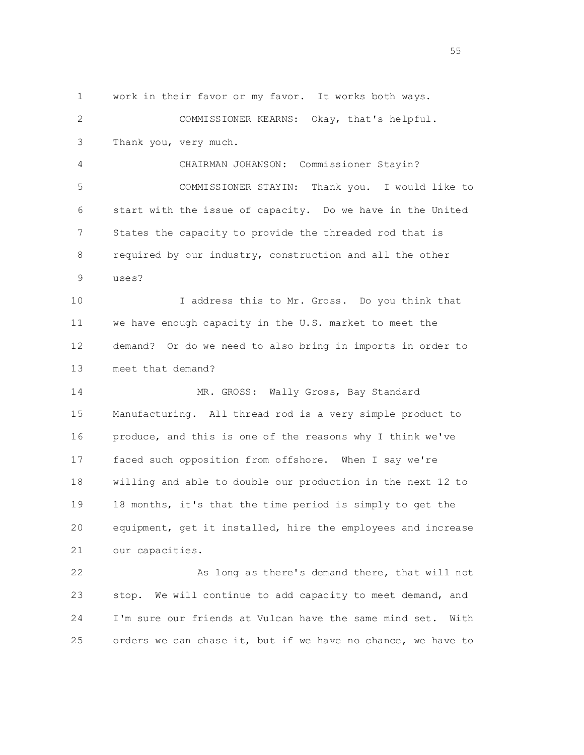work in their favor or my favor. It works both ways.

COMMISSIONER KEARNS: Okay, that's helpful. Thank you, very much.

CHAIRMAN JOHANSON: Commissioner Stayin?

COMMISSIONER STAYIN: Thank you. I would like to start with the issue of capacity. Do we have in the United States the capacity to provide the threaded rod that is required by our industry, construction and all the other uses?

I address this to Mr. Gross. Do you think that we have enough capacity in the U.S. market to meet the demand? Or do we need to also bring in imports in order to meet that demand?

MR. GROSS: Wally Gross, Bay Standard Manufacturing. All thread rod is a very simple product to produce, and this is one of the reasons why I think we've faced such opposition from offshore. When I say we're willing and able to double our production in the next 12 to 18 months, it's that the time period is simply to get the equipment, get it installed, hire the employees and increase our capacities.

As long as there's demand there, that will not stop. We will continue to add capacity to meet demand, and I'm sure our friends at Vulcan have the same mind set. With orders we can chase it, but if we have no chance, we have to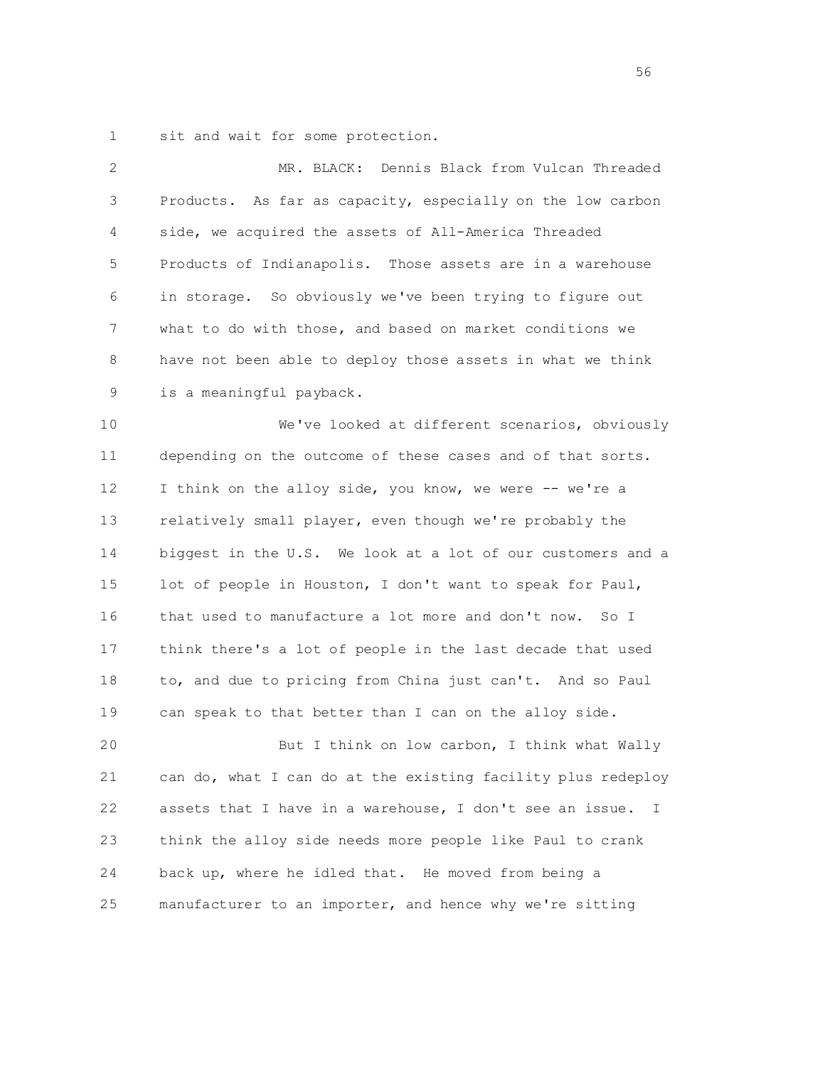sit and wait for some protection.

MR. BLACK: Dennis Black from Vulcan Threaded Products. As far as capacity, especially on the low carbon side, we acquired the assets of All-America Threaded Products of Indianapolis. Those assets are in a warehouse in storage. So obviously we've been trying to figure out what to do with those, and based on market conditions we have not been able to deploy those assets in what we think is a meaningful payback.

We've looked at different scenarios, obviously depending on the outcome of these cases and of that sorts. I think on the alloy side, you know, we were -- we're a relatively small player, even though we're probably the biggest in the U.S. We look at a lot of our customers and a lot of people in Houston, I don't want to speak for Paul, that used to manufacture a lot more and don't now. So I think there's a lot of people in the last decade that used to, and due to pricing from China just can't. And so Paul can speak to that better than I can on the alloy side.

But I think on low carbon, I think what Wally can do, what I can do at the existing facility plus redeploy assets that I have in a warehouse, I don't see an issue. I think the alloy side needs more people like Paul to crank back up, where he idled that. He moved from being a manufacturer to an importer, and hence why we're sitting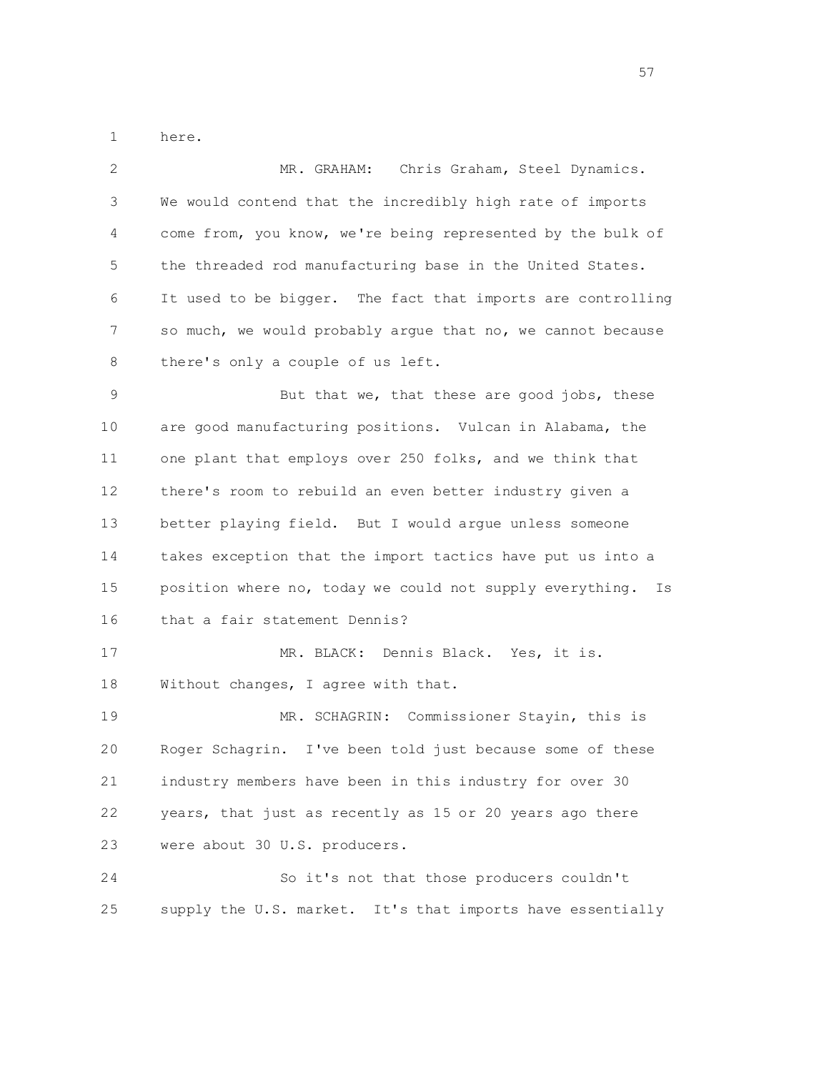here.

MR. GRAHAM: Chris Graham, Steel Dynamics. We would contend that the incredibly high rate of imports come from, you know, we're being represented by the bulk of the threaded rod manufacturing base in the United States. It used to be bigger. The fact that imports are controlling so much, we would probably argue that no, we cannot because there's only a couple of us left.

But that we, that these are good jobs, these are good manufacturing positions. Vulcan in Alabama, the one plant that employs over 250 folks, and we think that there's room to rebuild an even better industry given a better playing field. But I would argue unless someone takes exception that the import tactics have put us into a position where no, today we could not supply everything. Is that a fair statement Dennis?

MR. BLACK: Dennis Black. Yes, it is. Without changes, I agree with that.

MR. SCHAGRIN: Commissioner Stayin, this is Roger Schagrin. I've been told just because some of these industry members have been in this industry for over 30 years, that just as recently as 15 or 20 years ago there were about 30 U.S. producers.

So it's not that those producers couldn't supply the U.S. market. It's that imports have essentially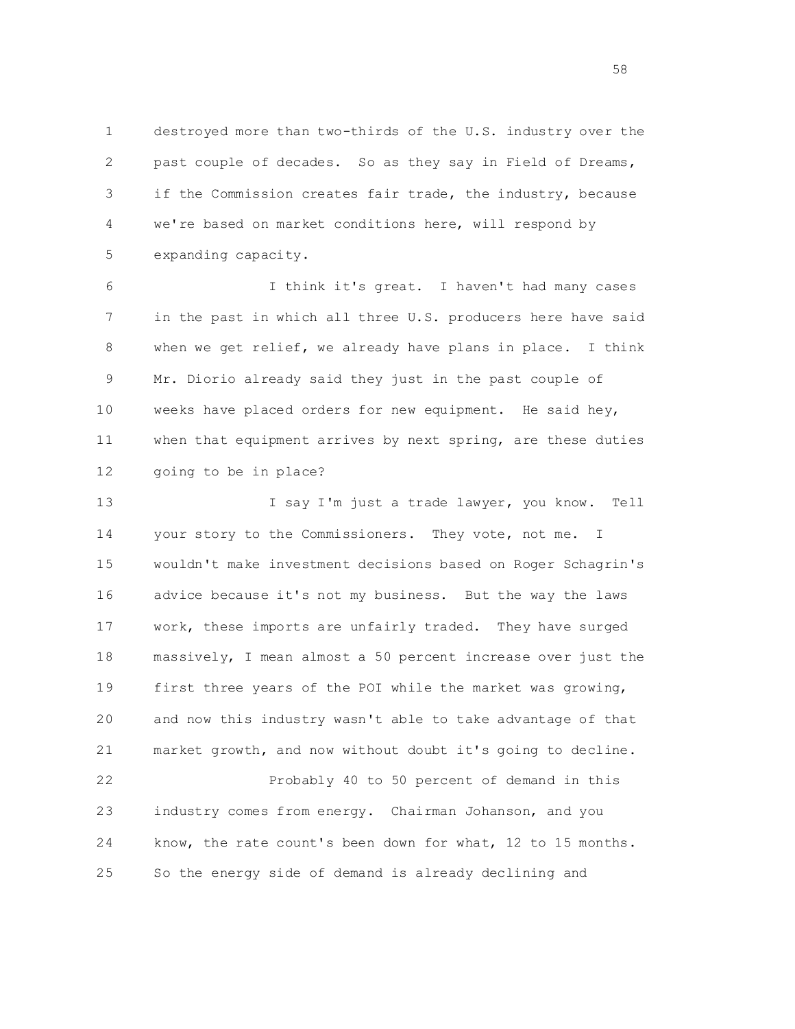destroyed more than two-thirds of the U.S. industry over the past couple of decades. So as they say in Field of Dreams, if the Commission creates fair trade, the industry, because we're based on market conditions here, will respond by expanding capacity.

I think it's great. I haven't had many cases in the past in which all three U.S. producers here have said when we get relief, we already have plans in place. I think Mr. Diorio already said they just in the past couple of weeks have placed orders for new equipment. He said hey, when that equipment arrives by next spring, are these duties going to be in place?

I say I'm just a trade lawyer, you know. Tell your story to the Commissioners. They vote, not me. I wouldn't make investment decisions based on Roger Schagrin's advice because it's not my business. But the way the laws work, these imports are unfairly traded. They have surged massively, I mean almost a 50 percent increase over just the first three years of the POI while the market was growing, and now this industry wasn't able to take advantage of that market growth, and now without doubt it's going to decline.

Probably 40 to 50 percent of demand in this industry comes from energy. Chairman Johanson, and you know, the rate count's been down for what, 12 to 15 months. So the energy side of demand is already declining and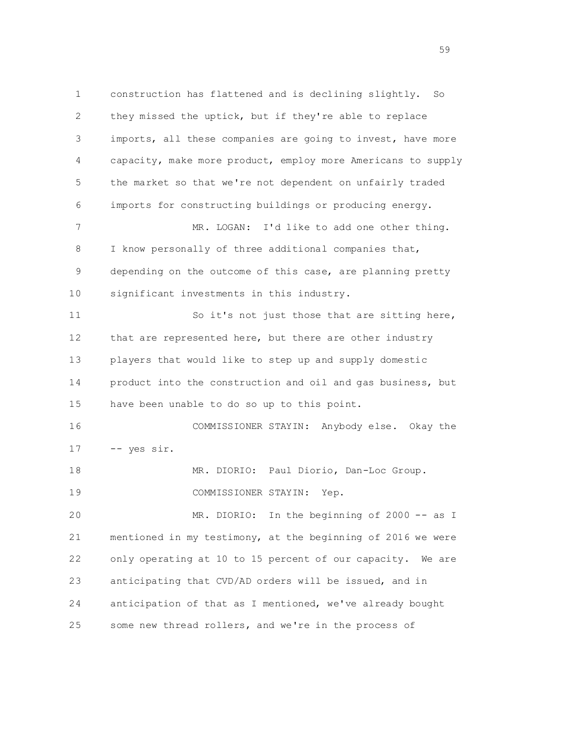construction has flattened and is declining slightly. So they missed the uptick, but if they're able to replace imports, all these companies are going to invest, have more capacity, make more product, employ more Americans to supply the market so that we're not dependent on unfairly traded imports for constructing buildings or producing energy.

MR. LOGAN: I'd like to add one other thing. I know personally of three additional companies that, depending on the outcome of this case, are planning pretty significant investments in this industry.

So it's not just those that are sitting here, that are represented here, but there are other industry players that would like to step up and supply domestic product into the construction and oil and gas business, but have been unable to do so up to this point.

COMMISSIONER STAYIN: Anybody else. Okay the -- yes sir.

MR. DIORIO: Paul Diorio, Dan-Loc Group.

COMMISSIONER STAYIN: Yep.

MR. DIORIO: In the beginning of 2000 -- as I mentioned in my testimony, at the beginning of 2016 we were only operating at 10 to 15 percent of our capacity. We are anticipating that CVD/AD orders will be issued, and in anticipation of that as I mentioned, we've already bought some new thread rollers, and we're in the process of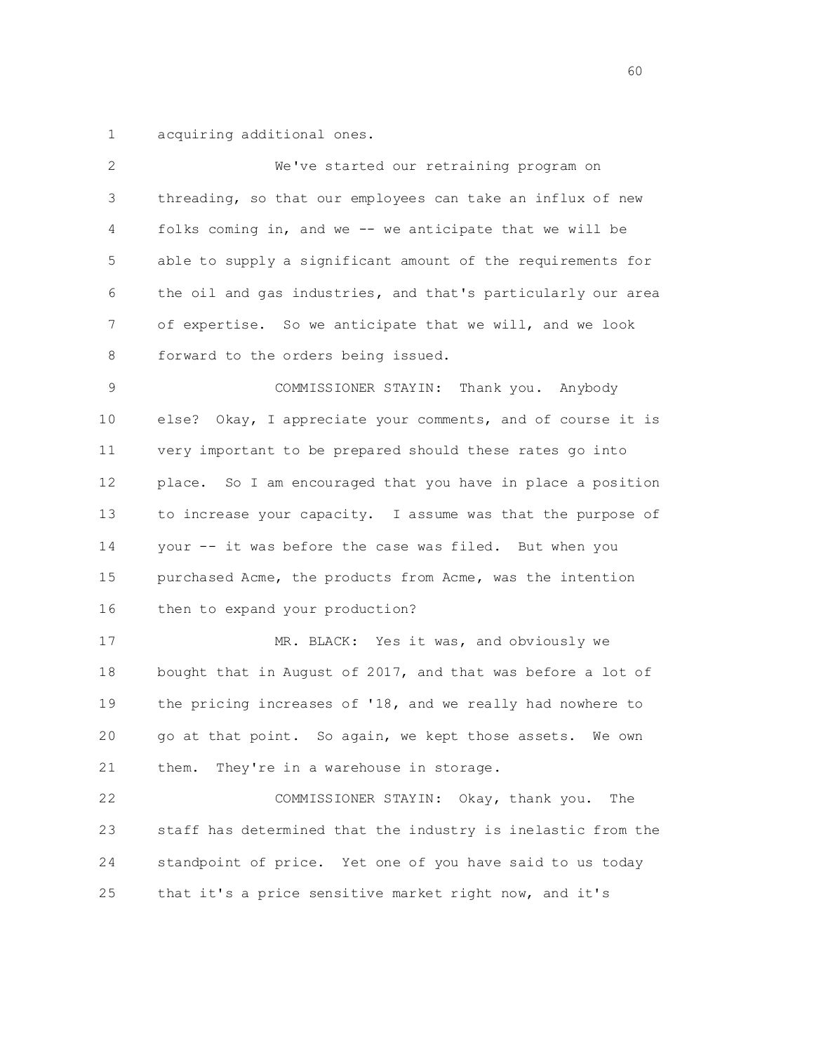acquiring additional ones.

We've started our retraining program on threading, so that our employees can take an influx of new folks coming in, and we -- we anticipate that we will be able to supply a significant amount of the requirements for the oil and gas industries, and that's particularly our area of expertise. So we anticipate that we will, and we look forward to the orders being issued.

COMMISSIONER STAYIN: Thank you. Anybody else? Okay, I appreciate your comments, and of course it is very important to be prepared should these rates go into place. So I am encouraged that you have in place a position to increase your capacity. I assume was that the purpose of your -- it was before the case was filed. But when you purchased Acme, the products from Acme, was the intention then to expand your production?

MR. BLACK: Yes it was, and obviously we bought that in August of 2017, and that was before a lot of the pricing increases of '18, and we really had nowhere to go at that point. So again, we kept those assets. We own them. They're in a warehouse in storage.

COMMISSIONER STAYIN: Okay, thank you. The staff has determined that the industry is inelastic from the standpoint of price. Yet one of you have said to us today that it's a price sensitive market right now, and it's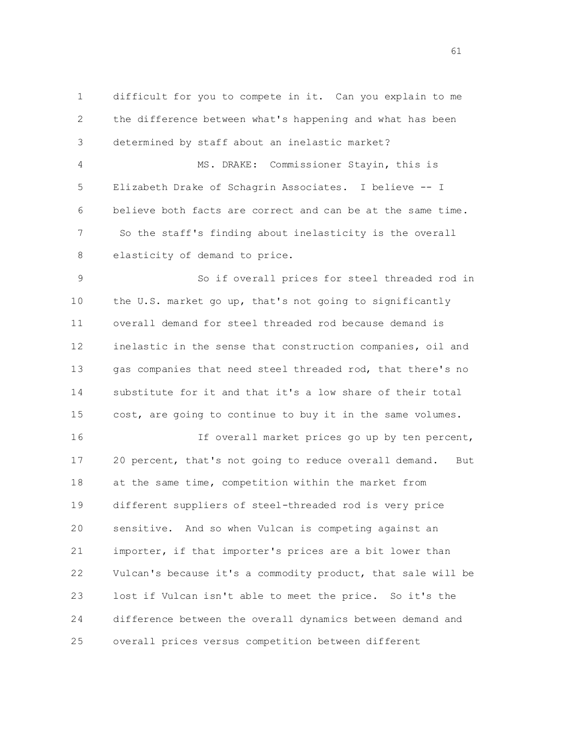difficult for you to compete in it. Can you explain to me the difference between what's happening and what has been determined by staff about an inelastic market?

MS. DRAKE: Commissioner Stayin, this is Elizabeth Drake of Schagrin Associates. I believe -- I believe both facts are correct and can be at the same time. So the staff's finding about inelasticity is the overall elasticity of demand to price.

So if overall prices for steel threaded rod in the U.S. market go up, that's not going to significantly overall demand for steel threaded rod because demand is inelastic in the sense that construction companies, oil and gas companies that need steel threaded rod, that there's no substitute for it and that it's a low share of their total cost, are going to continue to buy it in the same volumes.

If overall market prices go up by ten percent, 20 percent, that's not going to reduce overall demand. But at the same time, competition within the market from different suppliers of steel-threaded rod is very price sensitive. And so when Vulcan is competing against an importer, if that importer's prices are a bit lower than Vulcan's because it's a commodity product, that sale will be lost if Vulcan isn't able to meet the price. So it's the difference between the overall dynamics between demand and overall prices versus competition between different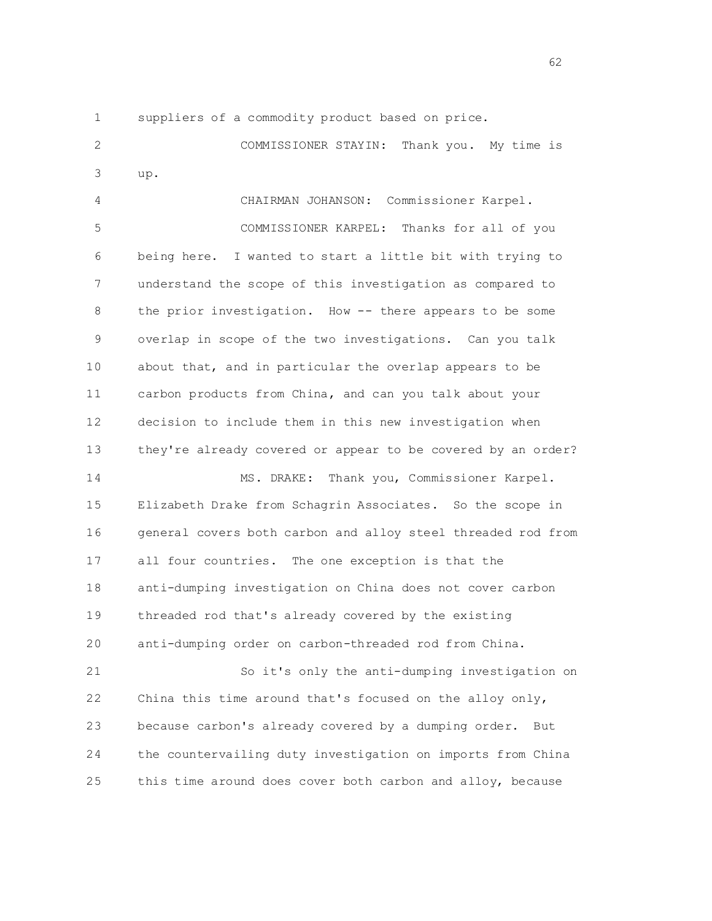suppliers of a commodity product based on price.

COMMISSIONER STAYIN: Thank you. My time is up.

CHAIRMAN JOHANSON: Commissioner Karpel.

COMMISSIONER KARPEL: Thanks for all of you being here. I wanted to start a little bit with trying to understand the scope of this investigation as compared to the prior investigation. How -- there appears to be some overlap in scope of the two investigations. Can you talk about that, and in particular the overlap appears to be carbon products from China, and can you talk about your decision to include them in this new investigation when they're already covered or appear to be covered by an order?

MS. DRAKE: Thank you, Commissioner Karpel. Elizabeth Drake from Schagrin Associates. So the scope in general covers both carbon and alloy steel threaded rod from all four countries. The one exception is that the anti-dumping investigation on China does not cover carbon threaded rod that's already covered by the existing anti-dumping order on carbon-threaded rod from China.

So it's only the anti-dumping investigation on China this time around that's focused on the alloy only, because carbon's already covered by a dumping order. But the countervailing duty investigation on imports from China this time around does cover both carbon and alloy, because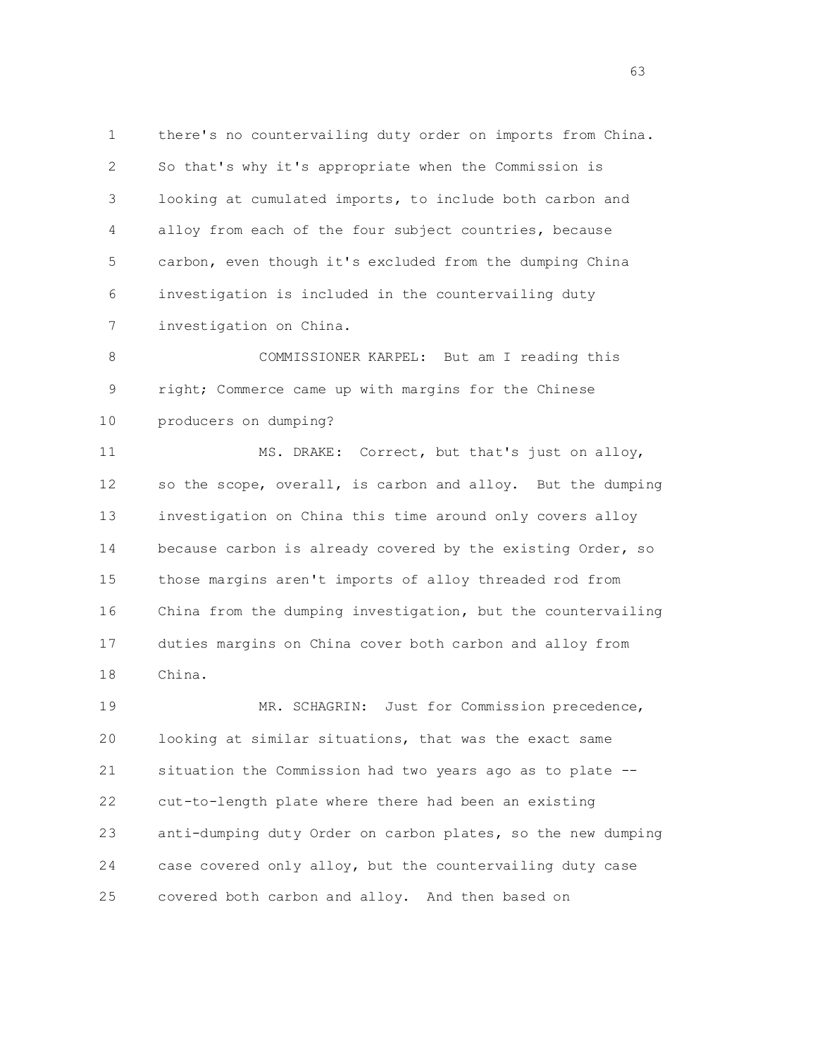there's no countervailing duty order on imports from China. So that's why it's appropriate when the Commission is looking at cumulated imports, to include both carbon and alloy from each of the four subject countries, because carbon, even though it's excluded from the dumping China investigation is included in the countervailing duty investigation on China.

COMMISSIONER KARPEL: But am I reading this right; Commerce came up with margins for the Chinese producers on dumping?

MS. DRAKE: Correct, but that's just on alloy, so the scope, overall, is carbon and alloy. But the dumping investigation on China this time around only covers alloy because carbon is already covered by the existing Order, so those margins aren't imports of alloy threaded rod from China from the dumping investigation, but the countervailing duties margins on China cover both carbon and alloy from China.

MR. SCHAGRIN: Just for Commission precedence, looking at similar situations, that was the exact same situation the Commission had two years ago as to plate -- cut-to-length plate where there had been an existing anti-dumping duty Order on carbon plates, so the new dumping case covered only alloy, but the countervailing duty case covered both carbon and alloy. And then based on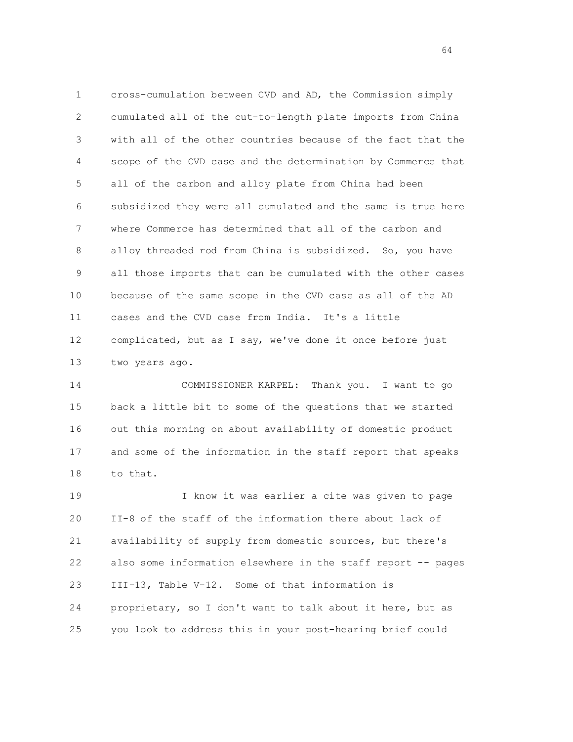cross-cumulation between CVD and AD, the Commission simply cumulated all of the cut-to-length plate imports from China with all of the other countries because of the fact that the scope of the CVD case and the determination by Commerce that all of the carbon and alloy plate from China had been subsidized they were all cumulated and the same is true here where Commerce has determined that all of the carbon and alloy threaded rod from China is subsidized. So, you have all those imports that can be cumulated with the other cases because of the same scope in the CVD case as all of the AD cases and the CVD case from India. It's a little complicated, but as I say, we've done it once before just two years ago.

COMMISSIONER KARPEL: Thank you. I want to go back a little bit to some of the questions that we started out this morning on about availability of domestic product and some of the information in the staff report that speaks to that.

I know it was earlier a cite was given to page II-8 of the staff of the information there about lack of availability of supply from domestic sources, but there's also some information elsewhere in the staff report -- pages III-13, Table V-12. Some of that information is proprietary, so I don't want to talk about it here, but as you look to address this in your post-hearing brief could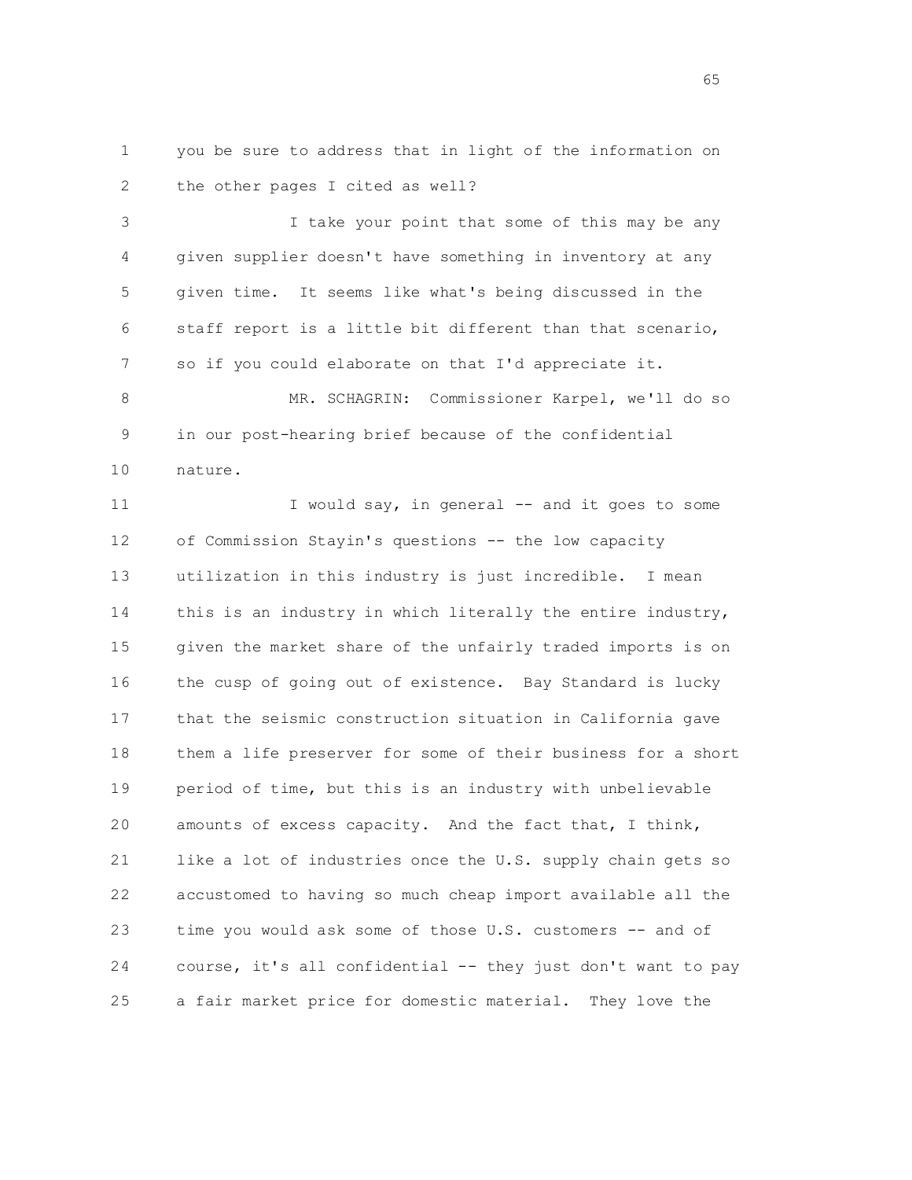you be sure to address that in light of the information on the other pages I cited as well?

I take your point that some of this may be any given supplier doesn't have something in inventory at any given time. It seems like what's being discussed in the staff report is a little bit different than that scenario, so if you could elaborate on that I'd appreciate it.

MR. SCHAGRIN: Commissioner Karpel, we'll do so in our post-hearing brief because of the confidential nature.

I would say, in general -- and it goes to some of Commission Stayin's questions -- the low capacity utilization in this industry is just incredible. I mean this is an industry in which literally the entire industry, given the market share of the unfairly traded imports is on the cusp of going out of existence. Bay Standard is lucky that the seismic construction situation in California gave them a life preserver for some of their business for a short period of time, but this is an industry with unbelievable amounts of excess capacity. And the fact that, I think, like a lot of industries once the U.S. supply chain gets so accustomed to having so much cheap import available all the time you would ask some of those U.S. customers -- and of course, it's all confidential -- they just don't want to pay a fair market price for domestic material. They love the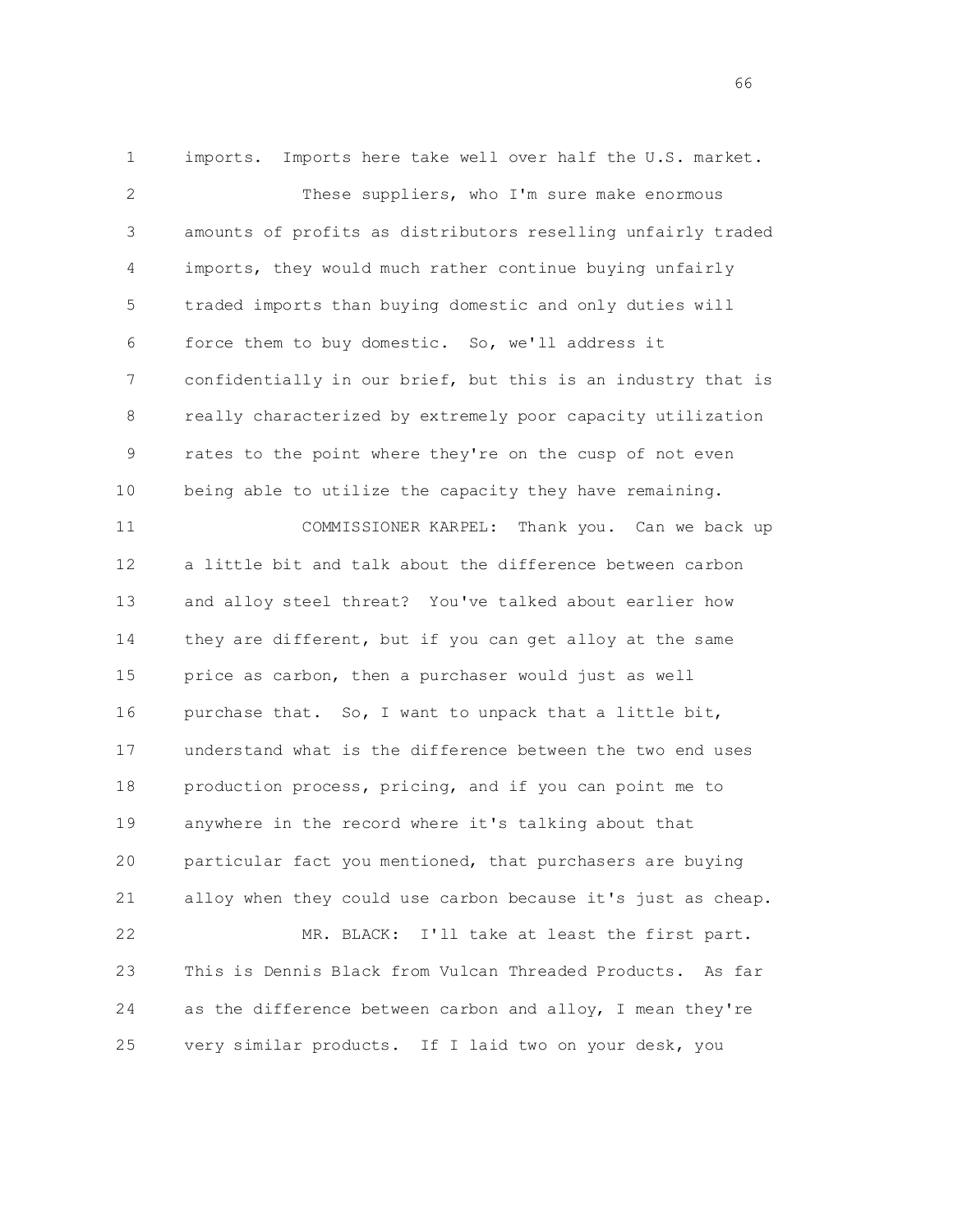imports. Imports here take well over half the U.S. market.

These suppliers, who I'm sure make enormous amounts of profits as distributors reselling unfairly traded imports, they would much rather continue buying unfairly traded imports than buying domestic and only duties will force them to buy domestic. So, we'll address it confidentially in our brief, but this is an industry that is really characterized by extremely poor capacity utilization rates to the point where they're on the cusp of not even being able to utilize the capacity they have remaining.

COMMISSIONER KARPEL: Thank you. Can we back up a little bit and talk about the difference between carbon and alloy steel threat? You've talked about earlier how they are different, but if you can get alloy at the same price as carbon, then a purchaser would just as well purchase that. So, I want to unpack that a little bit, understand what is the difference between the two end uses production process, pricing, and if you can point me to anywhere in the record where it's talking about that particular fact you mentioned, that purchasers are buying alloy when they could use carbon because it's just as cheap.

MR. BLACK: I'll take at least the first part. This is Dennis Black from Vulcan Threaded Products. As far as the difference between carbon and alloy, I mean they're very similar products. If I laid two on your desk, you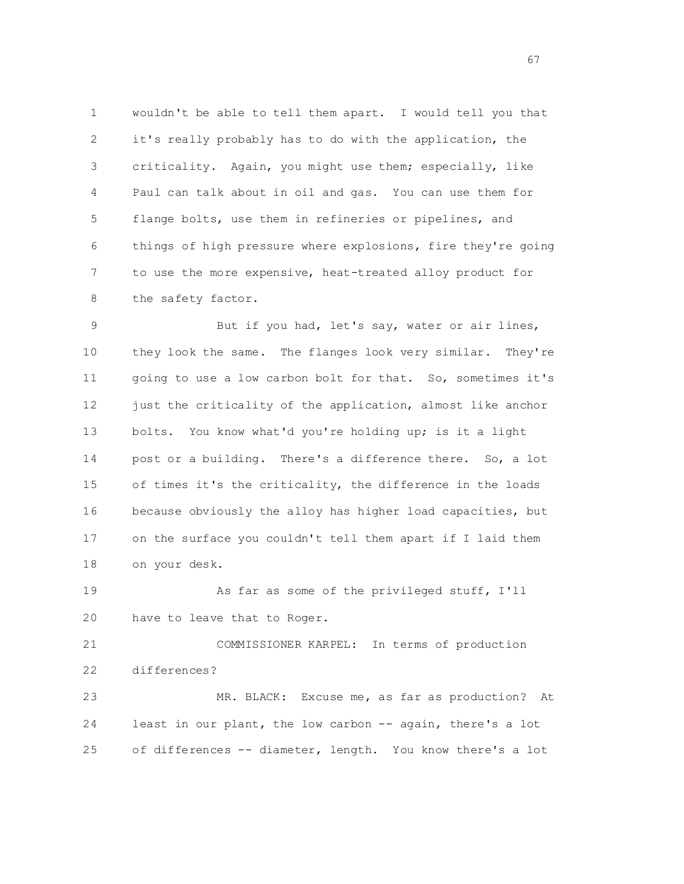wouldn't be able to tell them apart. I would tell you that it's really probably has to do with the application, the criticality. Again, you might use them; especially, like Paul can talk about in oil and gas. You can use them for flange bolts, use them in refineries or pipelines, and things of high pressure where explosions, fire they're going to use the more expensive, heat-treated alloy product for the safety factor.

But if you had, let's say, water or air lines, they look the same. The flanges look very similar. They're going to use a low carbon bolt for that. So, sometimes it's just the criticality of the application, almost like anchor bolts. You know what'd you're holding up; is it a light post or a building. There's a difference there. So, a lot of times it's the criticality, the difference in the loads because obviously the alloy has higher load capacities, but on the surface you couldn't tell them apart if I laid them on your desk.

As far as some of the privileged stuff, I'll have to leave that to Roger.

COMMISSIONER KARPEL: In terms of production differences?

MR. BLACK: Excuse me, as far as production? At least in our plant, the low carbon -- again, there's a lot of differences -- diameter, length. You know there's a lot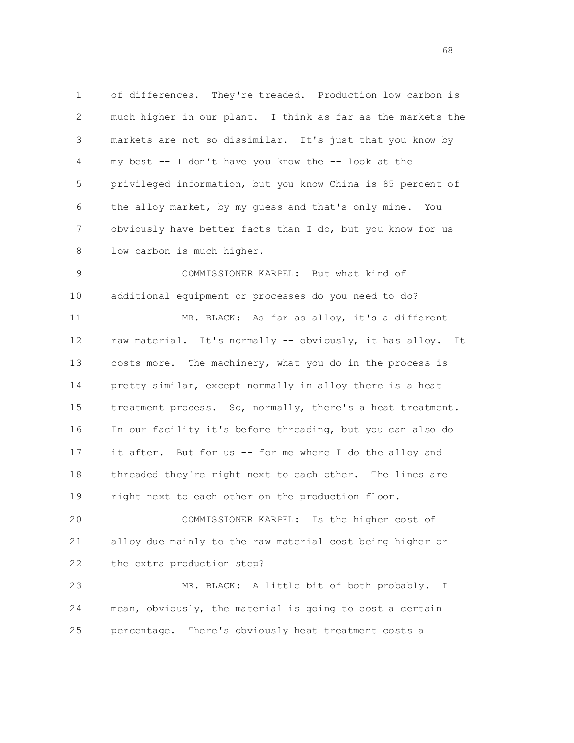of differences. They're treaded. Production low carbon is much higher in our plant. I think as far as the markets the markets are not so dissimilar. It's just that you know by my best -- I don't have you know the -- look at the privileged information, but you know China is 85 percent of the alloy market, by my guess and that's only mine. You obviously have better facts than I do, but you know for us low carbon is much higher.

COMMISSIONER KARPEL: But what kind of additional equipment or processes do you need to do?

MR. BLACK: As far as alloy, it's a different raw material. It's normally -- obviously, it has alloy. It costs more. The machinery, what you do in the process is pretty similar, except normally in alloy there is a heat treatment process. So, normally, there's a heat treatment. In our facility it's before threading, but you can also do it after. But for us -- for me where I do the alloy and threaded they're right next to each other. The lines are right next to each other on the production floor.

COMMISSIONER KARPEL: Is the higher cost of alloy due mainly to the raw material cost being higher or the extra production step?

MR. BLACK: A little bit of both probably. I mean, obviously, the material is going to cost a certain percentage. There's obviously heat treatment costs a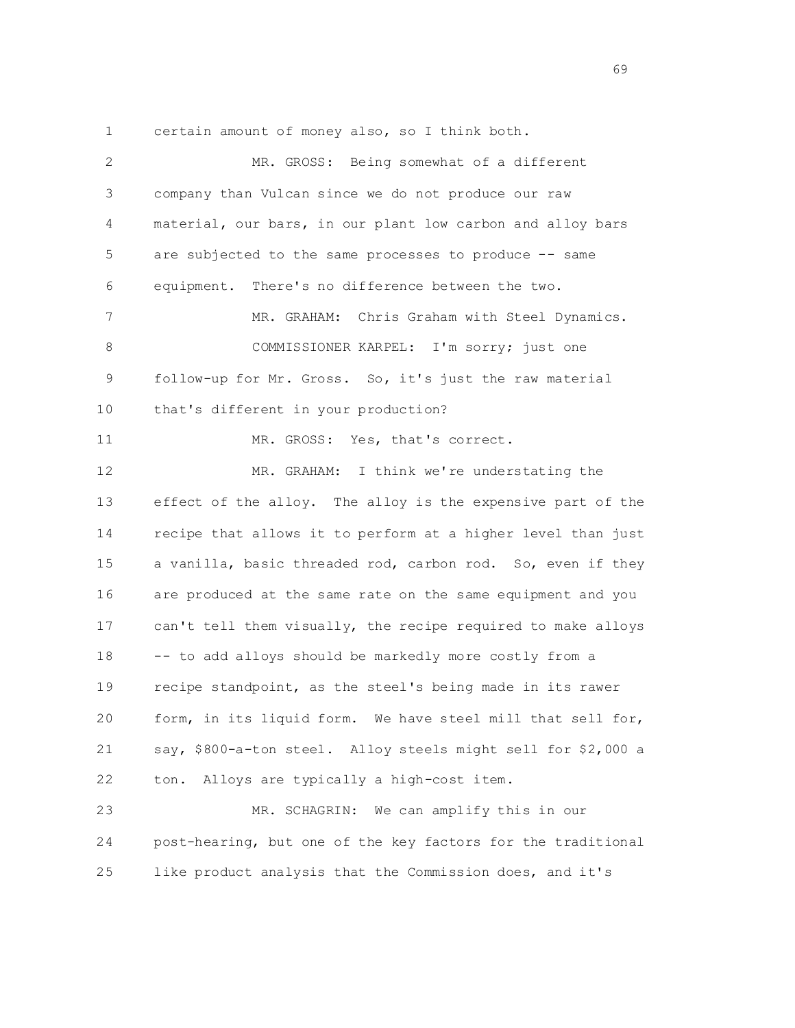certain amount of money also, so I think both.

MR. GROSS: Being somewhat of a different company than Vulcan since we do not produce our raw material, our bars, in our plant low carbon and alloy bars are subjected to the same processes to produce -- same equipment. There's no difference between the two.

MR. GRAHAM: Chris Graham with Steel Dynamics.

COMMISSIONER KARPEL: I'm sorry; just one follow-up for Mr. Gross. So, it's just the raw material that's different in your production?

MR. GROSS: Yes, that's correct.

MR. GRAHAM: I think we're understating the effect of the alloy. The alloy is the expensive part of the recipe that allows it to perform at a higher level than just a vanilla, basic threaded rod, carbon rod. So, even if they are produced at the same rate on the same equipment and you can't tell them visually, the recipe required to make alloys -- to add alloys should be markedly more costly from a recipe standpoint, as the steel's being made in its rawer form, in its liquid form. We have steel mill that sell for, say, $800-a-ton steel. Alloy steels might sell for $2,000 a ton. Alloys are typically a high-cost item.

MR. SCHAGRIN: We can amplify this in our post-hearing, but one of the key factors for the traditional like product analysis that the Commission does, and it's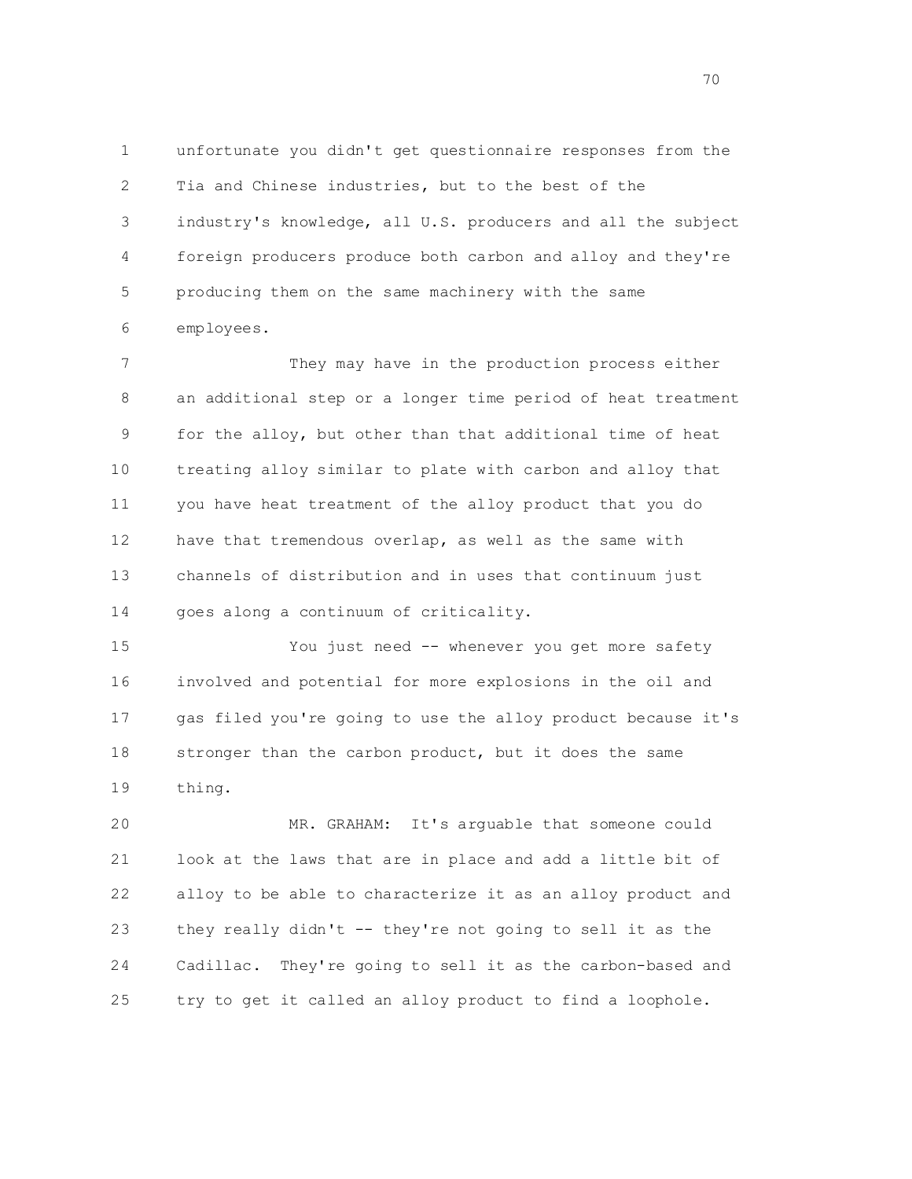unfortunate you didn't get questionnaire responses from the Tia and Chinese industries, but to the best of the industry's knowledge, all U.S. producers and all the subject foreign producers produce both carbon and alloy and they're producing them on the same machinery with the same employees.

They may have in the production process either an additional step or a longer time period of heat treatment for the alloy, but other than that additional time of heat treating alloy similar to plate with carbon and alloy that you have heat treatment of the alloy product that you do have that tremendous overlap, as well as the same with channels of distribution and in uses that continuum just goes along a continuum of criticality.

You just need -- whenever you get more safety involved and potential for more explosions in the oil and gas filed you're going to use the alloy product because it's stronger than the carbon product, but it does the same thing.

MR. GRAHAM: It's arguable that someone could look at the laws that are in place and add a little bit of alloy to be able to characterize it as an alloy product and they really didn't -- they're not going to sell it as the Cadillac. They're going to sell it as the carbon-based and try to get it called an alloy product to find a loophole.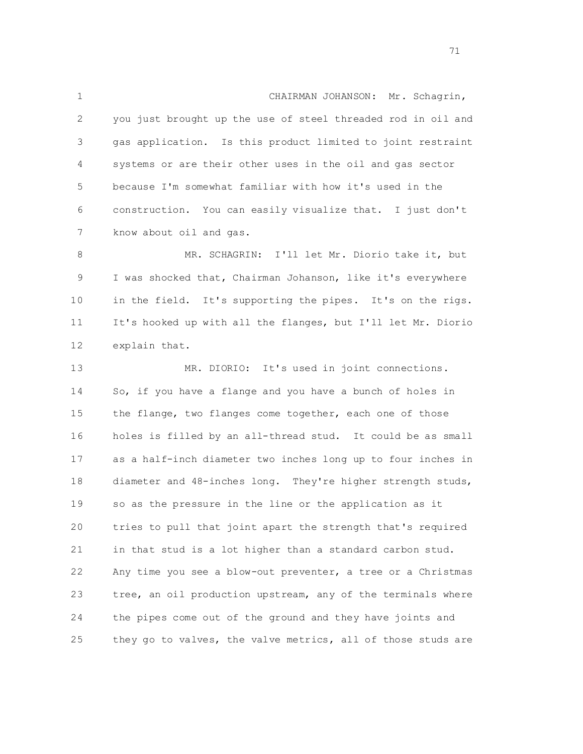CHAIRMAN JOHANSON: Mr. Schagrin, you just brought up the use of steel threaded rod in oil and gas application. Is this product limited to joint restraint systems or are their other uses in the oil and gas sector because I'm somewhat familiar with how it's used in the construction. You can easily visualize that. I just don't know about oil and gas.

MR. SCHAGRIN: I'll let Mr. Diorio take it, but I was shocked that, Chairman Johanson, like it's everywhere in the field. It's supporting the pipes. It's on the rigs. It's hooked up with all the flanges, but I'll let Mr. Diorio explain that.

MR. DIORIO: It's used in joint connections. So, if you have a flange and you have a bunch of holes in the flange, two flanges come together, each one of those holes is filled by an all-thread stud. It could be as small as a half-inch diameter two inches long up to four inches in diameter and 48-inches long. They're higher strength studs, so as the pressure in the line or the application as it tries to pull that joint apart the strength that's required in that stud is a lot higher than a standard carbon stud. Any time you see a blow-out preventer, a tree or a Christmas tree, an oil production upstream, any of the terminals where the pipes come out of the ground and they have joints and they go to valves, the valve metrics, all of those studs are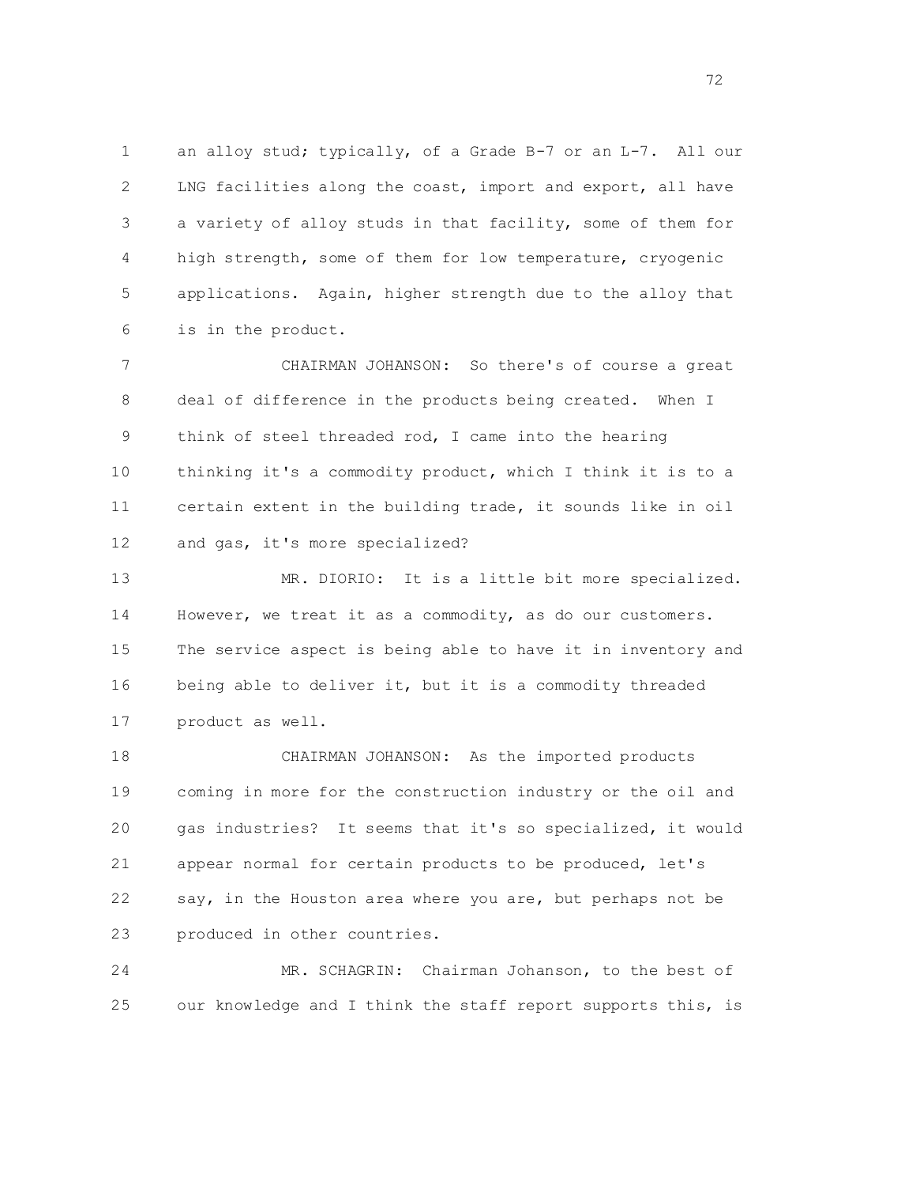an alloy stud; typically, of a Grade B-7 or an L-7. All our LNG facilities along the coast, import and export, all have a variety of alloy studs in that facility, some of them for high strength, some of them for low temperature, cryogenic applications. Again, higher strength due to the alloy that is in the product.

CHAIRMAN JOHANSON: So there's of course a great deal of difference in the products being created. When I think of steel threaded rod, I came into the hearing thinking it's a commodity product, which I think it is to a certain extent in the building trade, it sounds like in oil and gas, it's more specialized?

MR. DIORIO: It is a little bit more specialized. However, we treat it as a commodity, as do our customers. The service aspect is being able to have it in inventory and being able to deliver it, but it is a commodity threaded product as well.

CHAIRMAN JOHANSON: As the imported products coming in more for the construction industry or the oil and gas industries? It seems that it's so specialized, it would appear normal for certain products to be produced, let's say, in the Houston area where you are, but perhaps not be produced in other countries.

MR. SCHAGRIN: Chairman Johanson, to the best of our knowledge and I think the staff report supports this, is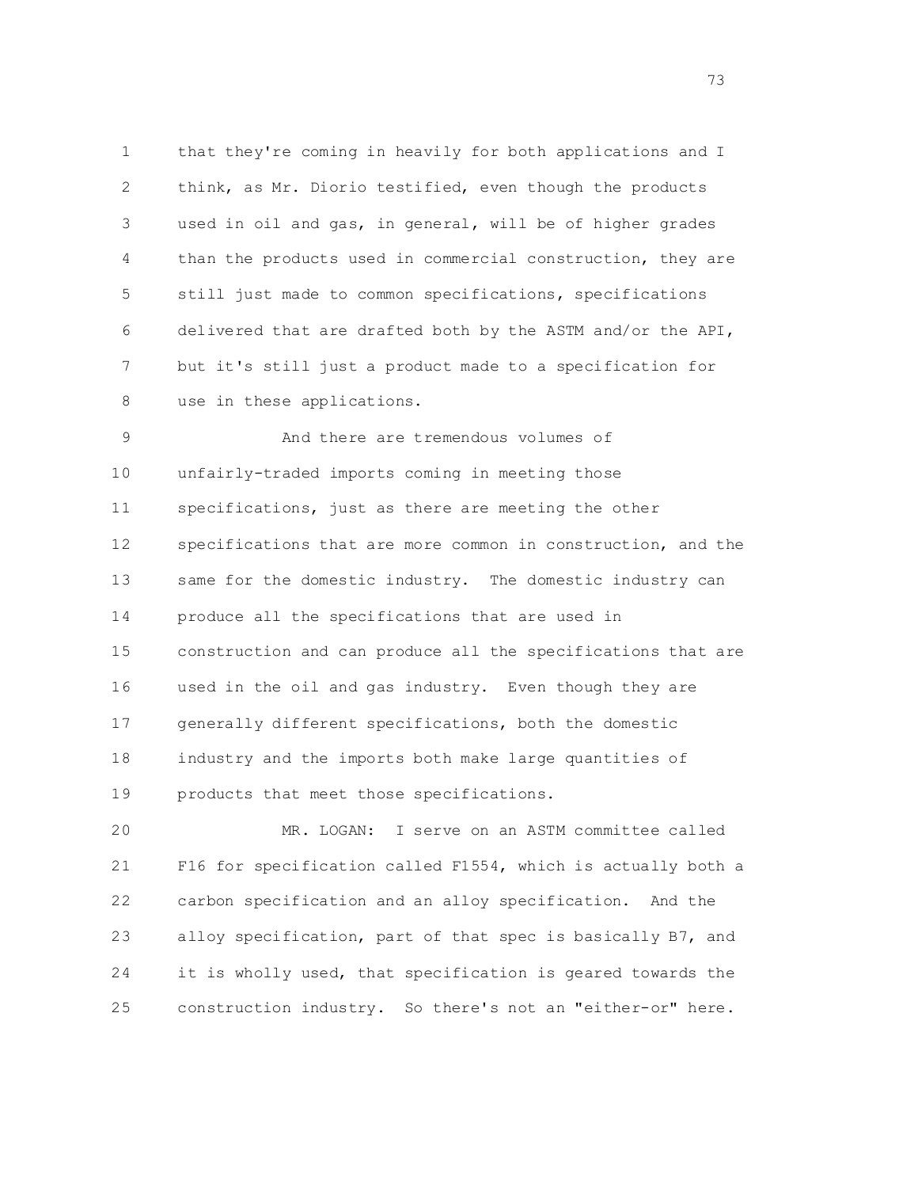that they're coming in heavily for both applications and I think, as Mr. Diorio testified, even though the products used in oil and gas, in general, will be of higher grades than the products used in commercial construction, they are still just made to common specifications, specifications delivered that are drafted both by the ASTM and/or the API, but it's still just a product made to a specification for use in these applications.

And there are tremendous volumes of unfairly-traded imports coming in meeting those specifications, just as there are meeting the other specifications that are more common in construction, and the same for the domestic industry. The domestic industry can produce all the specifications that are used in construction and can produce all the specifications that are used in the oil and gas industry. Even though they are generally different specifications, both the domestic industry and the imports both make large quantities of products that meet those specifications.

MR. LOGAN: I serve on an ASTM committee called F16 for specification called F1554, which is actually both a carbon specification and an alloy specification. And the alloy specification, part of that spec is basically B7, and it is wholly used, that specification is geared towards the construction industry. So there's not an "either-or" here.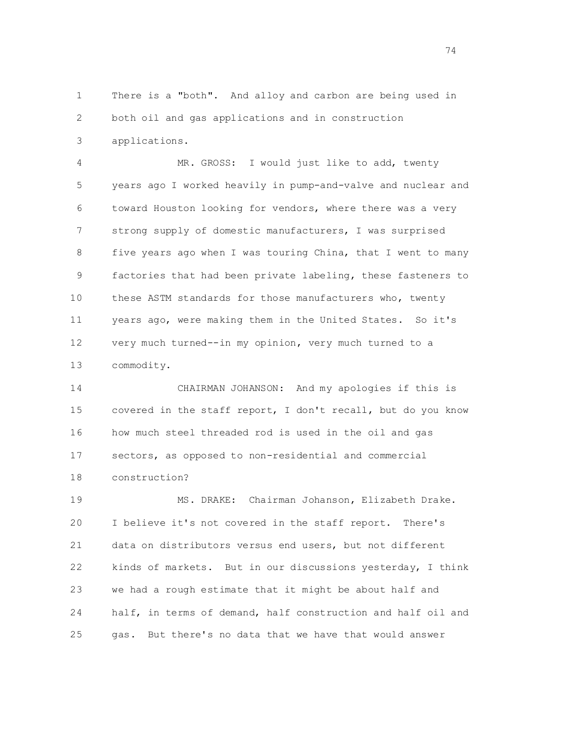There is a "both". And alloy and carbon are being used in both oil and gas applications and in construction applications.

MR. GROSS: I would just like to add, twenty years ago I worked heavily in pump-and-valve and nuclear and toward Houston looking for vendors, where there was a very strong supply of domestic manufacturers, I was surprised five years ago when I was touring China, that I went to many factories that had been private labeling, these fasteners to these ASTM standards for those manufacturers who, twenty years ago, were making them in the United States. So it's very much turned--in my opinion, very much turned to a commodity.

CHAIRMAN JOHANSON: And my apologies if this is covered in the staff report, I don't recall, but do you know how much steel threaded rod is used in the oil and gas sectors, as opposed to non-residential and commercial construction?

MS. DRAKE: Chairman Johanson, Elizabeth Drake. I believe it's not covered in the staff report. There's data on distributors versus end users, but not different kinds of markets. But in our discussions yesterday, I think we had a rough estimate that it might be about half and half, in terms of demand, half construction and half oil and gas. But there's no data that we have that would answer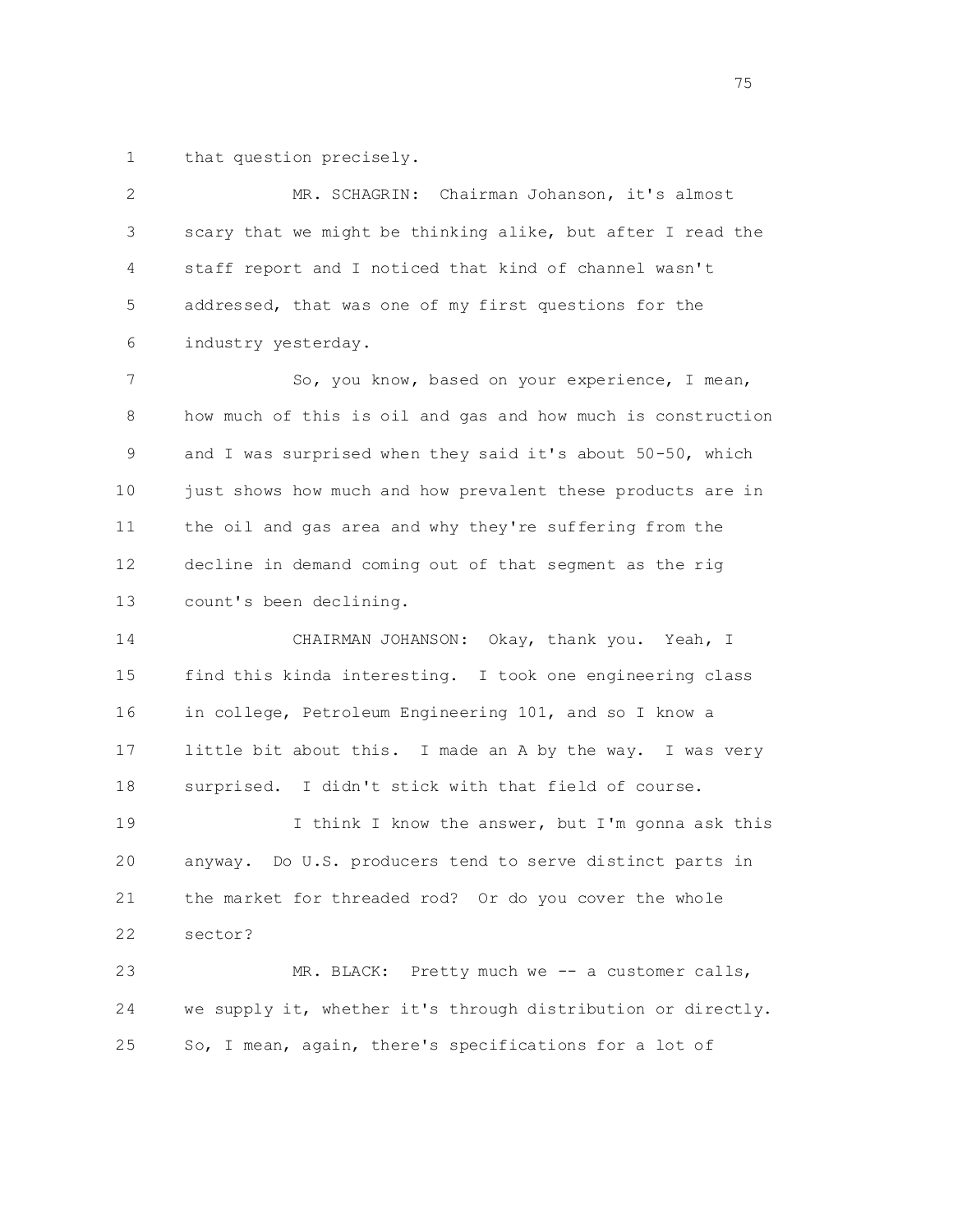that question precisely.

MR. SCHAGRIN: Chairman Johanson, it's almost scary that we might be thinking alike, but after I read the staff report and I noticed that kind of channel wasn't addressed, that was one of my first questions for the industry yesterday.

So, you know, based on your experience, I mean, how much of this is oil and gas and how much is construction and I was surprised when they said it's about 50-50, which just shows how much and how prevalent these products are in the oil and gas area and why they're suffering from the decline in demand coming out of that segment as the rig count's been declining.

CHAIRMAN JOHANSON: Okay, thank you. Yeah, I find this kinda interesting. I took one engineering class in college, Petroleum Engineering 101, and so I know a little bit about this. I made an A by the way. I was very surprised. I didn't stick with that field of course.

I think I know the answer, but I'm gonna ask this anyway. Do U.S. producers tend to serve distinct parts in the market for threaded rod? Or do you cover the whole sector?

MR. BLACK: Pretty much we -- a customer calls, we supply it, whether it's through distribution or directly. So, I mean, again, there's specifications for a lot of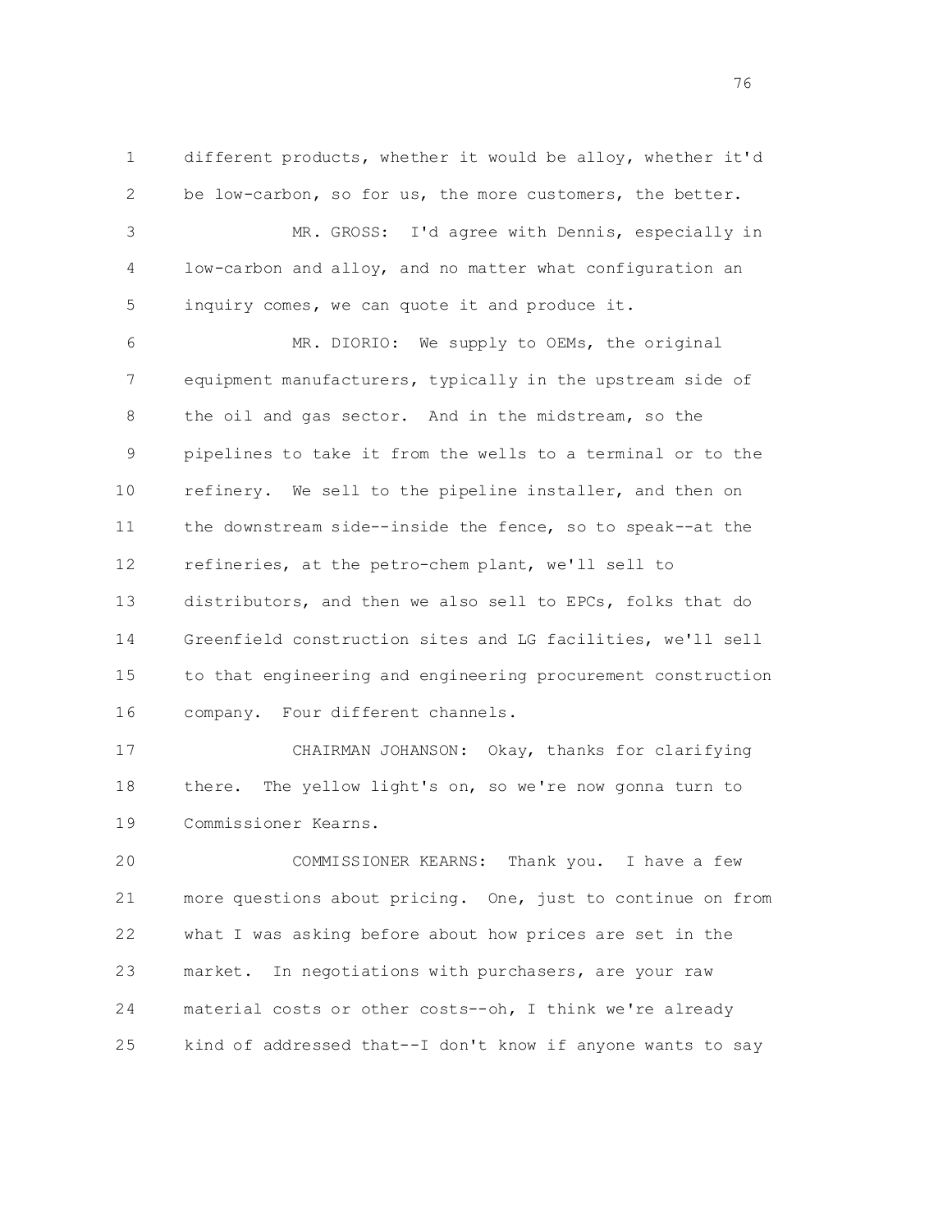different products, whether it would be alloy, whether it'd be low-carbon, so for us, the more customers, the better.

MR. GROSS: I'd agree with Dennis, especially in low-carbon and alloy, and no matter what configuration an inquiry comes, we can quote it and produce it.

MR. DIORIO: We supply to OEMs, the original equipment manufacturers, typically in the upstream side of the oil and gas sector. And in the midstream, so the pipelines to take it from the wells to a terminal or to the refinery. We sell to the pipeline installer, and then on the downstream side--inside the fence, so to speak--at the refineries, at the petro-chem plant, we'll sell to distributors, and then we also sell to EPCs, folks that do Greenfield construction sites and LG facilities, we'll sell to that engineering and engineering procurement construction company. Four different channels.

CHAIRMAN JOHANSON: Okay, thanks for clarifying there. The yellow light's on, so we're now gonna turn to Commissioner Kearns.

COMMISSIONER KEARNS: Thank you. I have a few more questions about pricing. One, just to continue on from what I was asking before about how prices are set in the market. In negotiations with purchasers, are your raw material costs or other costs--oh, I think we're already kind of addressed that--I don't know if anyone wants to say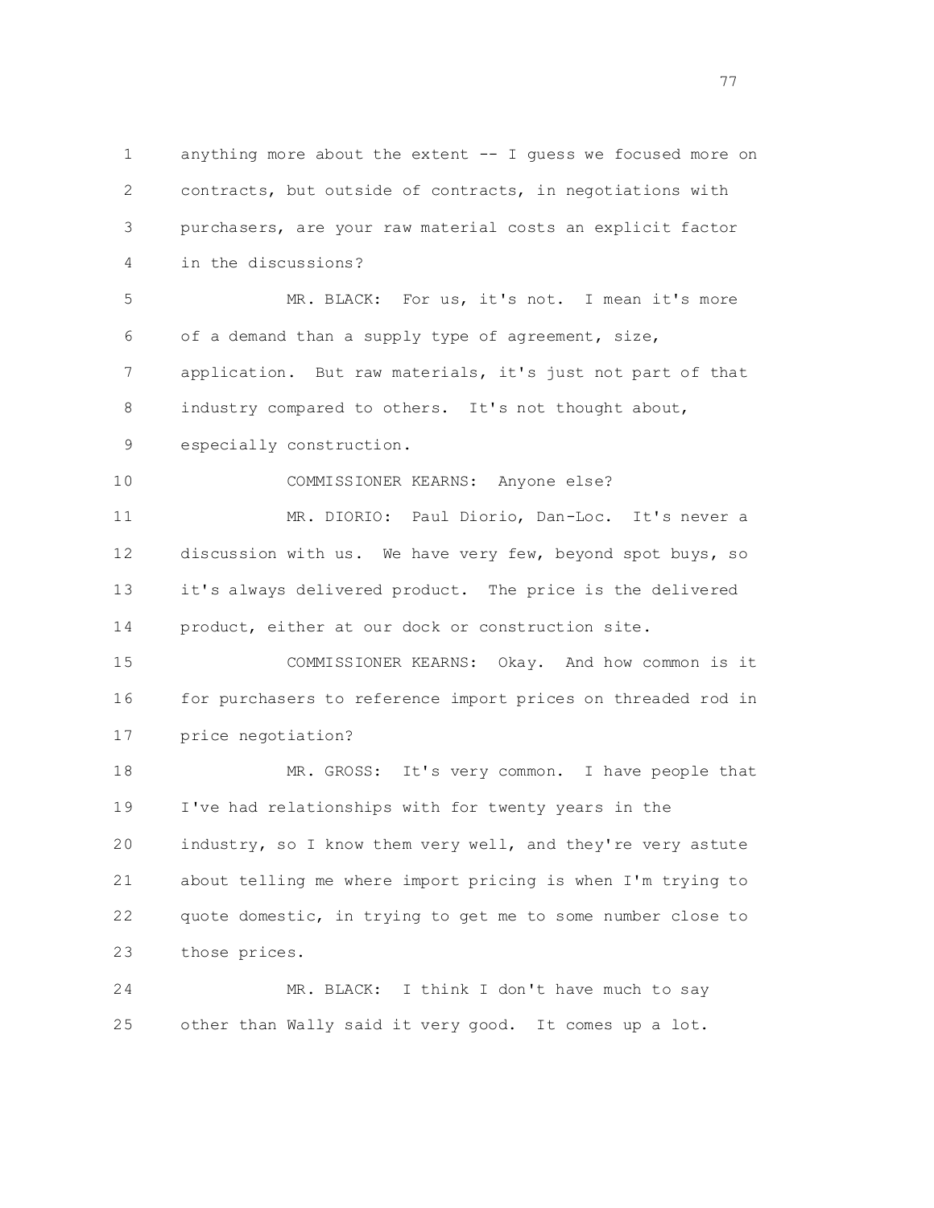anything more about the extent -- I guess we focused more on contracts, but outside of contracts, in negotiations with purchasers, are your raw material costs an explicit factor in the discussions?

MR. BLACK: For us, it's not. I mean it's more of a demand than a supply type of agreement, size, application. But raw materials, it's just not part of that industry compared to others. It's not thought about, especially construction.

COMMISSIONER KEARNS: Anyone else?

MR. DIORIO: Paul Diorio, Dan-Loc. It's never a discussion with us. We have very few, beyond spot buys, so it's always delivered product. The price is the delivered product, either at our dock or construction site.

COMMISSIONER KEARNS: Okay. And how common is it for purchasers to reference import prices on threaded rod in price negotiation?

MR. GROSS: It's very common. I have people that I've had relationships with for twenty years in the industry, so I know them very well, and they're very astute about telling me where import pricing is when I'm trying to quote domestic, in trying to get me to some number close to those prices.

MR. BLACK: I think I don't have much to say other than Wally said it very good. It comes up a lot.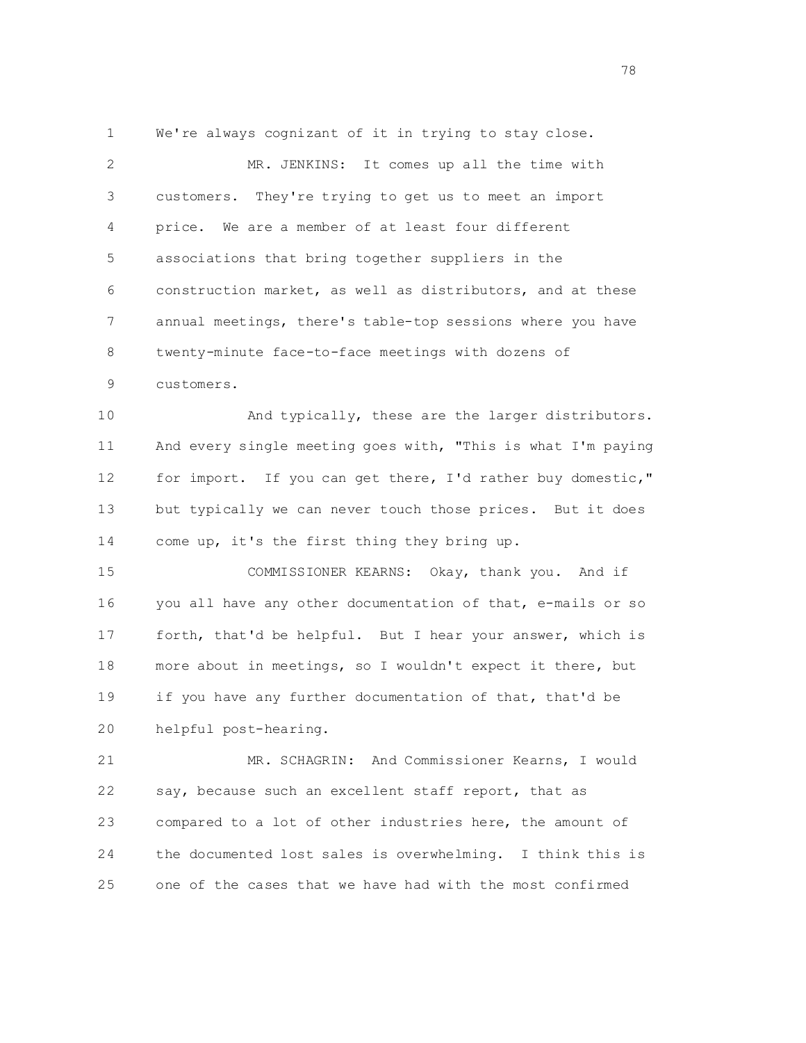We're always cognizant of it in trying to stay close.

MR. JENKINS: It comes up all the time with customers. They're trying to get us to meet an import price. We are a member of at least four different associations that bring together suppliers in the construction market, as well as distributors, and at these annual meetings, there's table-top sessions where you have twenty-minute face-to-face meetings with dozens of customers.

And typically, these are the larger distributors. And every single meeting goes with, "This is what I'm paying for import. If you can get there, I'd rather buy domestic," but typically we can never touch those prices. But it does come up, it's the first thing they bring up.

COMMISSIONER KEARNS: Okay, thank you. And if you all have any other documentation of that, e-mails or so forth, that'd be helpful. But I hear your answer, which is more about in meetings, so I wouldn't expect it there, but if you have any further documentation of that, that'd be helpful post-hearing.

MR. SCHAGRIN: And Commissioner Kearns, I would say, because such an excellent staff report, that as compared to a lot of other industries here, the amount of the documented lost sales is overwhelming. I think this is one of the cases that we have had with the most confirmed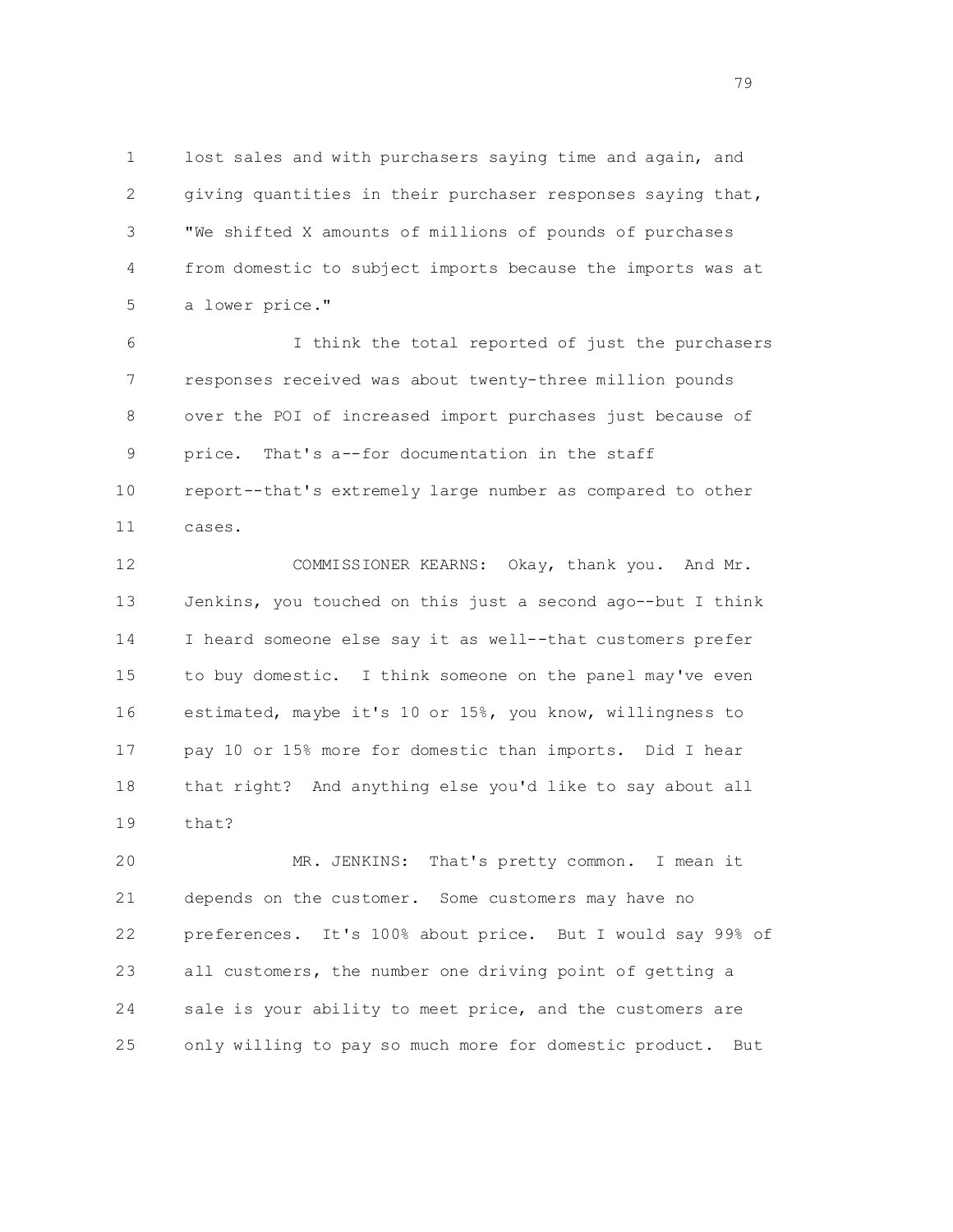lost sales and with purchasers saying time and again, and giving quantities in their purchaser responses saying that, "We shifted X amounts of millions of pounds of purchases from domestic to subject imports because the imports was at a lower price."

I think the total reported of just the purchasers responses received was about twenty-three million pounds over the POI of increased import purchases just because of price. That's a--for documentation in the staff report--that's extremely large number as compared to other cases.

COMMISSIONER KEARNS: Okay, thank you. And Mr. Jenkins, you touched on this just a second ago--but I think I heard someone else say it as well--that customers prefer to buy domestic. I think someone on the panel may've even estimated, maybe it's 10 or 15%, you know, willingness to pay 10 or 15% more for domestic than imports. Did I hear that right? And anything else you'd like to say about all that?

MR. JENKINS: That's pretty common. I mean it depends on the customer. Some customers may have no preferences. It's 100% about price. But I would say 99% of all customers, the number one driving point of getting a sale is your ability to meet price, and the customers are only willing to pay so much more for domestic product. But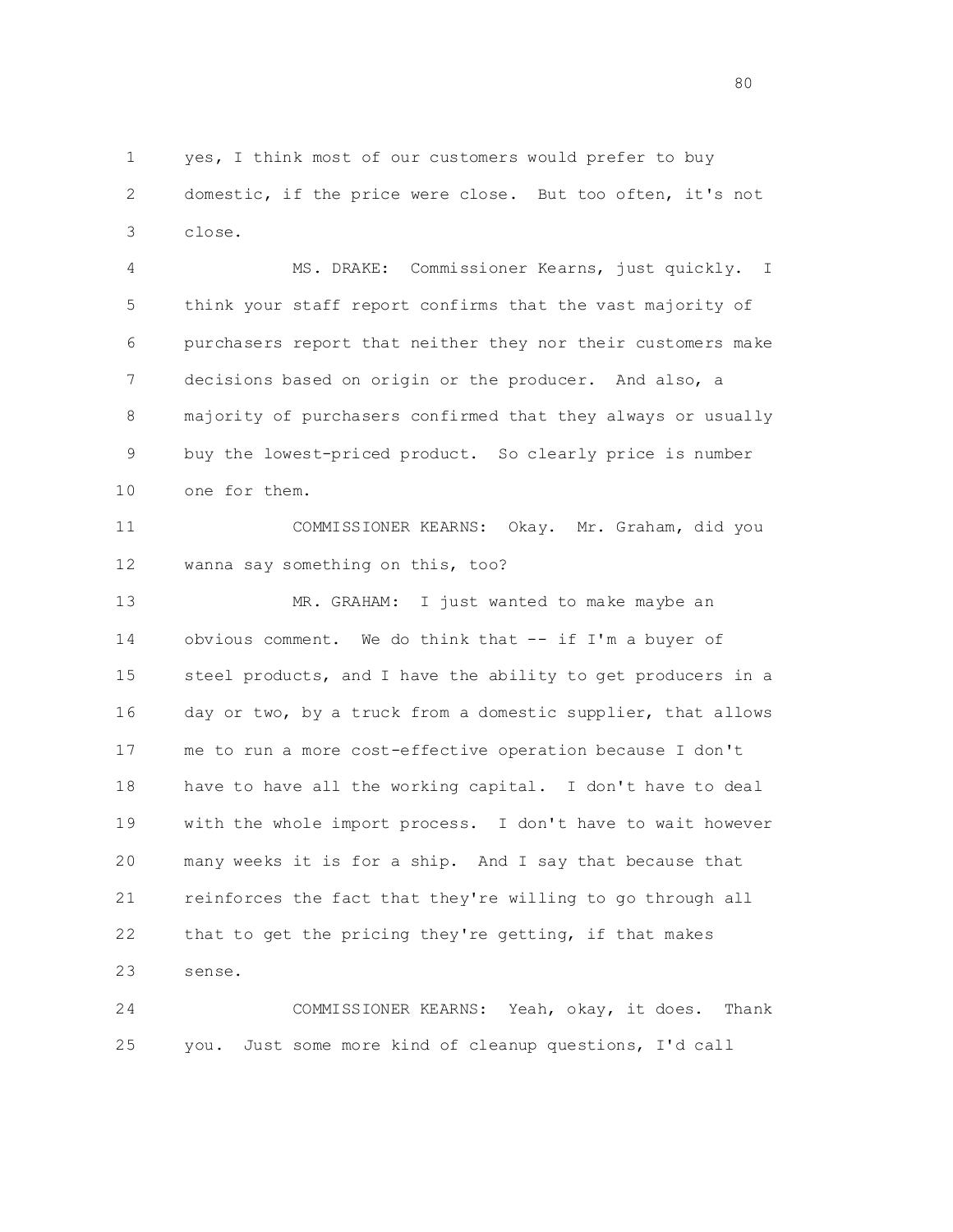yes, I think most of our customers would prefer to buy domestic, if the price were close. But too often, it's not close.

MS. DRAKE: Commissioner Kearns, just quickly. I think your staff report confirms that the vast majority of purchasers report that neither they nor their customers make decisions based on origin or the producer. And also, a majority of purchasers confirmed that they always or usually buy the lowest-priced product. So clearly price is number one for them.

COMMISSIONER KEARNS: Okay. Mr. Graham, did you wanna say something on this, too?

MR. GRAHAM: I just wanted to make maybe an obvious comment. We do think that -- if I'm a buyer of steel products, and I have the ability to get producers in a day or two, by a truck from a domestic supplier, that allows me to run a more cost-effective operation because I don't have to have all the working capital. I don't have to deal with the whole import process. I don't have to wait however many weeks it is for a ship. And I say that because that reinforces the fact that they're willing to go through all that to get the pricing they're getting, if that makes sense.

COMMISSIONER KEARNS: Yeah, okay, it does. Thank you. Just some more kind of cleanup questions, I'd call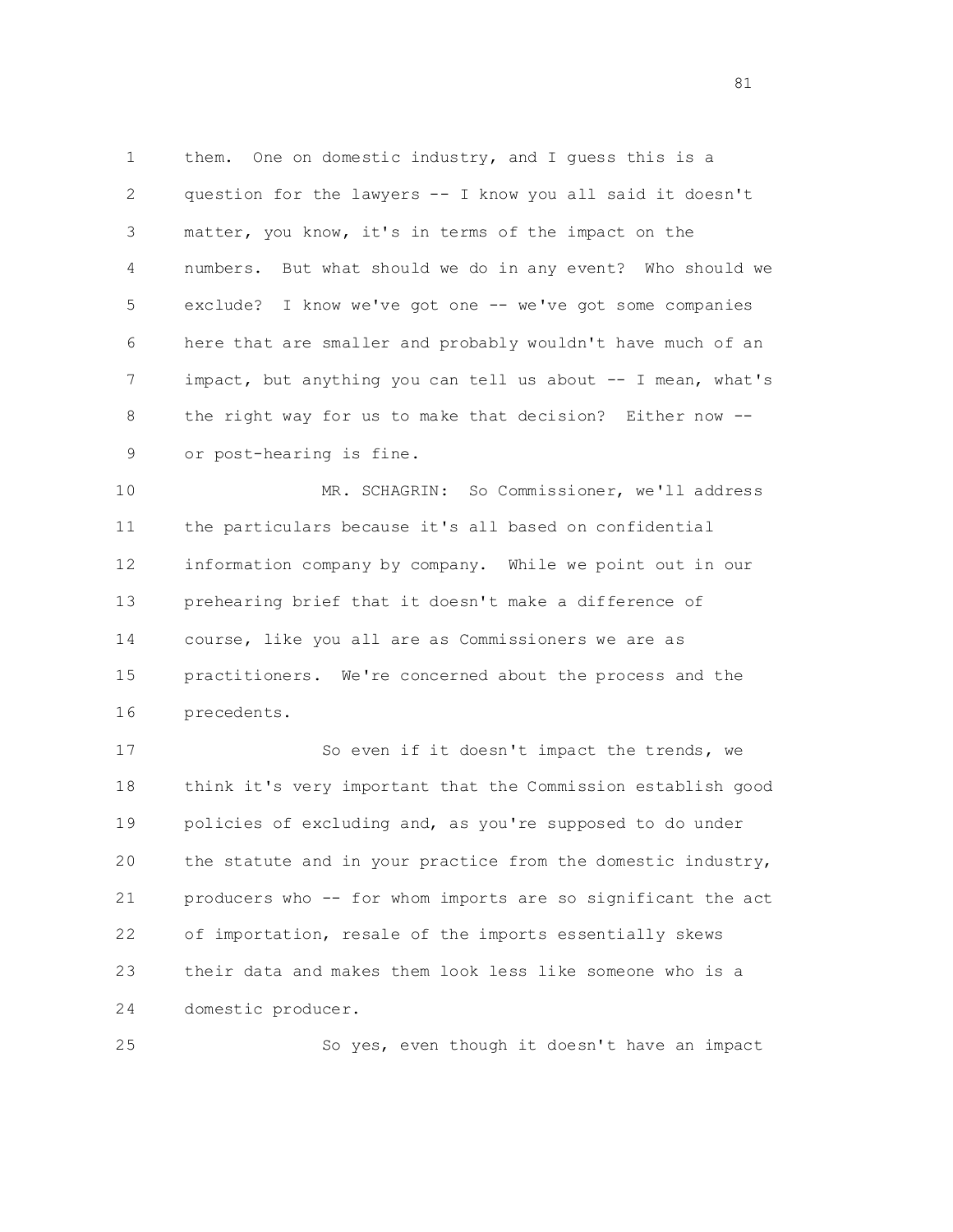them. One on domestic industry, and I guess this is a question for the lawyers -- I know you all said it doesn't matter, you know, it's in terms of the impact on the numbers. But what should we do in any event? Who should we exclude? I know we've got one -- we've got some companies here that are smaller and probably wouldn't have much of an impact, but anything you can tell us about -- I mean, what's the right way for us to make that decision? Either now -- or post-hearing is fine.

MR. SCHAGRIN: So Commissioner, we'll address the particulars because it's all based on confidential information company by company. While we point out in our prehearing brief that it doesn't make a difference of course, like you all are as Commissioners we are as practitioners. We're concerned about the process and the precedents.

So even if it doesn't impact the trends, we think it's very important that the Commission establish good policies of excluding and, as you're supposed to do under the statute and in your practice from the domestic industry, producers who -- for whom imports are so significant the act of importation, resale of the imports essentially skews their data and makes them look less like someone who is a domestic producer.

So yes, even though it doesn't have an impact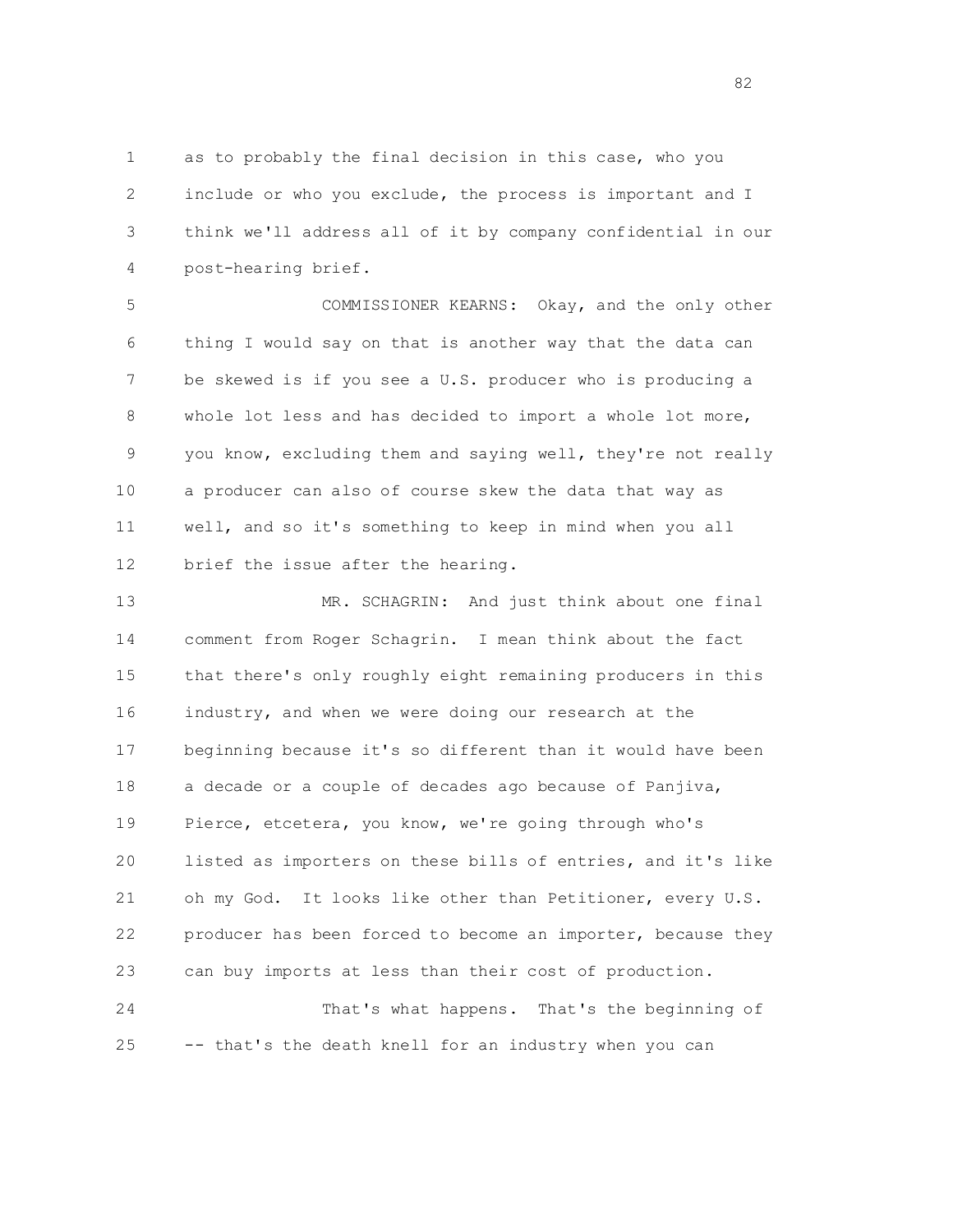as to probably the final decision in this case, who you include or who you exclude, the process is important and I think we'll address all of it by company confidential in our post-hearing brief.

COMMISSIONER KEARNS: Okay, and the only other thing I would say on that is another way that the data can be skewed is if you see a U.S. producer who is producing a whole lot less and has decided to import a whole lot more, you know, excluding them and saying well, they're not really a producer can also of course skew the data that way as well, and so it's something to keep in mind when you all brief the issue after the hearing.

MR. SCHAGRIN: And just think about one final comment from Roger Schagrin. I mean think about the fact that there's only roughly eight remaining producers in this industry, and when we were doing our research at the beginning because it's so different than it would have been a decade or a couple of decades ago because of Panjiva, Pierce, etcetera, you know, we're going through who's listed as importers on these bills of entries, and it's like oh my God. It looks like other than Petitioner, every U.S. producer has been forced to become an importer, because they can buy imports at less than their cost of production.

That's what happens. That's the beginning of -- that's the death knell for an industry when you can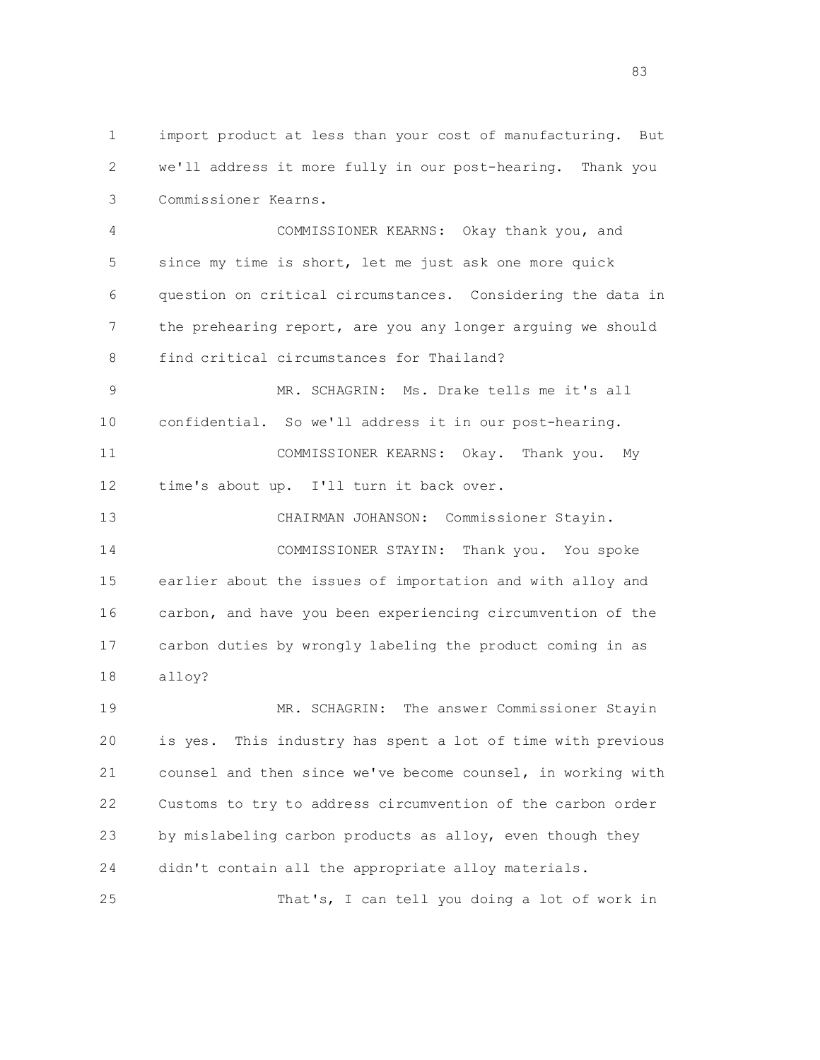import product at less than your cost of manufacturing. But we'll address it more fully in our post-hearing. Thank you Commissioner Kearns.

COMMISSIONER KEARNS: Okay thank you, and since my time is short, let me just ask one more quick question on critical circumstances. Considering the data in the prehearing report, are you any longer arguing we should find critical circumstances for Thailand?

MR. SCHAGRIN: Ms. Drake tells me it's all confidential. So we'll address it in our post-hearing.

COMMISSIONER KEARNS: Okay. Thank you. My time's about up. I'll turn it back over.

CHAIRMAN JOHANSON: Commissioner Stayin.

COMMISSIONER STAYIN: Thank you. You spoke earlier about the issues of importation and with alloy and carbon, and have you been experiencing circumvention of the carbon duties by wrongly labeling the product coming in as alloy?

MR. SCHAGRIN: The answer Commissioner Stayin is yes. This industry has spent a lot of time with previous counsel and then since we've become counsel, in working with Customs to try to address circumvention of the carbon order by mislabeling carbon products as alloy, even though they didn't contain all the appropriate alloy materials.

That's, I can tell you doing a lot of work in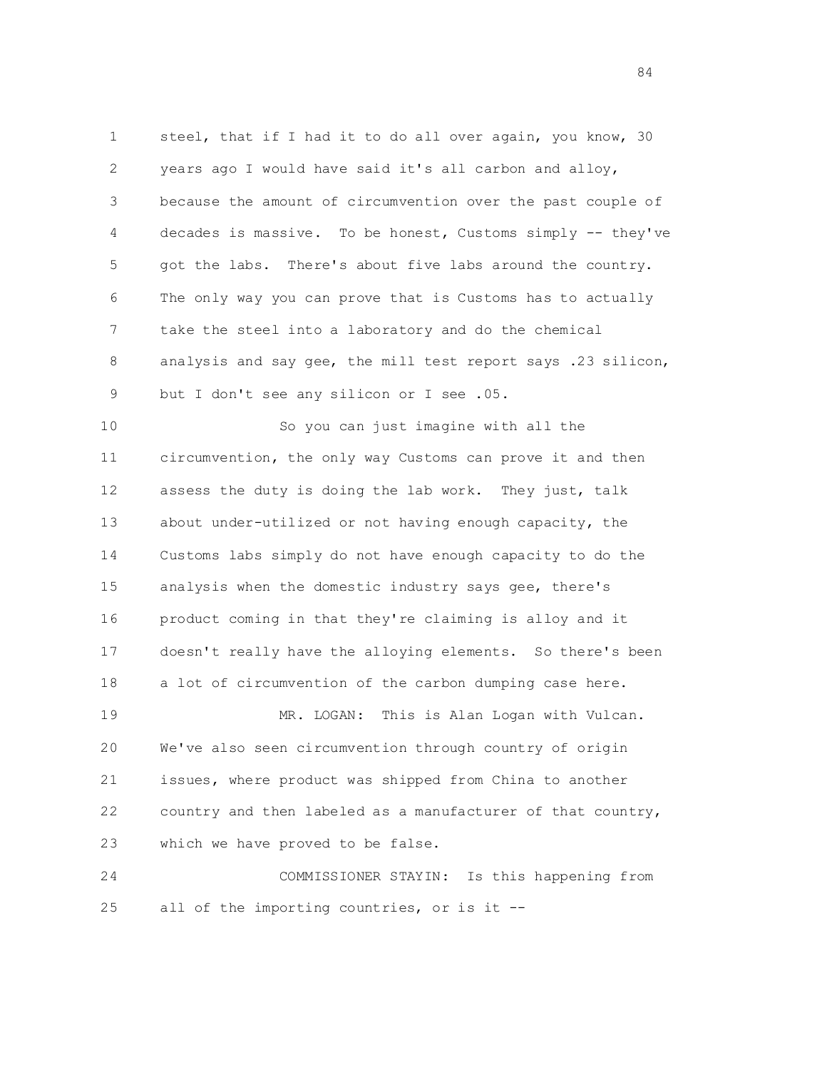steel, that if I had it to do all over again, you know, 30 years ago I would have said it's all carbon and alloy, because the amount of circumvention over the past couple of decades is massive. To be honest, Customs simply -- they've got the labs. There's about five labs around the country. The only way you can prove that is Customs has to actually take the steel into a laboratory and do the chemical analysis and say gee, the mill test report says .23 silicon, but I don't see any silicon or I see .05.

So you can just imagine with all the circumvention, the only way Customs can prove it and then assess the duty is doing the lab work. They just, talk about under-utilized or not having enough capacity, the Customs labs simply do not have enough capacity to do the analysis when the domestic industry says gee, there's product coming in that they're claiming is alloy and it doesn't really have the alloying elements. So there's been a lot of circumvention of the carbon dumping case here.

MR. LOGAN: This is Alan Logan with Vulcan. We've also seen circumvention through country of origin issues, where product was shipped from China to another country and then labeled as a manufacturer of that country, which we have proved to be false.

COMMISSIONER STAYIN: Is this happening from all of the importing countries, or is it --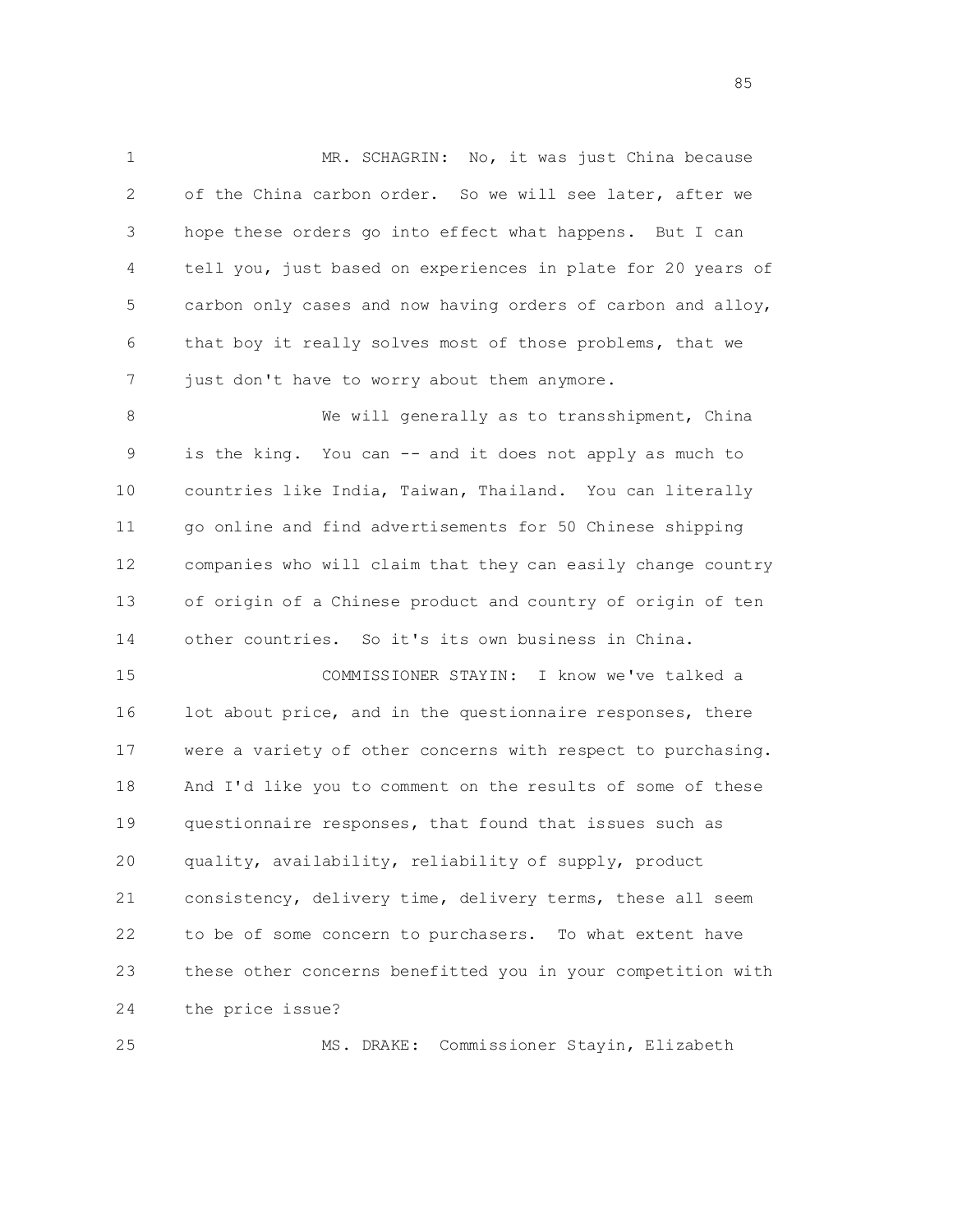MR. SCHAGRIN: No, it was just China because of the China carbon order. So we will see later, after we hope these orders go into effect what happens. But I can tell you, just based on experiences in plate for 20 years of carbon only cases and now having orders of carbon and alloy, that boy it really solves most of those problems, that we just don't have to worry about them anymore.

We will generally as to transshipment, China is the king. You can -- and it does not apply as much to countries like India, Taiwan, Thailand. You can literally go online and find advertisements for 50 Chinese shipping companies who will claim that they can easily change country of origin of a Chinese product and country of origin of ten other countries. So it's its own business in China.

COMMISSIONER STAYIN: I know we've talked a lot about price, and in the questionnaire responses, there were a variety of other concerns with respect to purchasing. And I'd like you to comment on the results of some of these questionnaire responses, that found that issues such as quality, availability, reliability of supply, product consistency, delivery time, delivery terms, these all seem to be of some concern to purchasers. To what extent have these other concerns benefitted you in your competition with the price issue?

MS. DRAKE: Commissioner Stayin, Elizabeth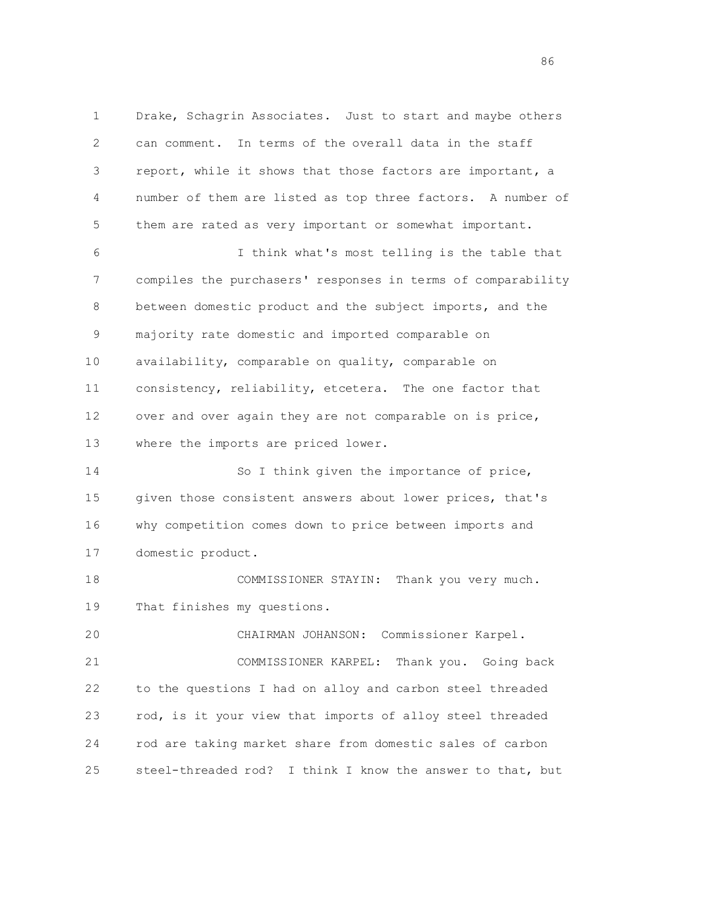Drake, Schagrin Associates. Just to start and maybe others can comment. In terms of the overall data in the staff report, while it shows that those factors are important, a number of them are listed as top three factors. A number of them are rated as very important or somewhat important.

I think what's most telling is the table that compiles the purchasers' responses in terms of comparability between domestic product and the subject imports, and the majority rate domestic and imported comparable on availability, comparable on quality, comparable on consistency, reliability, etcetera. The one factor that over and over again they are not comparable on is price, where the imports are priced lower.

So I think given the importance of price, given those consistent answers about lower prices, that's why competition comes down to price between imports and domestic product.

COMMISSIONER STAYIN: Thank you very much. That finishes my questions.

CHAIRMAN JOHANSON: Commissioner Karpel.

COMMISSIONER KARPEL: Thank you. Going back to the questions I had on alloy and carbon steel threaded rod, is it your view that imports of alloy steel threaded rod are taking market share from domestic sales of carbon steel-threaded rod? I think I know the answer to that, but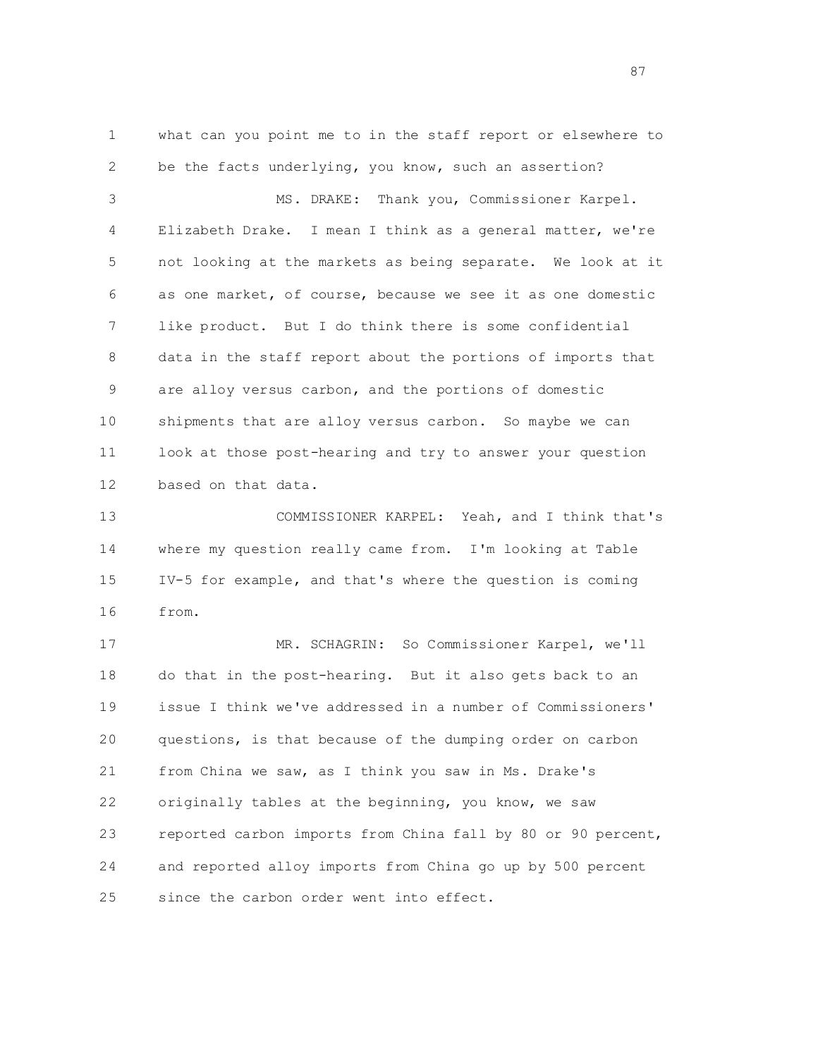what can you point me to in the staff report or elsewhere to be the facts underlying, you know, such an assertion?

MS. DRAKE: Thank you, Commissioner Karpel. Elizabeth Drake. I mean I think as a general matter, we're not looking at the markets as being separate. We look at it as one market, of course, because we see it as one domestic like product. But I do think there is some confidential data in the staff report about the portions of imports that are alloy versus carbon, and the portions of domestic shipments that are alloy versus carbon. So maybe we can look at those post-hearing and try to answer your question based on that data.

COMMISSIONER KARPEL: Yeah, and I think that's where my question really came from. I'm looking at Table IV-5 for example, and that's where the question is coming from.

MR. SCHAGRIN: So Commissioner Karpel, we'll do that in the post-hearing. But it also gets back to an issue I think we've addressed in a number of Commissioners' questions, is that because of the dumping order on carbon from China we saw, as I think you saw in Ms. Drake's originally tables at the beginning, you know, we saw reported carbon imports from China fall by 80 or 90 percent, and reported alloy imports from China go up by 500 percent since the carbon order went into effect.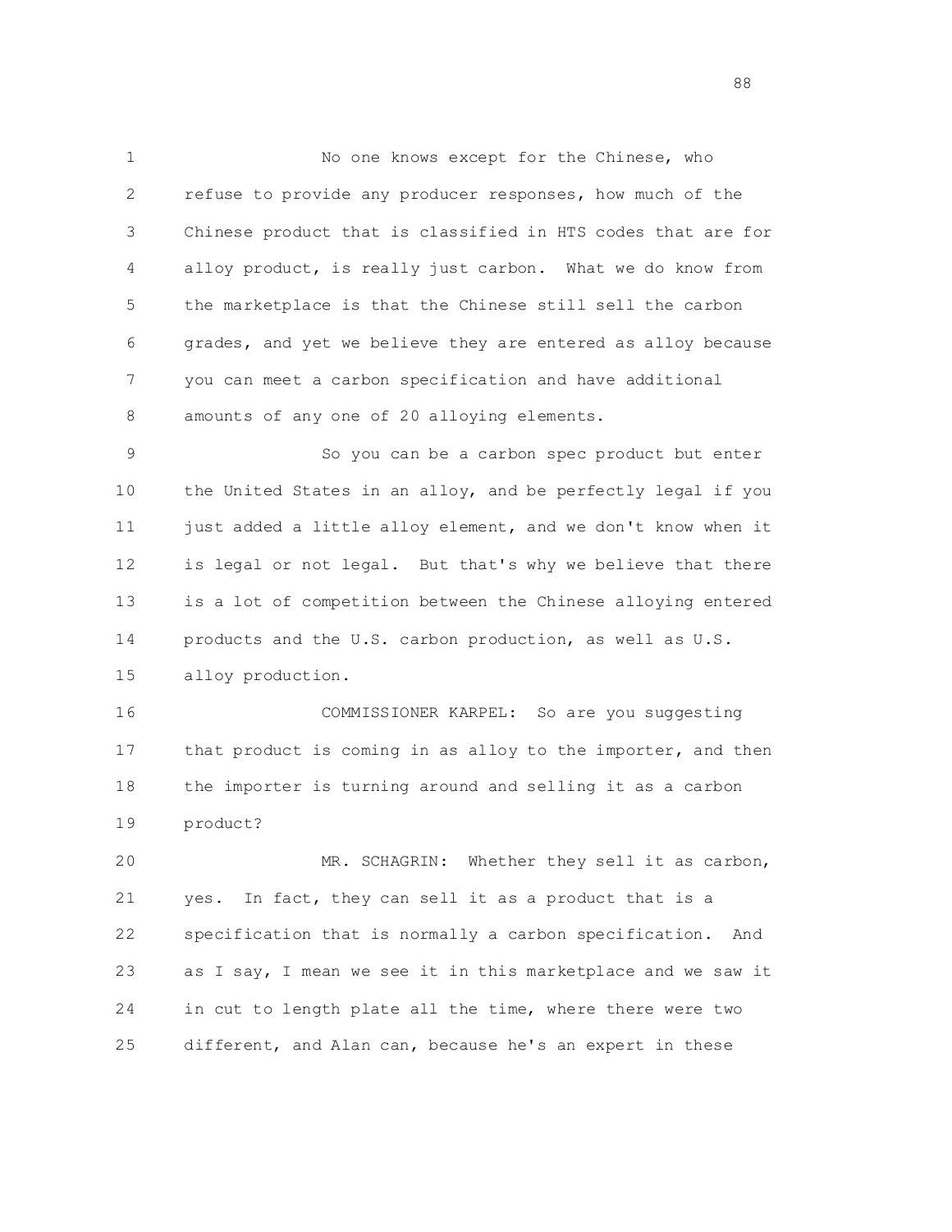No one knows except for the Chinese, who refuse to provide any producer responses, how much of the Chinese product that is classified in HTS codes that are for alloy product, is really just carbon. What we do know from the marketplace is that the Chinese still sell the carbon grades, and yet we believe they are entered as alloy because you can meet a carbon specification and have additional amounts of any one of 20 alloying elements.

So you can be a carbon spec product but enter the United States in an alloy, and be perfectly legal if you just added a little alloy element, and we don't know when it is legal or not legal. But that's why we believe that there is a lot of competition between the Chinese alloying entered products and the U.S. carbon production, as well as U.S. alloy production.

COMMISSIONER KARPEL: So are you suggesting that product is coming in as alloy to the importer, and then the importer is turning around and selling it as a carbon product?

MR. SCHAGRIN: Whether they sell it as carbon, yes. In fact, they can sell it as a product that is a specification that is normally a carbon specification. And as I say, I mean we see it in this marketplace and we saw it in cut to length plate all the time, where there were two different, and Alan can, because he's an expert in these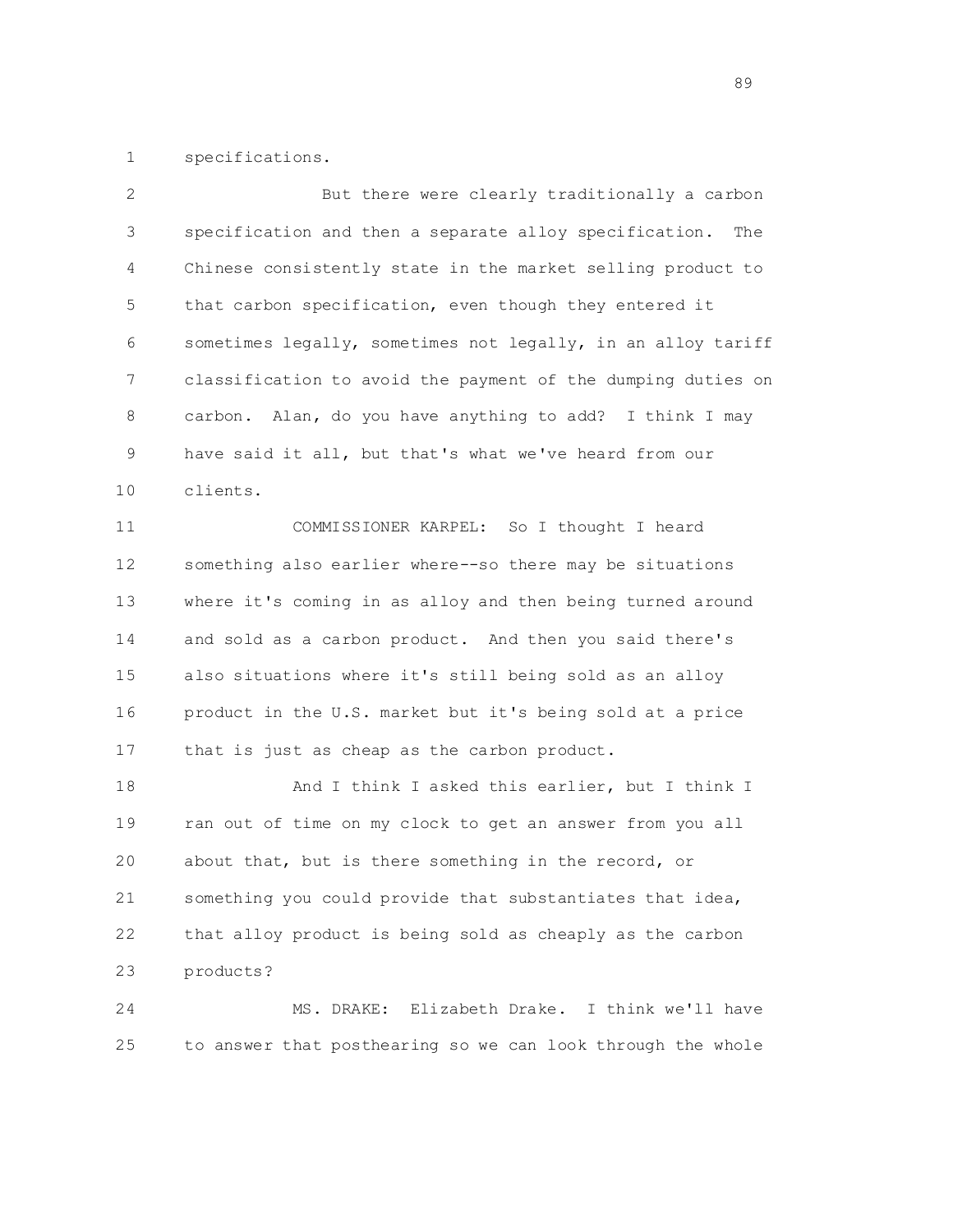specifications.

But there were clearly traditionally a carbon specification and then a separate alloy specification. The Chinese consistently state in the market selling product to that carbon specification, even though they entered it sometimes legally, sometimes not legally, in an alloy tariff classification to avoid the payment of the dumping duties on carbon. Alan, do you have anything to add? I think I may have said it all, but that's what we've heard from our clients.

COMMISSIONER KARPEL: So I thought I heard something also earlier where--so there may be situations where it's coming in as alloy and then being turned around and sold as a carbon product. And then you said there's also situations where it's still being sold as an alloy product in the U.S. market but it's being sold at a price that is just as cheap as the carbon product.

And I think I asked this earlier, but I think I ran out of time on my clock to get an answer from you all about that, but is there something in the record, or something you could provide that substantiates that idea, that alloy product is being sold as cheaply as the carbon products?

MS. DRAKE: Elizabeth Drake. I think we'll have to answer that posthearing so we can look through the whole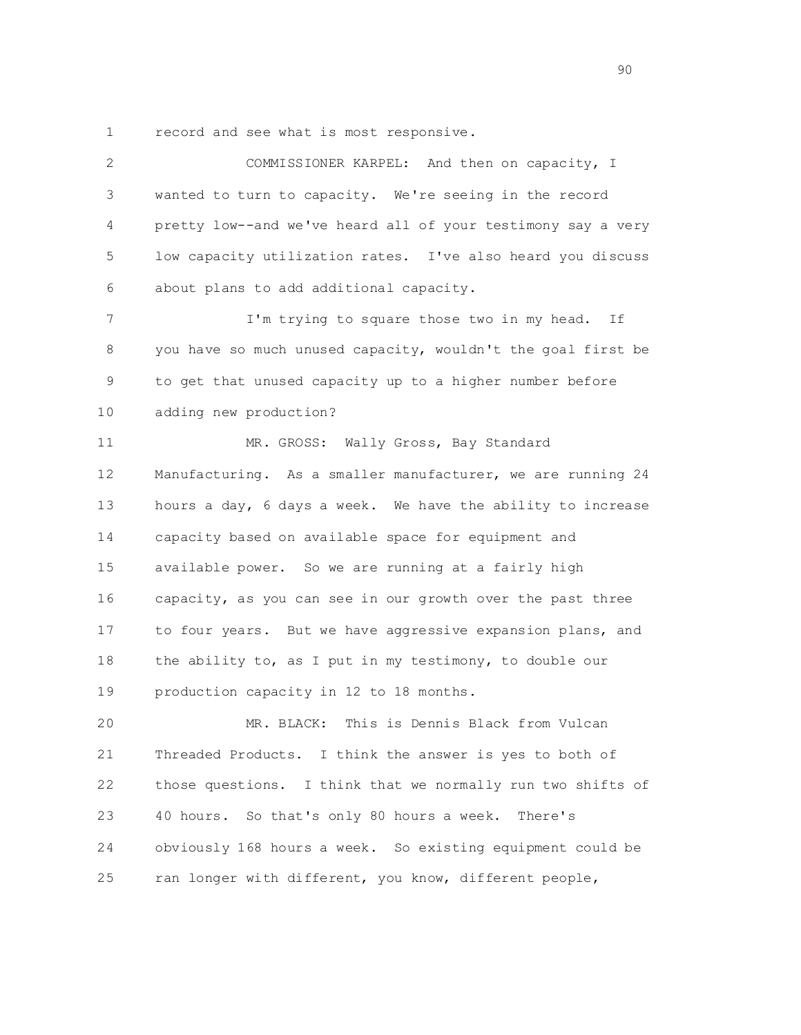record and see what is most responsive.

COMMISSIONER KARPEL: And then on capacity, I wanted to turn to capacity. We're seeing in the record pretty low--and we've heard all of your testimony say a very low capacity utilization rates. I've also heard you discuss about plans to add additional capacity.

I'm trying to square those two in my head. If you have so much unused capacity, wouldn't the goal first be to get that unused capacity up to a higher number before adding new production?

MR. GROSS: Wally Gross, Bay Standard Manufacturing. As a smaller manufacturer, we are running 24 hours a day, 6 days a week. We have the ability to increase capacity based on available space for equipment and available power. So we are running at a fairly high capacity, as you can see in our growth over the past three to four years. But we have aggressive expansion plans, and the ability to, as I put in my testimony, to double our production capacity in 12 to 18 months.

MR. BLACK: This is Dennis Black from Vulcan Threaded Products. I think the answer is yes to both of those questions. I think that we normally run two shifts of 40 hours. So that's only 80 hours a week. There's obviously 168 hours a week. So existing equipment could be ran longer with different, you know, different people,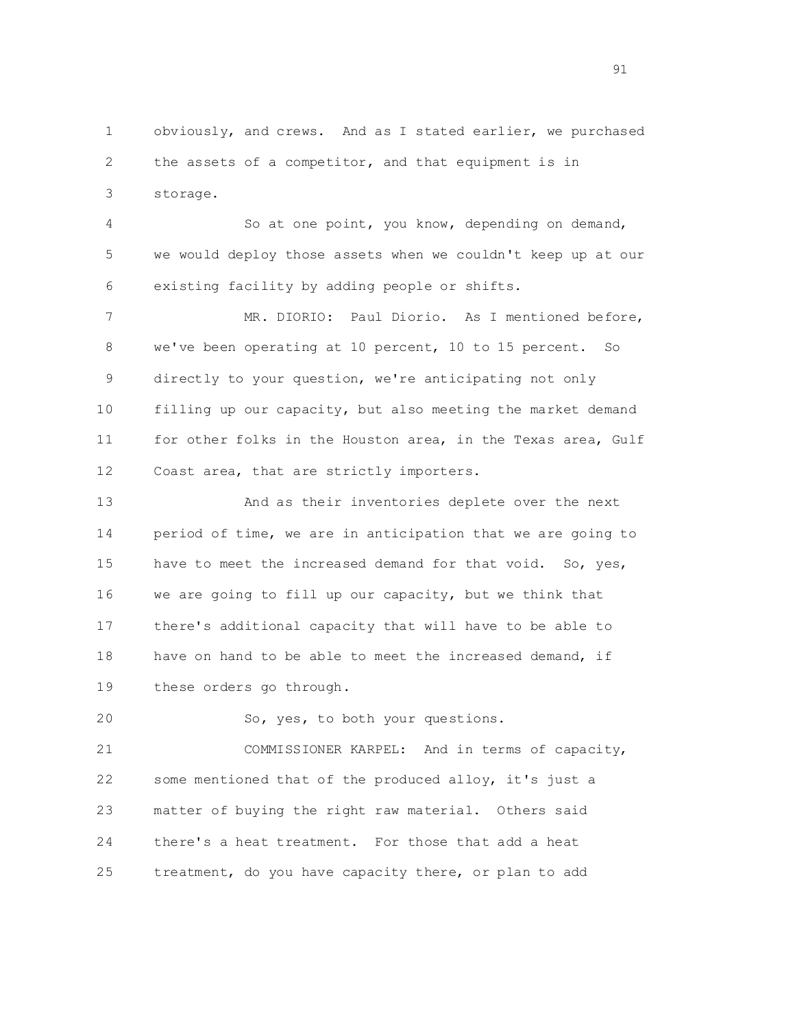obviously, and crews. And as I stated earlier, we purchased the assets of a competitor, and that equipment is in storage.

So at one point, you know, depending on demand, we would deploy those assets when we couldn't keep up at our existing facility by adding people or shifts.

MR. DIORIO: Paul Diorio. As I mentioned before, we've been operating at 10 percent, 10 to 15 percent. So directly to your question, we're anticipating not only filling up our capacity, but also meeting the market demand for other folks in the Houston area, in the Texas area, Gulf Coast area, that are strictly importers.

And as their inventories deplete over the next period of time, we are in anticipation that we are going to have to meet the increased demand for that void. So, yes, we are going to fill up our capacity, but we think that there's additional capacity that will have to be able to have on hand to be able to meet the increased demand, if these orders go through.

So, yes, to both your questions.

COMMISSIONER KARPEL: And in terms of capacity, some mentioned that of the produced alloy, it's just a matter of buying the right raw material. Others said there's a heat treatment. For those that add a heat treatment, do you have capacity there, or plan to add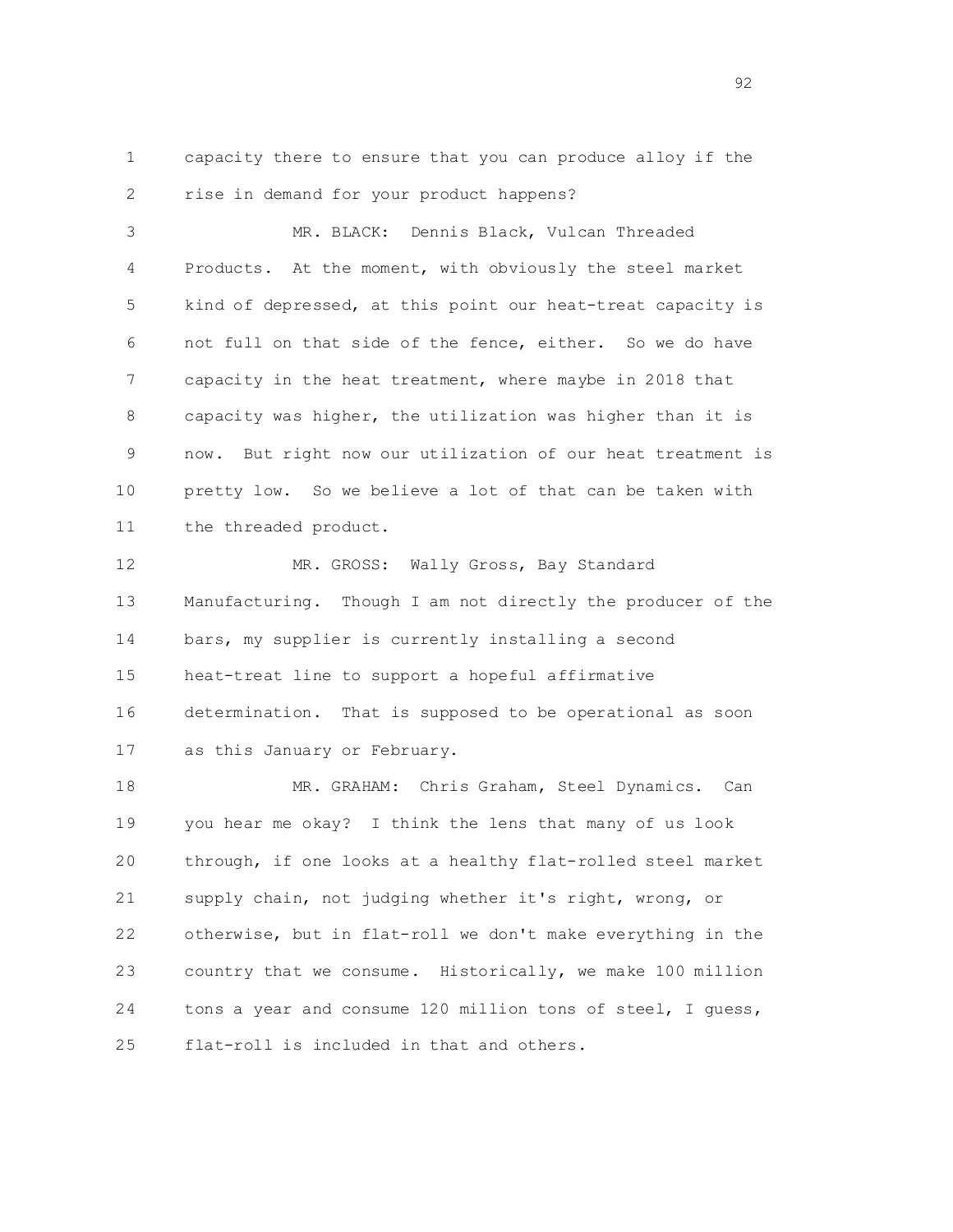capacity there to ensure that you can produce alloy if the rise in demand for your product happens?

MR. BLACK: Dennis Black, Vulcan Threaded Products. At the moment, with obviously the steel market kind of depressed, at this point our heat-treat capacity is not full on that side of the fence, either. So we do have capacity in the heat treatment, where maybe in 2018 that capacity was higher, the utilization was higher than it is now. But right now our utilization of our heat treatment is pretty low. So we believe a lot of that can be taken with the threaded product.

MR. GROSS: Wally Gross, Bay Standard Manufacturing. Though I am not directly the producer of the bars, my supplier is currently installing a second heat-treat line to support a hopeful affirmative determination. That is supposed to be operational as soon as this January or February.

MR. GRAHAM: Chris Graham, Steel Dynamics. Can you hear me okay? I think the lens that many of us look through, if one looks at a healthy flat-rolled steel market supply chain, not judging whether it's right, wrong, or otherwise, but in flat-roll we don't make everything in the country that we consume. Historically, we make 100 million tons a year and consume 120 million tons of steel, I guess, flat-roll is included in that and others.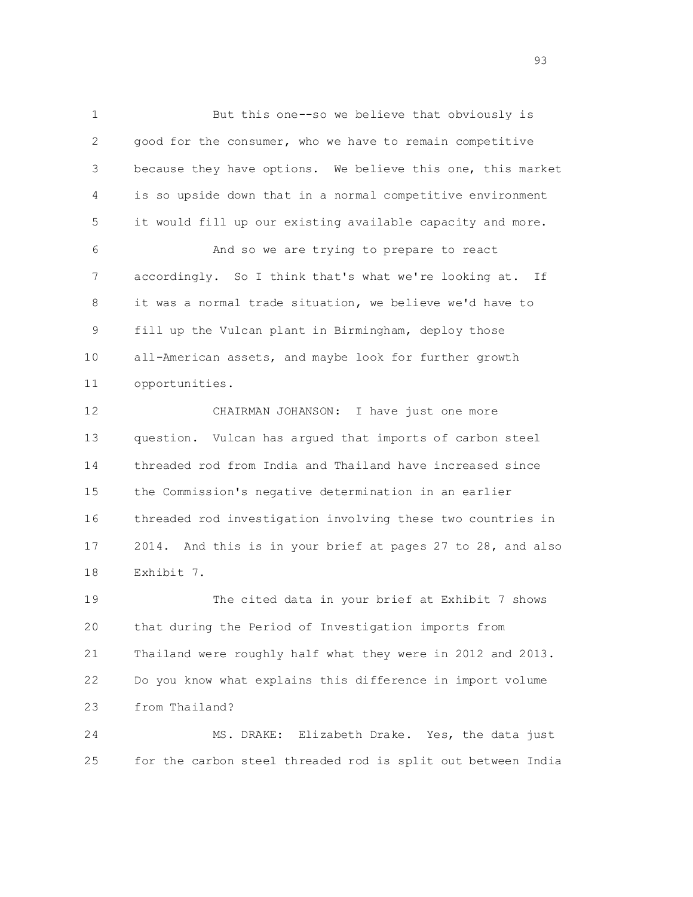But this one--so we believe that obviously is good for the consumer, who we have to remain competitive because they have options. We believe this one, this market is so upside down that in a normal competitive environment it would fill up our existing available capacity and more.

And so we are trying to prepare to react accordingly. So I think that's what we're looking at. If it was a normal trade situation, we believe we'd have to fill up the Vulcan plant in Birmingham, deploy those all-American assets, and maybe look for further growth opportunities.

CHAIRMAN JOHANSON: I have just one more question. Vulcan has argued that imports of carbon steel threaded rod from India and Thailand have increased since the Commission's negative determination in an earlier threaded rod investigation involving these two countries in 2014. And this is in your brief at pages 27 to 28, and also Exhibit 7.

The cited data in your brief at Exhibit 7 shows that during the Period of Investigation imports from Thailand were roughly half what they were in 2012 and 2013. Do you know what explains this difference in import volume from Thailand?

MS. DRAKE: Elizabeth Drake. Yes, the data just for the carbon steel threaded rod is split out between India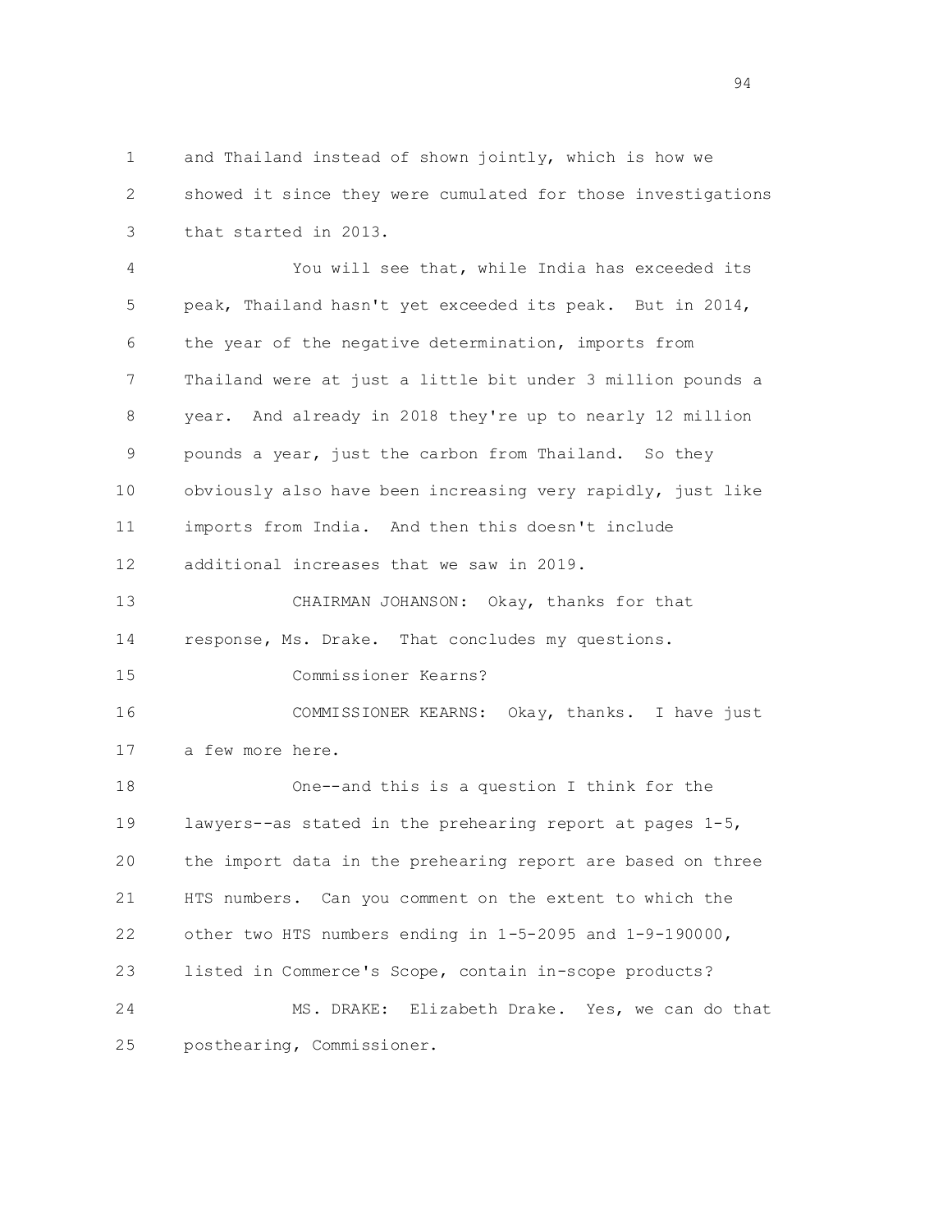and Thailand instead of shown jointly, which is how we showed it since they were cumulated for those investigations that started in 2013.

You will see that, while India has exceeded its peak, Thailand hasn't yet exceeded its peak. But in 2014, the year of the negative determination, imports from Thailand were at just a little bit under 3 million pounds a year. And already in 2018 they're up to nearly 12 million pounds a year, just the carbon from Thailand. So they obviously also have been increasing very rapidly, just like imports from India. And then this doesn't include additional increases that we saw in 2019.

CHAIRMAN JOHANSON: Okay, thanks for that response, Ms. Drake. That concludes my questions.

Commissioner Kearns?

COMMISSIONER KEARNS: Okay, thanks. I have just a few more here.

One--and this is a question I think for the lawyers--as stated in the prehearing report at pages 1-5, the import data in the prehearing report are based on three HTS numbers. Can you comment on the extent to which the other two HTS numbers ending in 1-5-2095 and 1-9-190000, listed in Commerce's Scope, contain in-scope products?

MS. DRAKE: Elizabeth Drake. Yes, we can do that posthearing, Commissioner.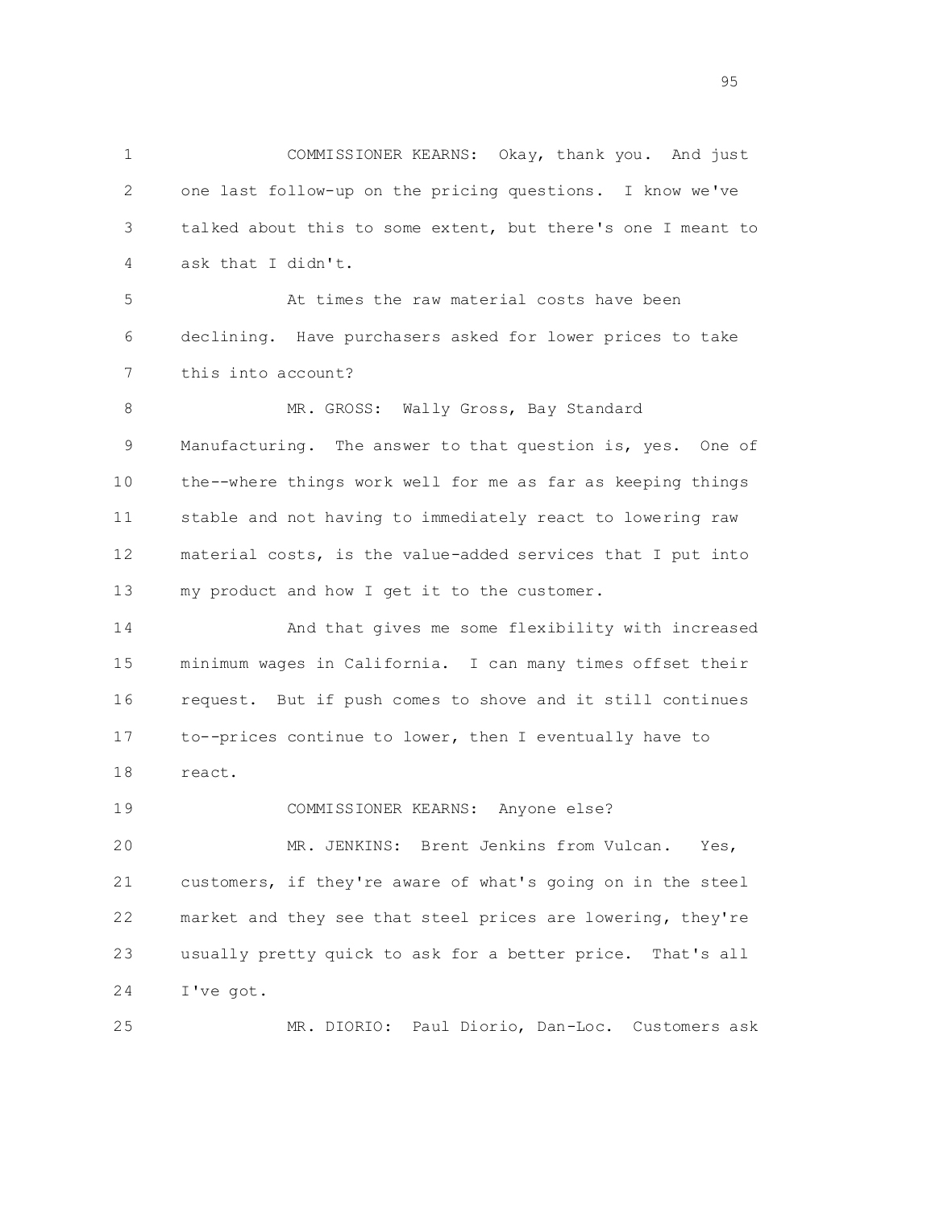COMMISSIONER KEARNS: Okay, thank you. And just one last follow-up on the pricing questions. I know we've talked about this to some extent, but there's one I meant to ask that I didn't.

At times the raw material costs have been declining. Have purchasers asked for lower prices to take this into account?

MR. GROSS: Wally Gross, Bay Standard Manufacturing. The answer to that question is, yes. One of the--where things work well for me as far as keeping things stable and not having to immediately react to lowering raw material costs, is the value-added services that I put into my product and how I get it to the customer.

And that gives me some flexibility with increased minimum wages in California. I can many times offset their request. But if push comes to shove and it still continues to--prices continue to lower, then I eventually have to react.

COMMISSIONER KEARNS: Anyone else?

MR. JENKINS: Brent Jenkins from Vulcan. Yes, customers, if they're aware of what's going on in the steel market and they see that steel prices are lowering, they're usually pretty quick to ask for a better price. That's all I've got.

MR. DIORIO: Paul Diorio, Dan-Loc. Customers ask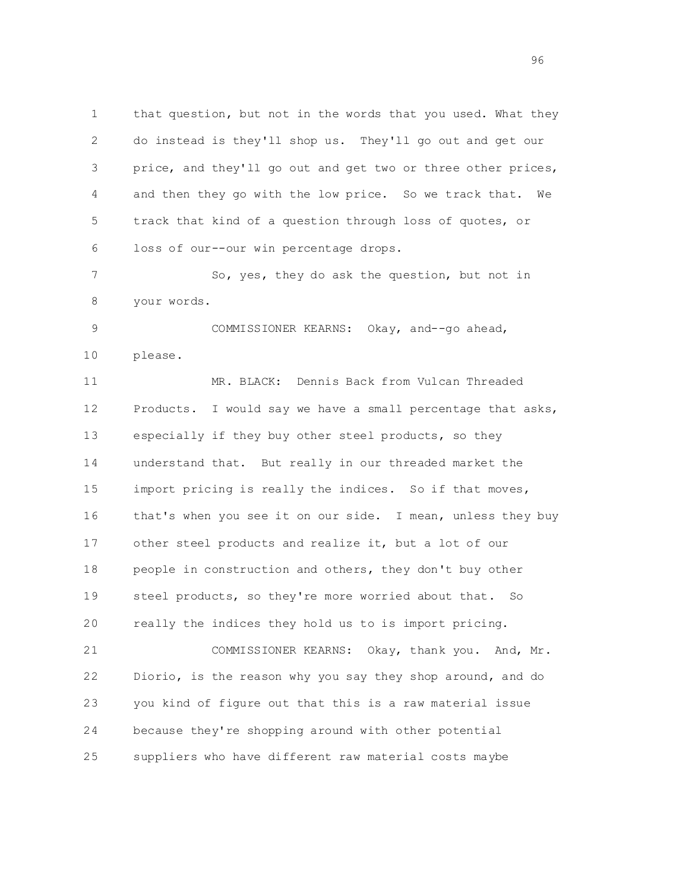that question, but not in the words that you used. What they do instead is they'll shop us. They'll go out and get our price, and they'll go out and get two or three other prices, and then they go with the low price. So we track that. We track that kind of a question through loss of quotes, or loss of our--our win percentage drops.

So, yes, they do ask the question, but not in your words.

COMMISSIONER KEARNS: Okay, and--go ahead, please.

MR. BLACK: Dennis Back from Vulcan Threaded Products. I would say we have a small percentage that asks, especially if they buy other steel products, so they understand that. But really in our threaded market the import pricing is really the indices. So if that moves, that's when you see it on our side. I mean, unless they buy other steel products and realize it, but a lot of our people in construction and others, they don't buy other steel products, so they're more worried about that. So really the indices they hold us to is import pricing.

COMMISSIONER KEARNS: Okay, thank you. And, Mr. Diorio, is the reason why you say they shop around, and do you kind of figure out that this is a raw material issue because they're shopping around with other potential suppliers who have different raw material costs maybe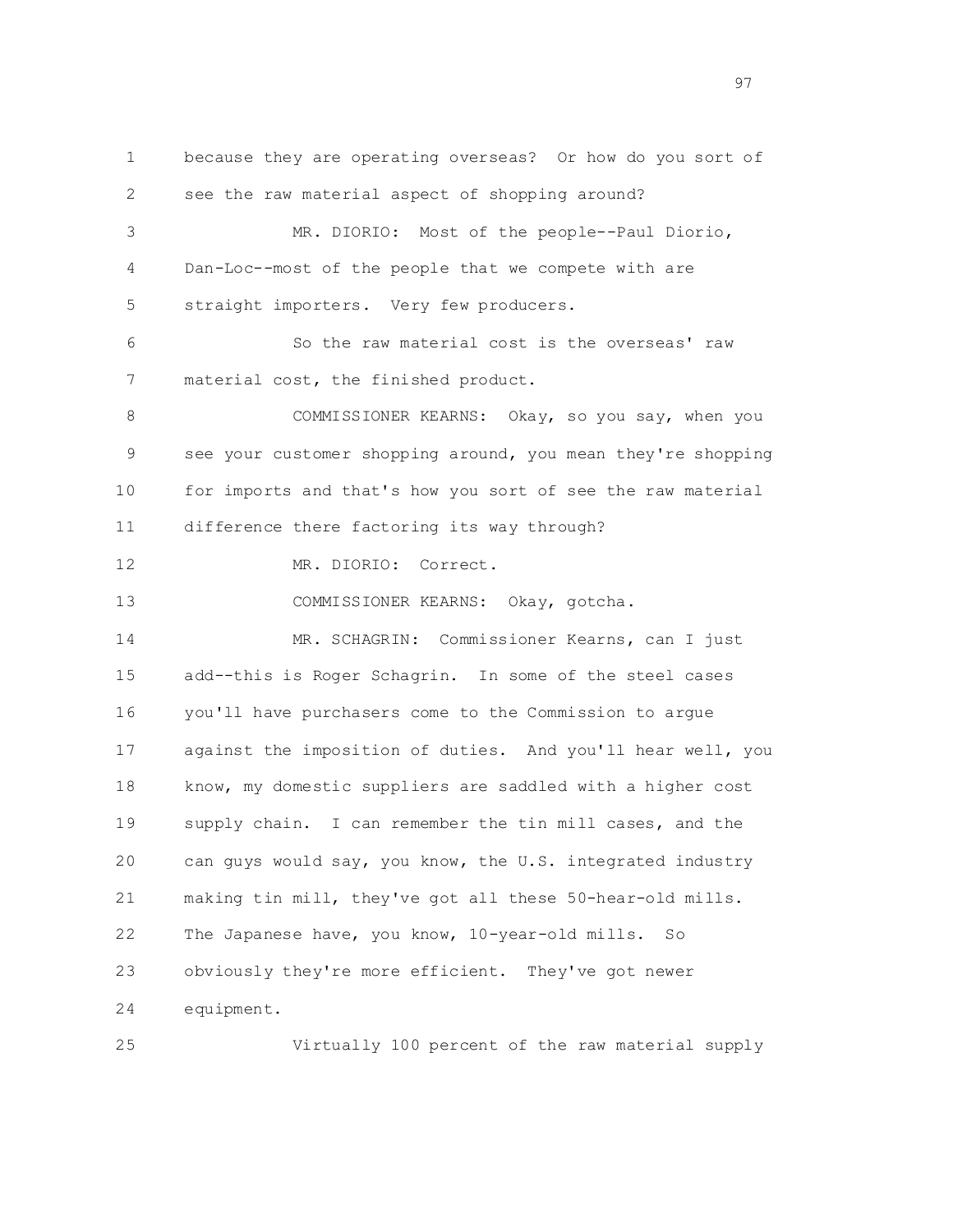because they are operating overseas? Or how do you sort of see the raw material aspect of shopping around?

MR. DIORIO: Most of the people--Paul Diorio, Dan-Loc--most of the people that we compete with are straight importers. Very few producers.

So the raw material cost is the overseas' raw material cost, the finished product.

COMMISSIONER KEARNS: Okay, so you say, when you see your customer shopping around, you mean they're shopping for imports and that's how you sort of see the raw material difference there factoring its way through?

MR. DIORIO: Correct.

COMMISSIONER KEARNS: Okay, gotcha.

MR. SCHAGRIN: Commissioner Kearns, can I just add--this is Roger Schagrin. In some of the steel cases you'll have purchasers come to the Commission to argue against the imposition of duties. And you'll hear well, you know, my domestic suppliers are saddled with a higher cost supply chain. I can remember the tin mill cases, and the can guys would say, you know, the U.S. integrated industry making tin mill, they've got all these 50-hear-old mills. The Japanese have, you know, 10-year-old mills. So obviously they're more efficient. They've got newer equipment.

Virtually 100 percent of the raw material supply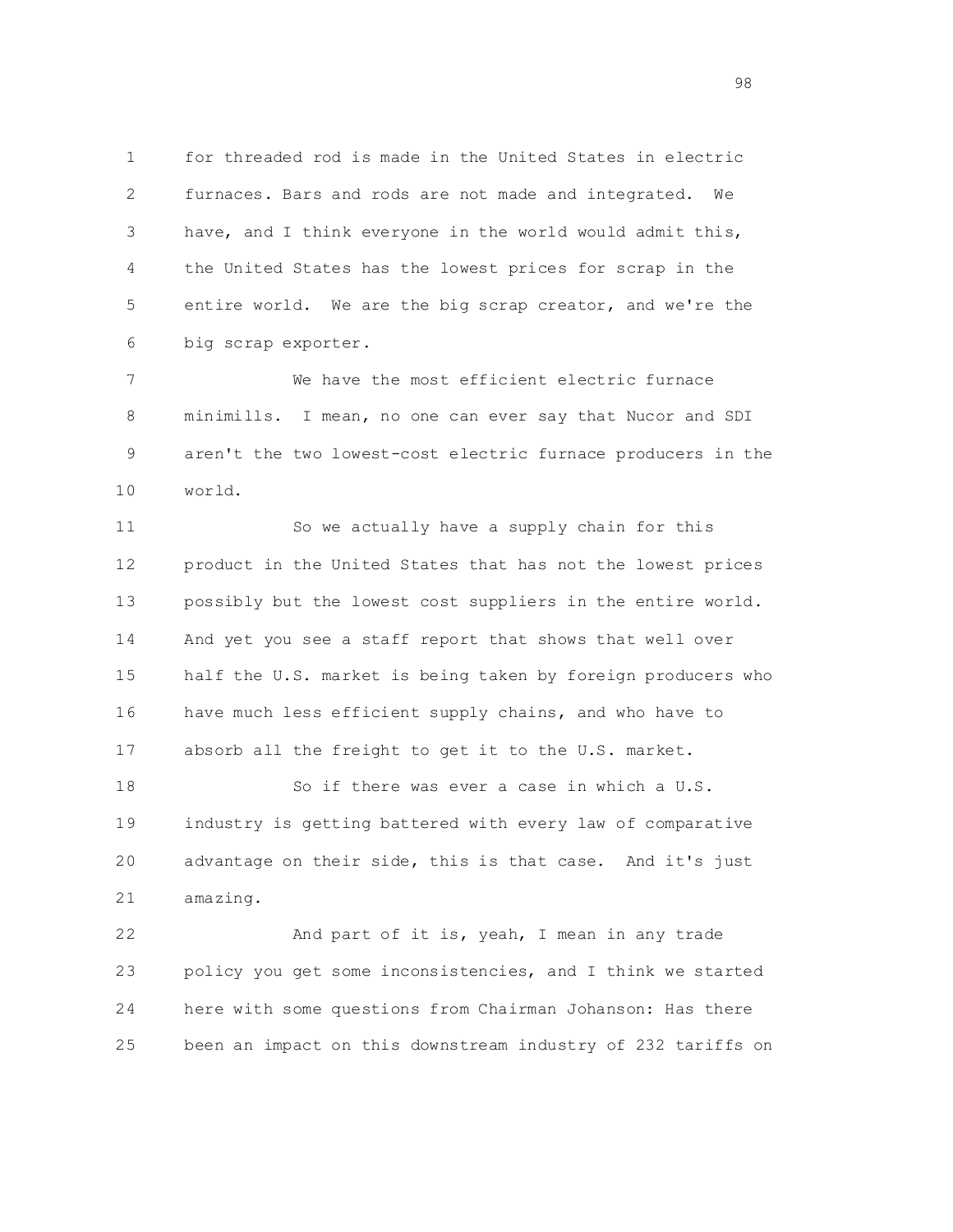for threaded rod is made in the United States in electric furnaces. Bars and rods are not made and integrated. We have, and I think everyone in the world would admit this, the United States has the lowest prices for scrap in the entire world. We are the big scrap creator, and we're the big scrap exporter.

We have the most efficient electric furnace minimills. I mean, no one can ever say that Nucor and SDI aren't the two lowest-cost electric furnace producers in the world.

So we actually have a supply chain for this product in the United States that has not the lowest prices possibly but the lowest cost suppliers in the entire world. And yet you see a staff report that shows that well over half the U.S. market is being taken by foreign producers who have much less efficient supply chains, and who have to absorb all the freight to get it to the U.S. market.

So if there was ever a case in which a U.S. industry is getting battered with every law of comparative advantage on their side, this is that case. And it's just amazing.

And part of it is, yeah, I mean in any trade policy you get some inconsistencies, and I think we started here with some questions from Chairman Johanson: Has there been an impact on this downstream industry of 232 tariffs on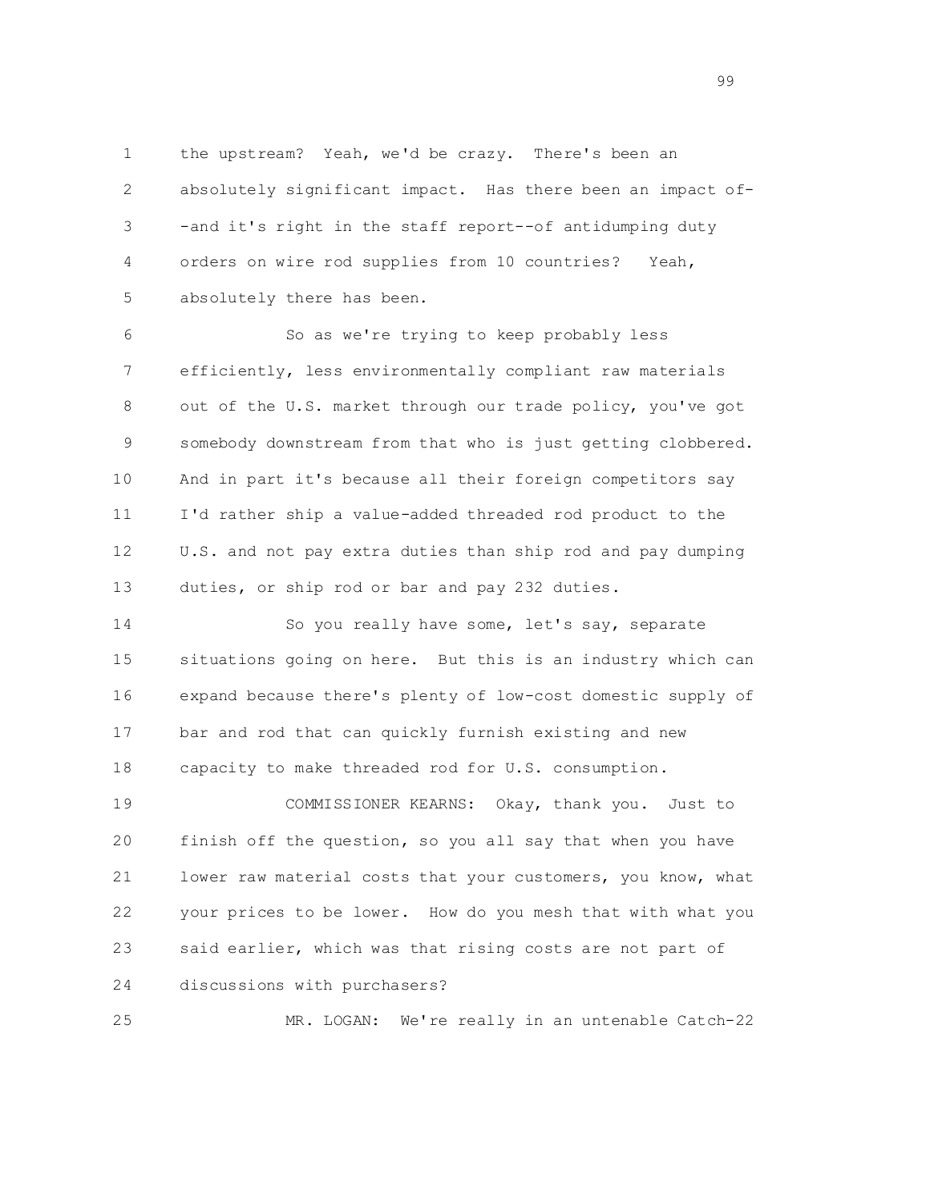the upstream? Yeah, we'd be crazy. There's been an absolutely significant impact. Has there been an impact of--and it's right in the staff report--of antidumping duty orders on wire rod supplies from 10 countries? Yeah, absolutely there has been.

So as we're trying to keep probably less efficiently, less environmentally compliant raw materials out of the U.S. market through our trade policy, you've got somebody downstream from that who is just getting clobbered. And in part it's because all their foreign competitors say I'd rather ship a value-added threaded rod product to the U.S. and not pay extra duties than ship rod and pay dumping duties, or ship rod or bar and pay 232 duties.

So you really have some, let's say, separate situations going on here. But this is an industry which can expand because there's plenty of low-cost domestic supply of bar and rod that can quickly furnish existing and new capacity to make threaded rod for U.S. consumption.

COMMISSIONER KEARNS: Okay, thank you. Just to finish off the question, so you all say that when you have lower raw material costs that your customers, you know, what your prices to be lower. How do you mesh that with what you said earlier, which was that rising costs are not part of discussions with purchasers?

MR. LOGAN: We're really in an untenable Catch-22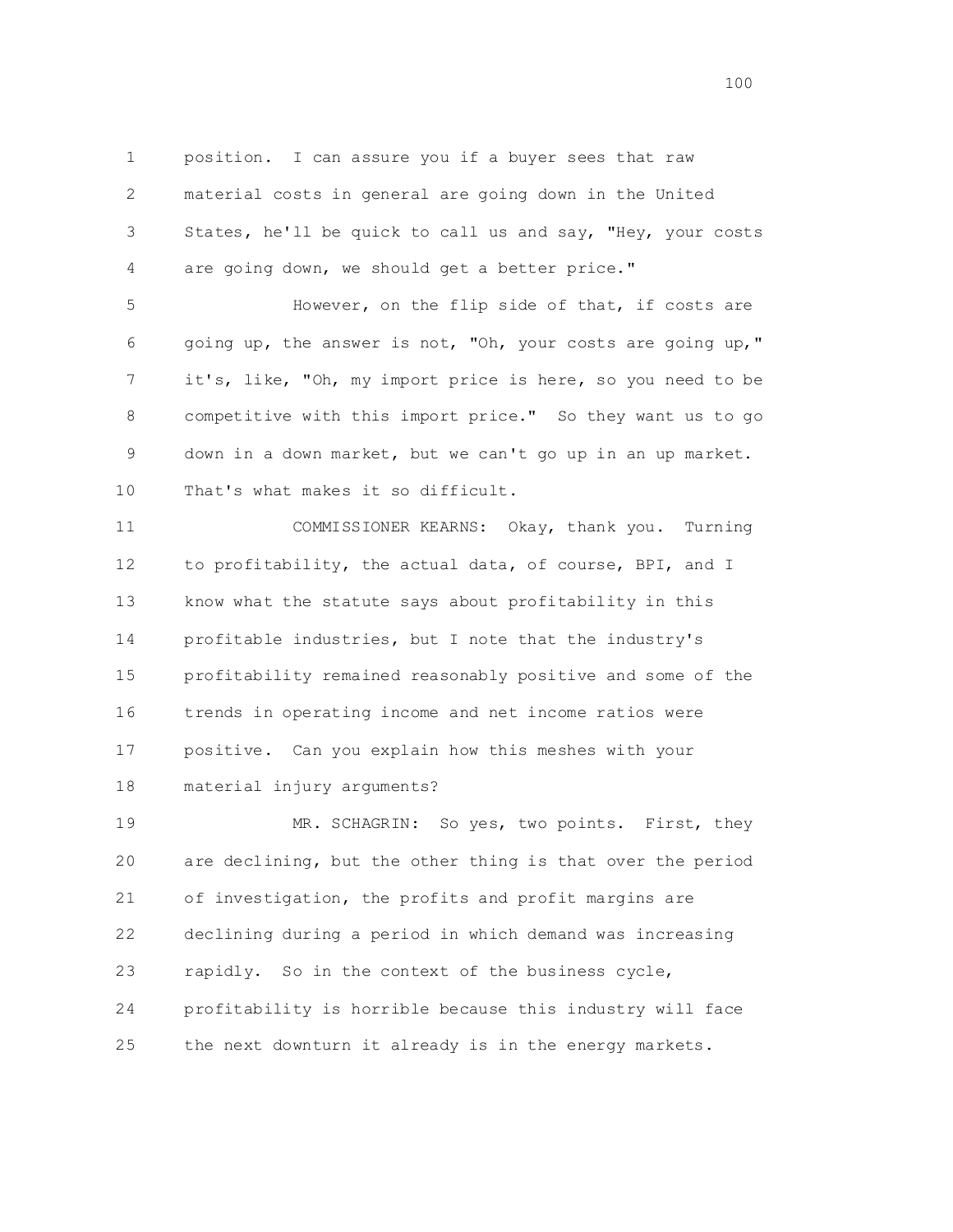position. I can assure you if a buyer sees that raw material costs in general are going down in the United States, he'll be quick to call us and say, "Hey, your costs are going down, we should get a better price."

However, on the flip side of that, if costs are going up, the answer is not, "Oh, your costs are going up," it's, like, "Oh, my import price is here, so you need to be competitive with this import price." So they want us to go down in a down market, but we can't go up in an up market. That's what makes it so difficult.

COMMISSIONER KEARNS: Okay, thank you. Turning to profitability, the actual data, of course, BPI, and I know what the statute says about profitability in this profitable industries, but I note that the industry's profitability remained reasonably positive and some of the trends in operating income and net income ratios were positive. Can you explain how this meshes with your material injury arguments?

MR. SCHAGRIN: So yes, two points. First, they are declining, but the other thing is that over the period of investigation, the profits and profit margins are declining during a period in which demand was increasing rapidly. So in the context of the business cycle, profitability is horrible because this industry will face the next downturn it already is in the energy markets.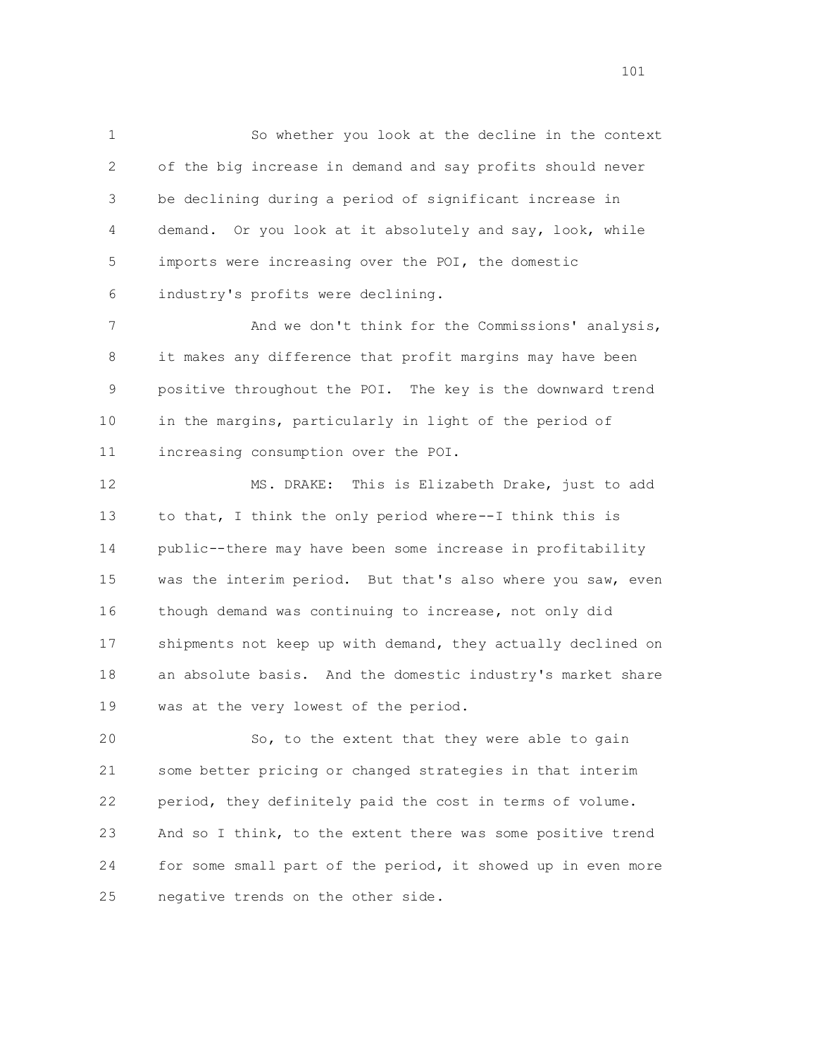So whether you look at the decline in the context of the big increase in demand and say profits should never be declining during a period of significant increase in demand. Or you look at it absolutely and say, look, while imports were increasing over the POI, the domestic industry's profits were declining.

And we don't think for the Commissions' analysis, it makes any difference that profit margins may have been positive throughout the POI. The key is the downward trend in the margins, particularly in light of the period of increasing consumption over the POI.

MS. DRAKE: This is Elizabeth Drake, just to add to that, I think the only period where--I think this is public--there may have been some increase in profitability was the interim period. But that's also where you saw, even though demand was continuing to increase, not only did shipments not keep up with demand, they actually declined on an absolute basis. And the domestic industry's market share was at the very lowest of the period.

So, to the extent that they were able to gain some better pricing or changed strategies in that interim period, they definitely paid the cost in terms of volume. And so I think, to the extent there was some positive trend for some small part of the period, it showed up in even more negative trends on the other side.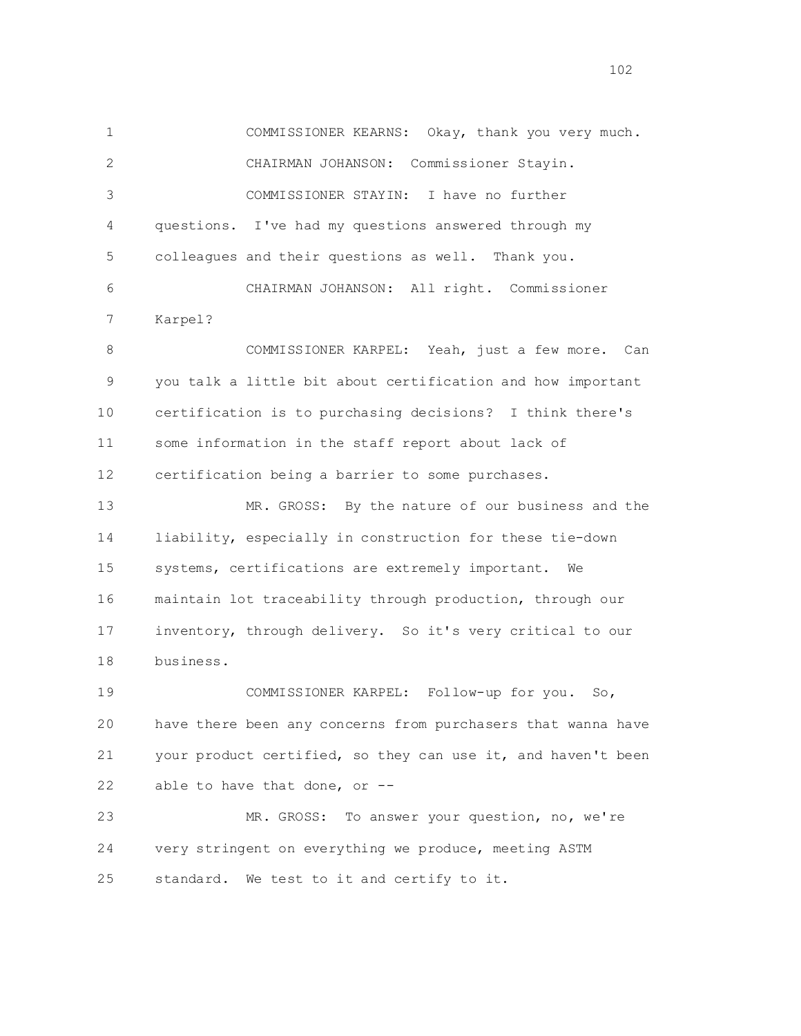COMMISSIONER KEARNS: Okay, thank you very much.

CHAIRMAN JOHANSON: Commissioner Stayin.

COMMISSIONER STAYIN: I have no further questions. I've had my questions answered through my colleagues and their questions as well. Thank you.

CHAIRMAN JOHANSON: All right. Commissioner Karpel?

COMMISSIONER KARPEL: Yeah, just a few more. Can you talk a little bit about certification and how important certification is to purchasing decisions? I think there's some information in the staff report about lack of certification being a barrier to some purchases.

MR. GROSS: By the nature of our business and the liability, especially in construction for these tie-down systems, certifications are extremely important. We maintain lot traceability through production, through our inventory, through delivery. So it's very critical to our business.

COMMISSIONER KARPEL: Follow-up for you. So, have there been any concerns from purchasers that wanna have your product certified, so they can use it, and haven't been able to have that done, or --

MR. GROSS: To answer your question, no, we're very stringent on everything we produce, meeting ASTM standard. We test to it and certify to it.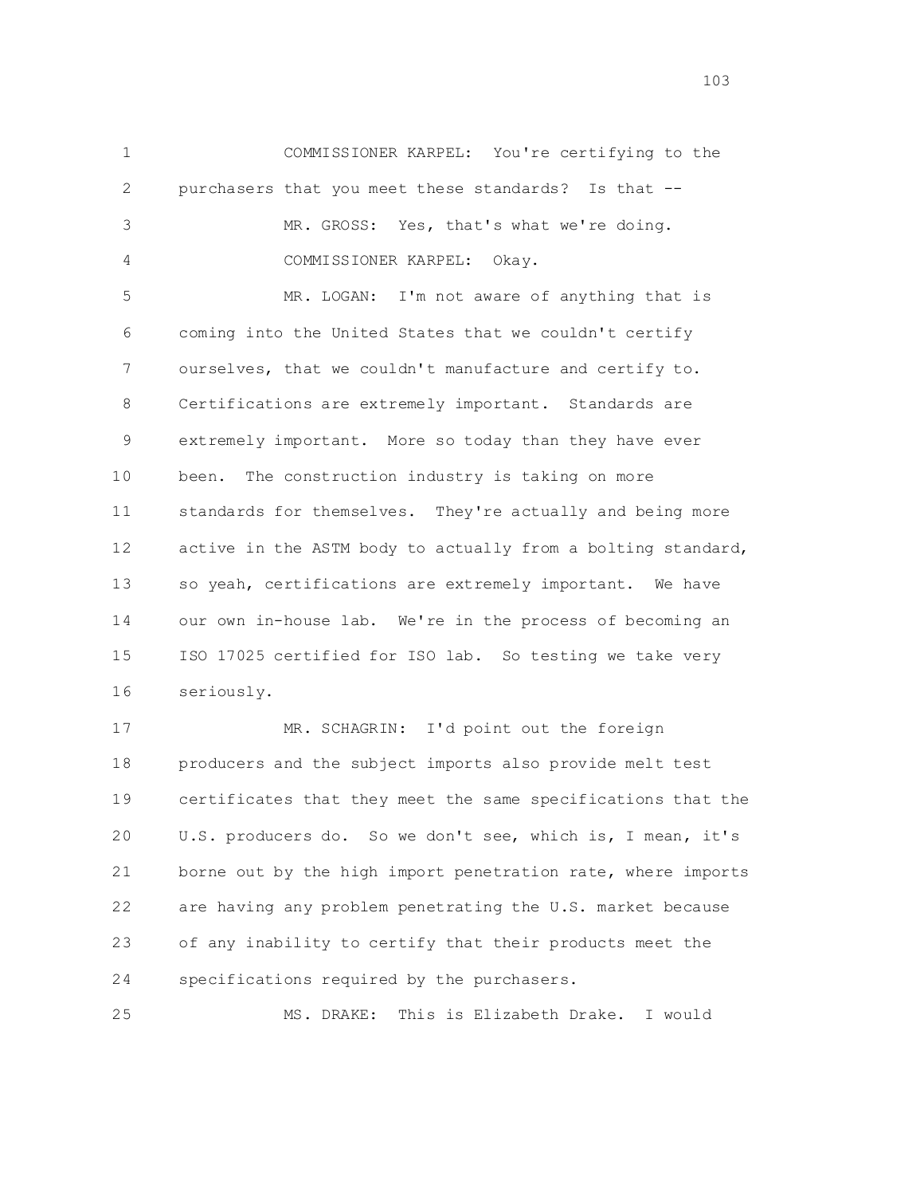COMMISSIONER KARPEL: You're certifying to the purchasers that you meet these standards? Is that --

MR. GROSS: Yes, that's what we're doing.

COMMISSIONER KARPEL: Okay.

MR. LOGAN: I'm not aware of anything that is coming into the United States that we couldn't certify ourselves, that we couldn't manufacture and certify to. Certifications are extremely important. Standards are extremely important. More so today than they have ever been. The construction industry is taking on more standards for themselves. They're actually and being more active in the ASTM body to actually from a bolting standard, so yeah, certifications are extremely important. We have our own in-house lab. We're in the process of becoming an ISO 17025 certified for ISO lab. So testing we take very seriously.

MR. SCHAGRIN: I'd point out the foreign producers and the subject imports also provide melt test certificates that they meet the same specifications that the U.S. producers do. So we don't see, which is, I mean, it's borne out by the high import penetration rate, where imports are having any problem penetrating the U.S. market because of any inability to certify that their products meet the specifications required by the purchasers.

MS. DRAKE: This is Elizabeth Drake. I would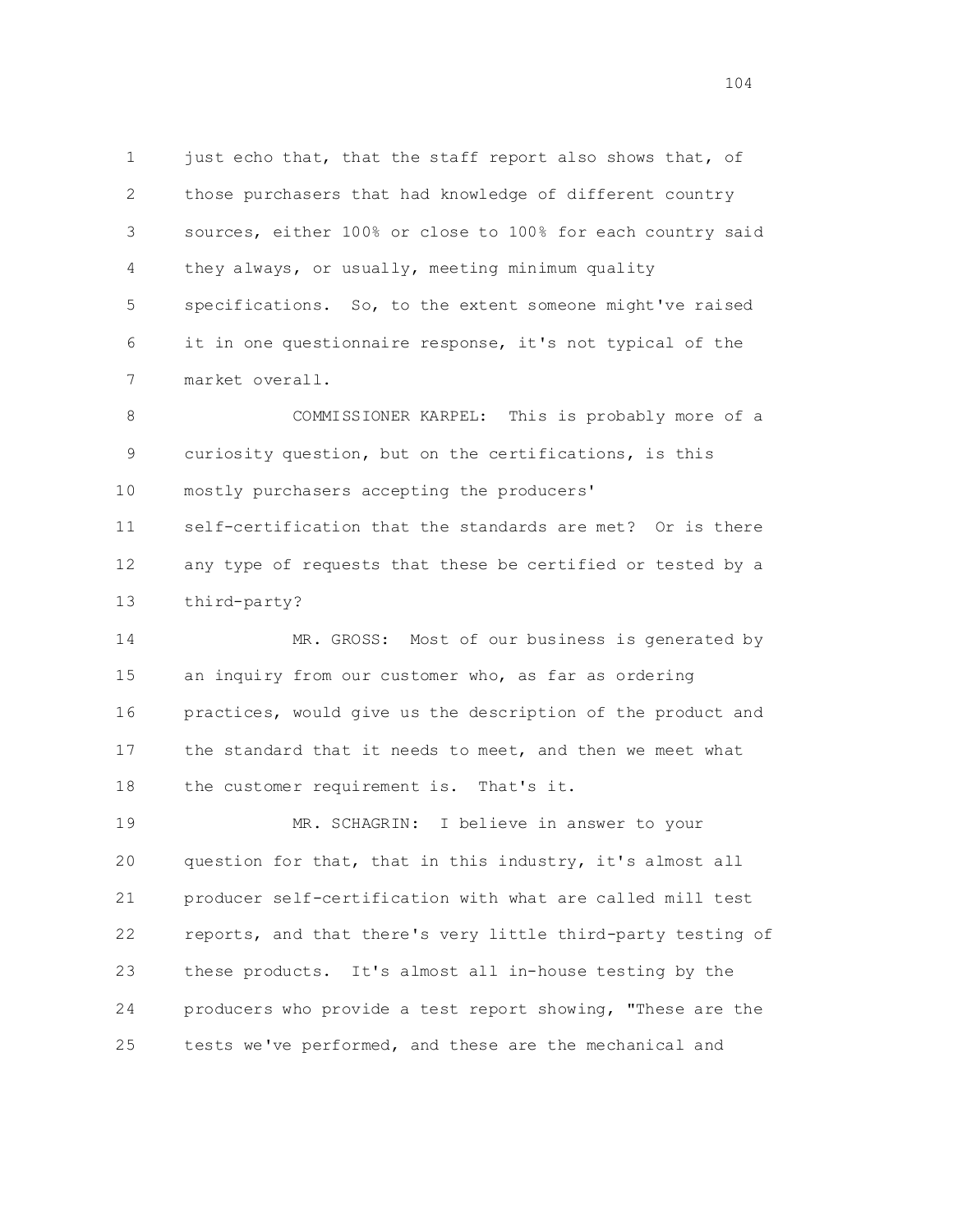just echo that, that the staff report also shows that, of those purchasers that had knowledge of different country sources, either 100% or close to 100% for each country said they always, or usually, meeting minimum quality specifications. So, to the extent someone might've raised it in one questionnaire response, it's not typical of the market overall.

COMMISSIONER KARPEL: This is probably more of a curiosity question, but on the certifications, is this mostly purchasers accepting the producers' self-certification that the standards are met? Or is there any type of requests that these be certified or tested by a third-party?

MR. GROSS: Most of our business is generated by an inquiry from our customer who, as far as ordering practices, would give us the description of the product and the standard that it needs to meet, and then we meet what the customer requirement is. That's it.

MR. SCHAGRIN: I believe in answer to your question for that, that in this industry, it's almost all producer self-certification with what are called mill test reports, and that there's very little third-party testing of these products. It's almost all in-house testing by the producers who provide a test report showing, "These are the tests we've performed, and these are the mechanical and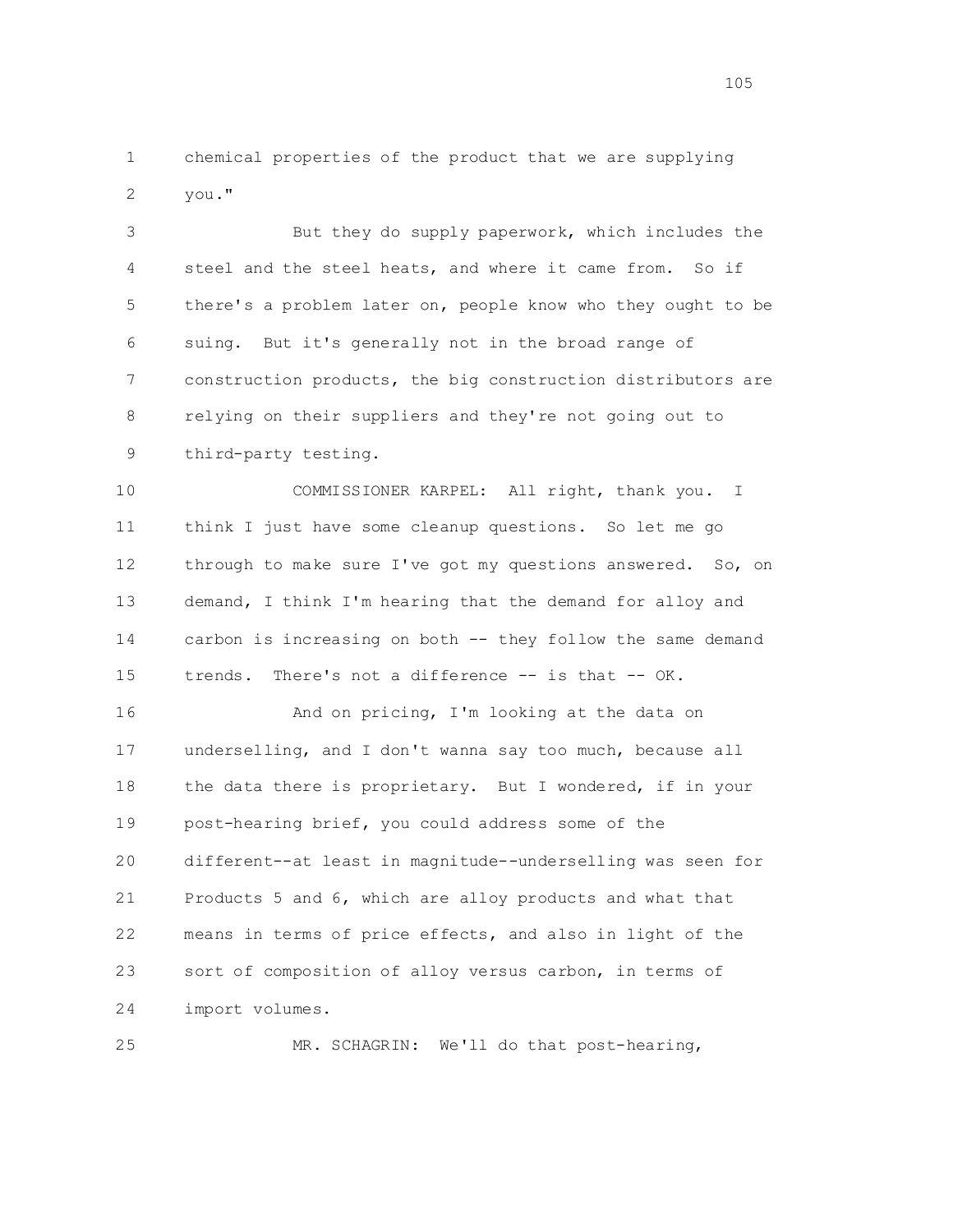chemical properties of the product that we are supplying you."

But they do supply paperwork, which includes the steel and the steel heats, and where it came from. So if there's a problem later on, people know who they ought to be suing. But it's generally not in the broad range of construction products, the big construction distributors are relying on their suppliers and they're not going out to third-party testing.

COMMISSIONER KARPEL: All right, thank you. I think I just have some cleanup questions. So let me go through to make sure I've got my questions answered. So, on demand, I think I'm hearing that the demand for alloy and carbon is increasing on both -- they follow the same demand trends. There's not a difference -- is that -- OK.

And on pricing, I'm looking at the data on underselling, and I don't wanna say too much, because all the data there is proprietary. But I wondered, if in your post-hearing brief, you could address some of the different--at least in magnitude--underselling was seen for Products 5 and 6, which are alloy products and what that means in terms of price effects, and also in light of the sort of composition of alloy versus carbon, in terms of import volumes.

MR. SCHAGRIN: We'll do that post-hearing,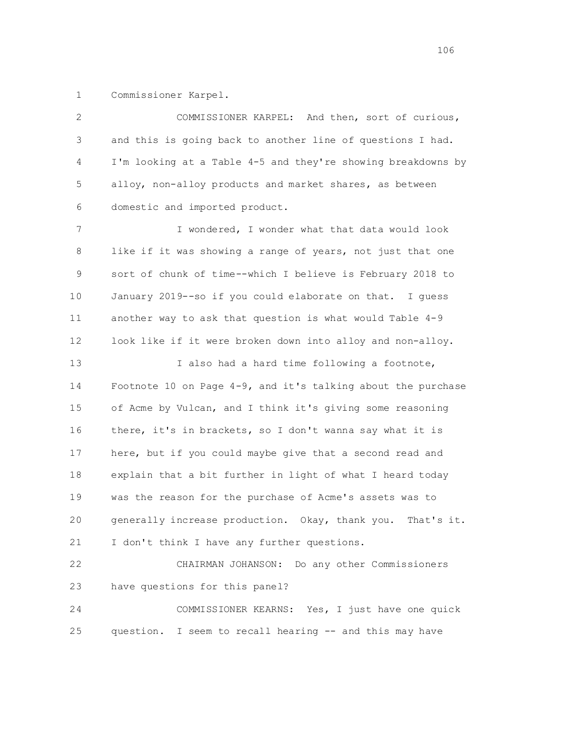Commissioner Karpel.

COMMISSIONER KARPEL: And then, sort of curious, and this is going back to another line of questions I had. I'm looking at a Table 4-5 and they're showing breakdowns by alloy, non-alloy products and market shares, as between domestic and imported product.

I wondered, I wonder what that data would look like if it was showing a range of years, not just that one sort of chunk of time--which I believe is February 2018 to January 2019--so if you could elaborate on that. I guess another way to ask that question is what would Table 4-9 look like if it were broken down into alloy and non-alloy.

I also had a hard time following a footnote, Footnote 10 on Page 4-9, and it's talking about the purchase of Acme by Vulcan, and I think it's giving some reasoning there, it's in brackets, so I don't wanna say what it is here, but if you could maybe give that a second read and explain that a bit further in light of what I heard today was the reason for the purchase of Acme's assets was to generally increase production. Okay, thank you. That's it. I don't think I have any further questions.

CHAIRMAN JOHANSON: Do any other Commissioners have questions for this panel?

COMMISSIONER KEARNS: Yes, I just have one quick question. I seem to recall hearing -- and this may have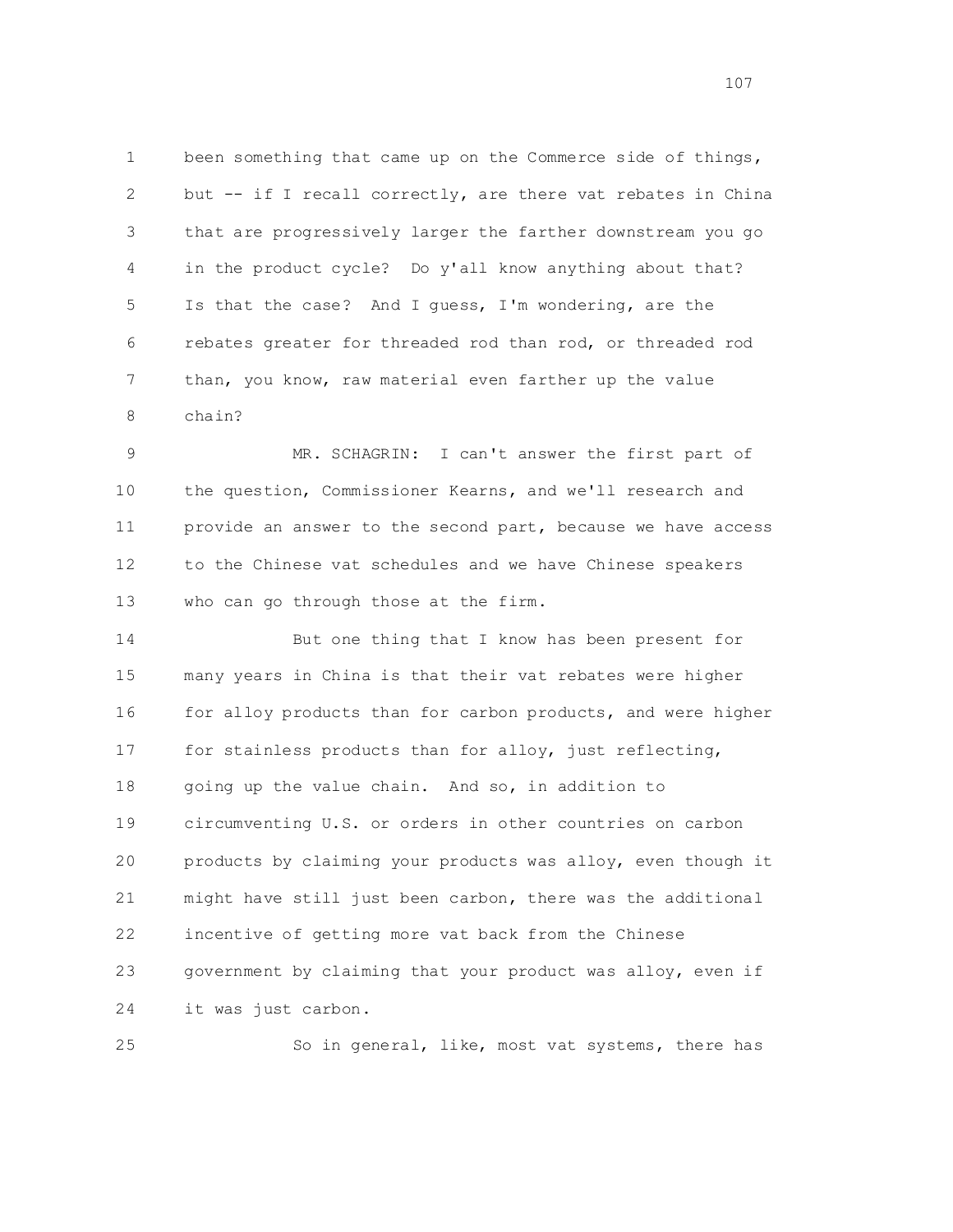been something that came up on the Commerce side of things, but -- if I recall correctly, are there vat rebates in China that are progressively larger the farther downstream you go in the product cycle? Do y'all know anything about that? Is that the case? And I guess, I'm wondering, are the rebates greater for threaded rod than rod, or threaded rod than, you know, raw material even farther up the value chain?

MR. SCHAGRIN: I can't answer the first part of the question, Commissioner Kearns, and we'll research and provide an answer to the second part, because we have access to the Chinese vat schedules and we have Chinese speakers who can go through those at the firm.

But one thing that I know has been present for many years in China is that their vat rebates were higher for alloy products than for carbon products, and were higher for stainless products than for alloy, just reflecting, going up the value chain. And so, in addition to circumventing U.S. or orders in other countries on carbon products by claiming your products was alloy, even though it might have still just been carbon, there was the additional incentive of getting more vat back from the Chinese government by claiming that your product was alloy, even if it was just carbon.

So in general, like, most vat systems, there has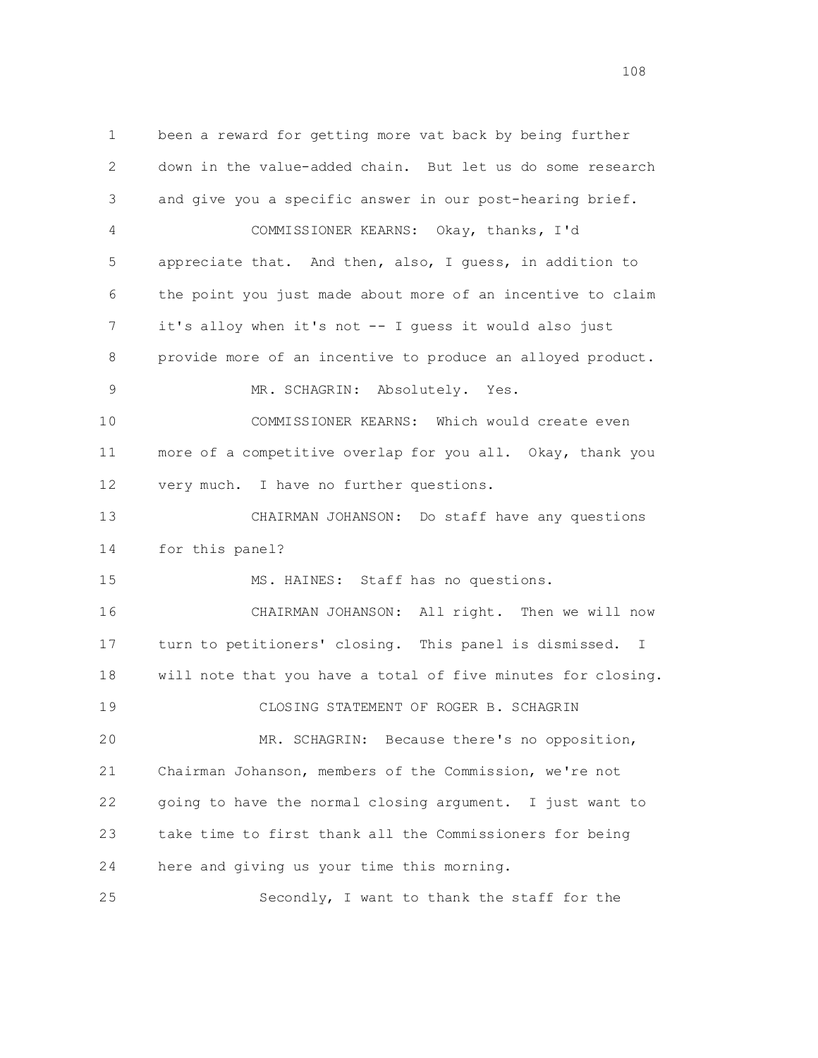been a reward for getting more vat back by being further down in the value-added chain. But let us do some research and give you a specific answer in our post-hearing brief.

COMMISSIONER KEARNS: Okay, thanks, I'd appreciate that. And then, also, I guess, in addition to the point you just made about more of an incentive to claim it's alloy when it's not -- I guess it would also just provide more of an incentive to produce an alloyed product.

MR. SCHAGRIN: Absolutely. Yes.

COMMISSIONER KEARNS: Which would create even more of a competitive overlap for you all. Okay, thank you very much. I have no further questions.

CHAIRMAN JOHANSON: Do staff have any questions for this panel?

MS. HAINES: Staff has no questions.

CHAIRMAN JOHANSON: All right. Then we will now turn to petitioners' closing. This panel is dismissed. I will note that you have a total of five minutes for closing.

CLOSING STATEMENT OF ROGER B. SCHAGRIN

MR. SCHAGRIN: Because there's no opposition, Chairman Johanson, members of the Commission, we're not going to have the normal closing argument. I just want to take time to first thank all the Commissioners for being here and giving us your time this morning.

Secondly, I want to thank the staff for the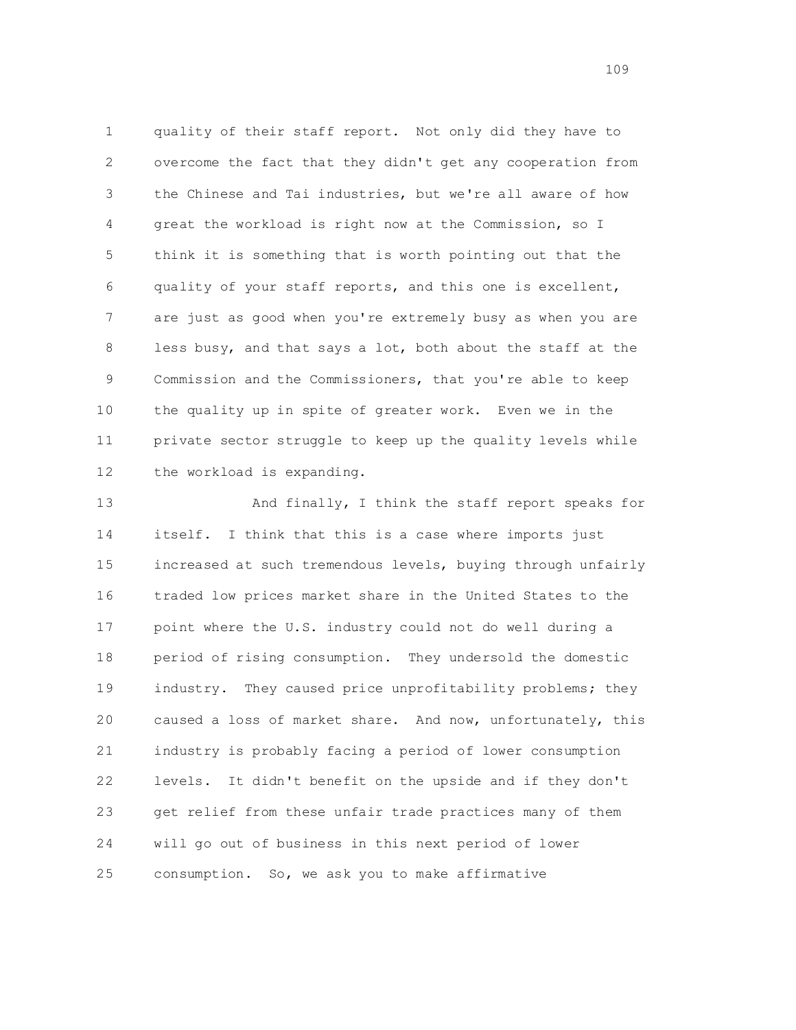quality of their staff report. Not only did they have to overcome the fact that they didn't get any cooperation from the Chinese and Tai industries, but we're all aware of how great the workload is right now at the Commission, so I think it is something that is worth pointing out that the quality of your staff reports, and this one is excellent, are just as good when you're extremely busy as when you are less busy, and that says a lot, both about the staff at the Commission and the Commissioners, that you're able to keep the quality up in spite of greater work. Even we in the private sector struggle to keep up the quality levels while the workload is expanding.

And finally, I think the staff report speaks for itself. I think that this is a case where imports just increased at such tremendous levels, buying through unfairly traded low prices market share in the United States to the point where the U.S. industry could not do well during a period of rising consumption. They undersold the domestic industry. They caused price unprofitability problems; they caused a loss of market share. And now, unfortunately, this industry is probably facing a period of lower consumption levels. It didn't benefit on the upside and if they don't get relief from these unfair trade practices many of them will go out of business in this next period of lower consumption. So, we ask you to make affirmative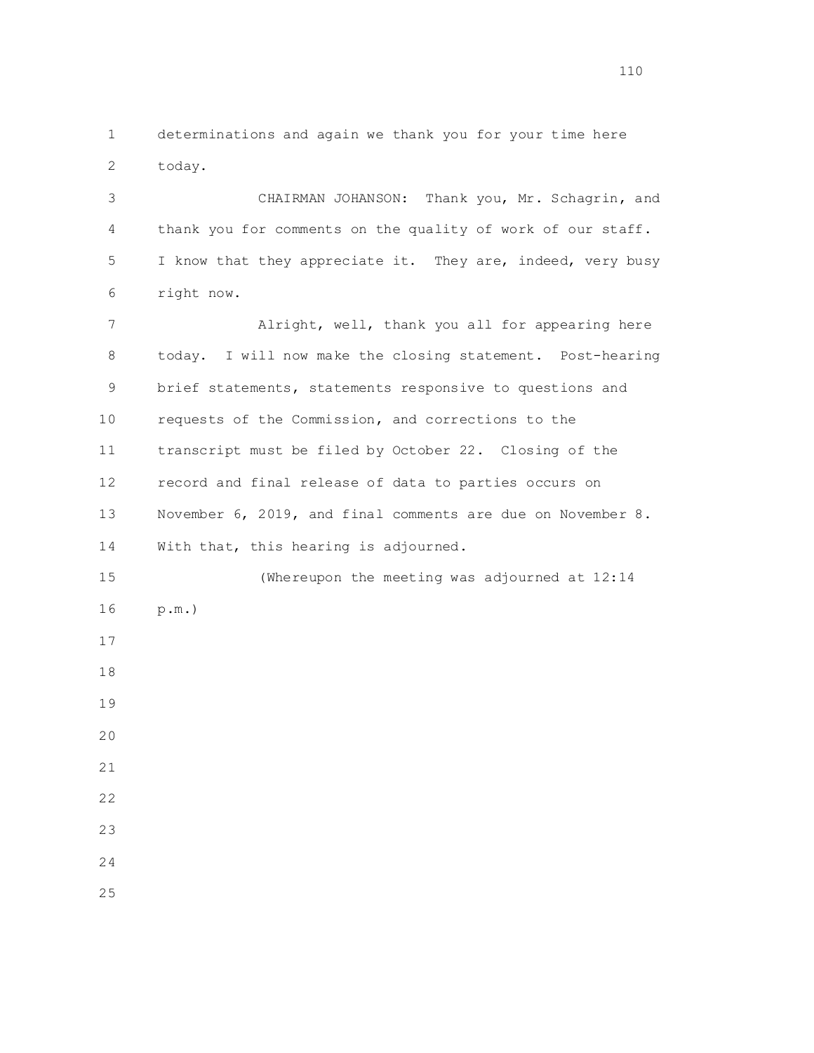determinations and again we thank you for your time here today.

CHAIRMAN JOHANSON: Thank you, Mr. Schagrin, and thank you for comments on the quality of work of our staff. I know that they appreciate it. They are, indeed, very busy right now.

Alright, well, thank you all for appearing here today. I will now make the closing statement. Post-hearing brief statements, statements responsive to questions and requests of the Commission, and corrections to the transcript must be filed by October 22. Closing of the record and final release of data to parties occurs on November 6, 2019, and final comments are due on November 8. With that, this hearing is adjourned.

(Whereupon the meeting was adjourned at 12:14 p.m.)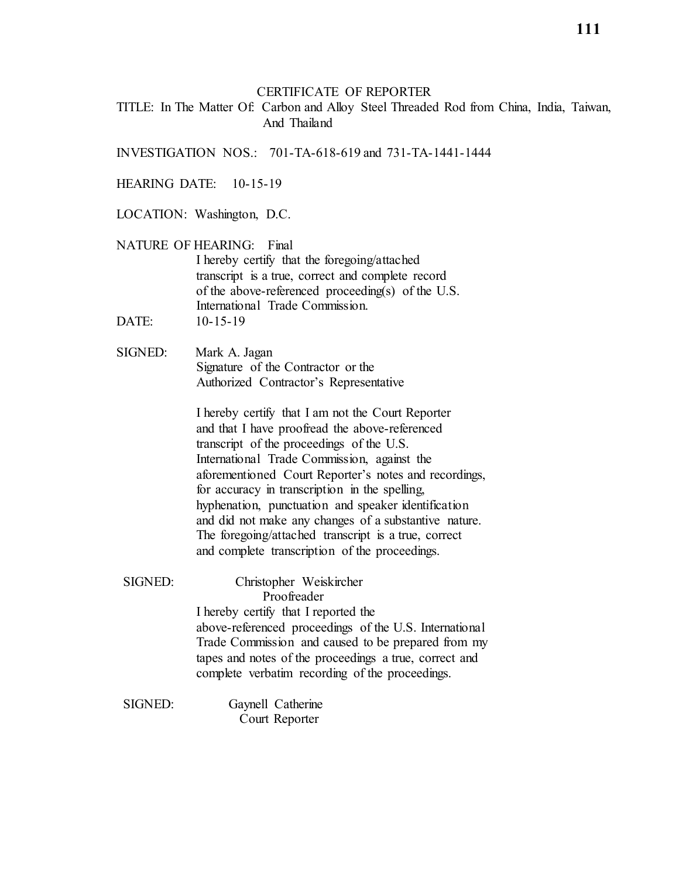# CERTIFICATE OF REPORTER

TITLE: In The Matter Of: Carbon and Alloy Steel Threaded Rod from China, India, Taiwan, And Thailand

INVESTIGATION NOS.: 701-TA-618-619 and 731-TA-1441-1444

HEARING DATE: 10-15-19

LOCATION: Washington, D.C.

NATURE OF HEARING: Final

I hereby certify that the foregoing/attached transcript is a true, correct and complete record of the above-referenced proceeding(s) of the U.S. International Trade Commission.

DATE: 10-15-19

SIGNED: Mark A. Jagan
Signature of the Contractor or the Authorized Contractor's Representative

I hereby certify that I am not the Court Reporter and that I have proofread the above-referenced transcript of the proceedings of the U.S. International Trade Commission, against the aforementioned Court Reporter's notes and recordings, for accuracy in transcription in the spelling, hyphenation, punctuation and speaker identification and did not make any changes of a substantive nature. The foregoing/attached transcript is a true, correct and complete transcription of the proceedings.

SIGNED: Christopher Weiskircher
Proofreader

I hereby certify that I reported the above-referenced proceedings of the U.S. International Trade Commission and caused to be prepared from my tapes and notes of the proceedings a true, correct and complete verbatim recording of the proceedings.

SIGNED: Gaynell Catherine
Court Reporter